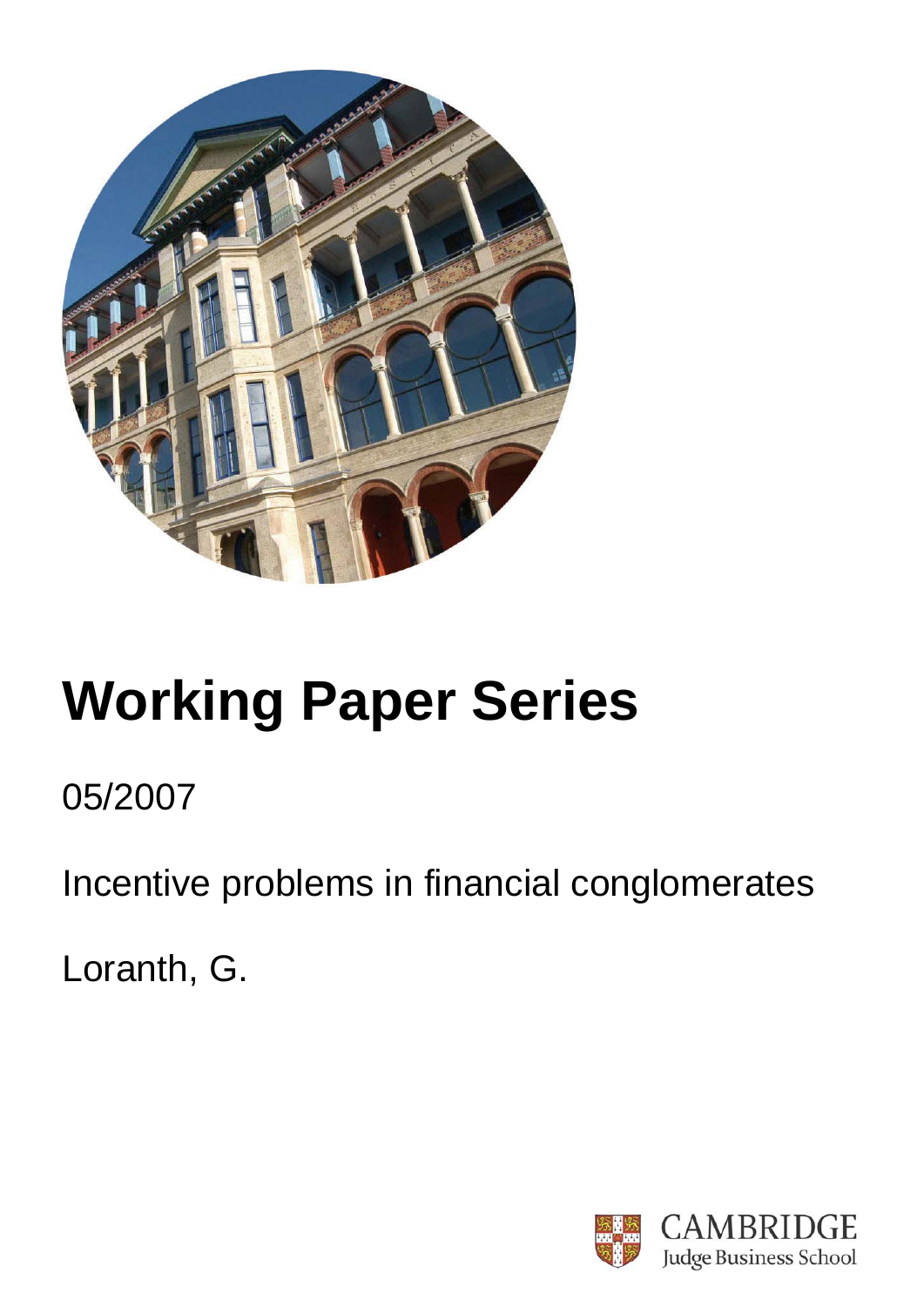# Working Paper Series

05/2007

Incentive problems in financial conglomerates

Loranth, G.

CAMBRIDGE
Judge Business School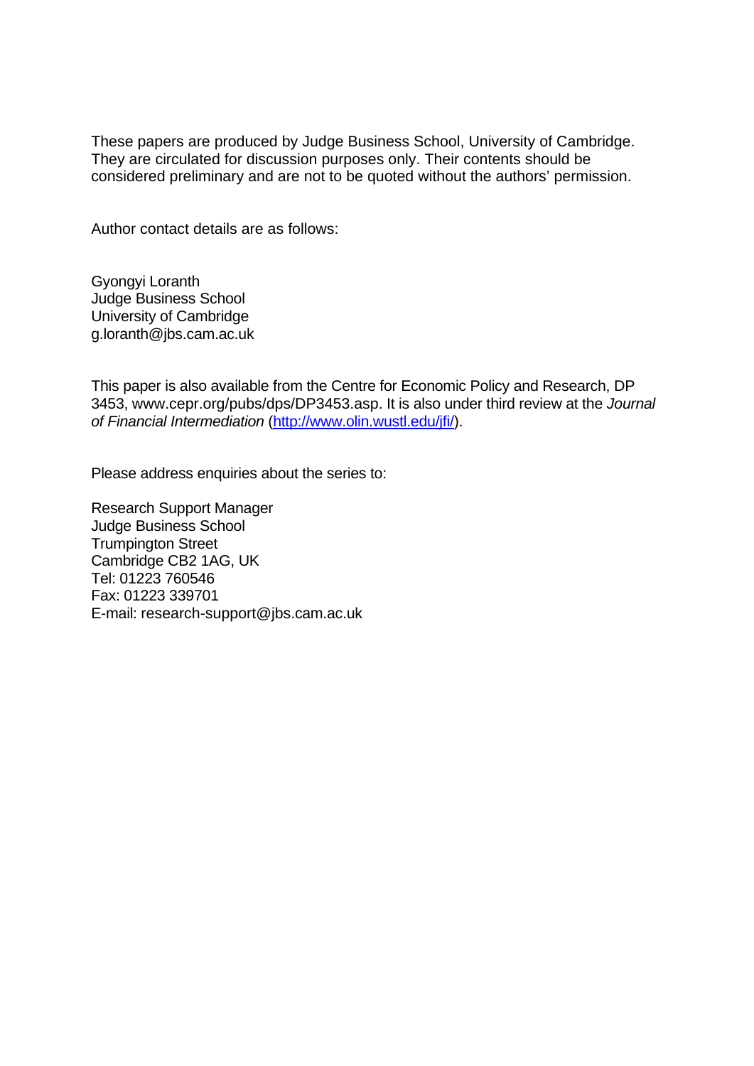These papers are produced by Judge Business School, University of Cambridge. They are circulated for discussion purposes only. Their contents should be considered preliminary and are not to be quoted without the authors' permission.

Author contact details are as follows:

Gyongyi Loranth  
Judge Business School  
University of Cambridge  
g.loranth@jbs.cam.ac.uk

This paper is also available from the Centre for Economic Policy and Research, DP 3453, www.cepr.org/pubs/dps/DP3453.asp. It is also under third review at the *Journal of Financial Intermediation* (http://www.olin.wustl.edu/jfi/).

Please address enquiries about the series to:

Research Support Manager  
Judge Business School  
Trumpington Street  
Cambridge CB2 1AG, UK  
Tel: 01223 760546  
Fax: 01223 339701  
E-mail: research-support@jbs.cam.ac.uk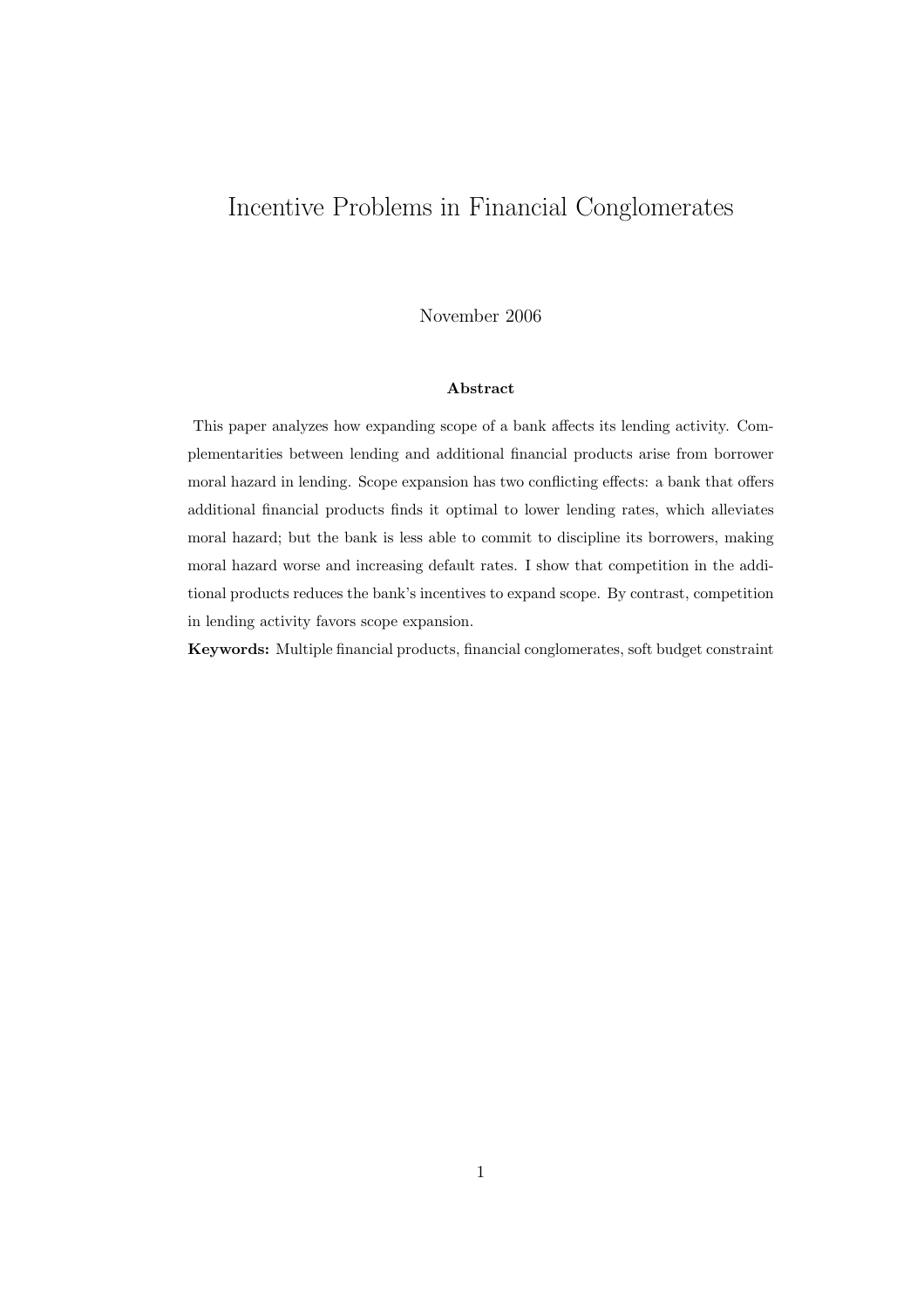# Incentive Problems in Financial Conglomerates

November 2006

**Abstract**

This paper analyzes how expanding scope of a bank affects its lending activity. Complementarities between lending and additional financial products arise from borrower moral hazard in lending. Scope expansion has two conflicting effects: a bank that offers additional financial products finds it optimal to lower lending rates, which alleviates moral hazard; but the bank is less able to commit to discipline its borrowers, making moral hazard worse and increasing default rates. I show that competition in the additional products reduces the bank's incentives to expand scope. By contrast, competition in lending activity favors scope expansion.

**Keywords:** Multiple financial products, financial conglomerates, soft budget constraint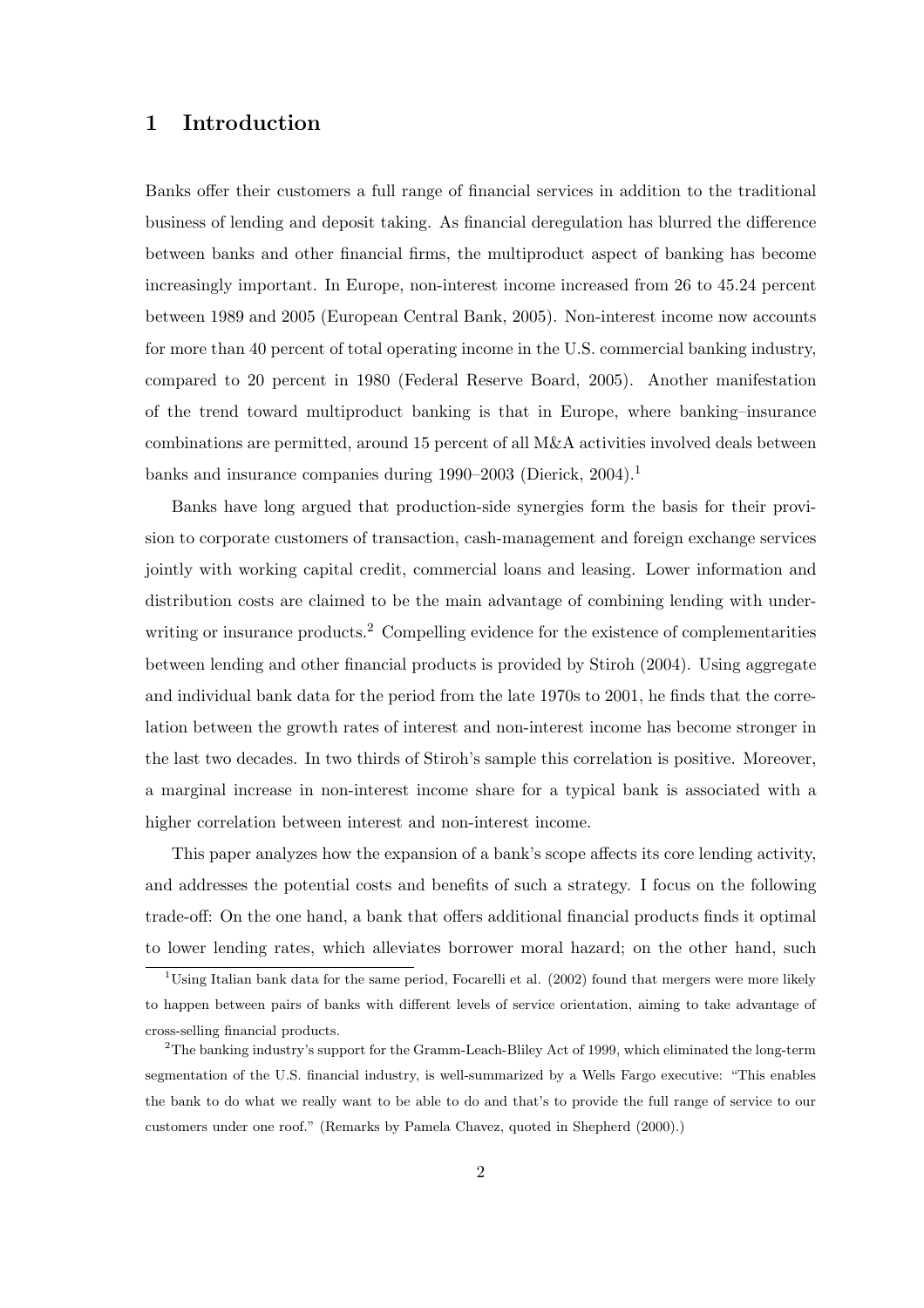# 1 Introduction

Banks offer their customers a full range of financial services in addition to the traditional business of lending and deposit taking. As financial deregulation has blurred the difference between banks and other financial firms, the multiproduct aspect of banking has become increasingly important. In Europe, non-interest income increased from 26 to 45.24 percent between 1989 and 2005 (European Central Bank, 2005). Non-interest income now accounts for more than 40 percent of total operating income in the U.S. commercial banking industry, compared to 20 percent in 1980 (Federal Reserve Board, 2005). Another manifestation of the trend toward multiproduct banking is that in Europe, where banking–insurance combinations are permitted, around 15 percent of all M&A activities involved deals between banks and insurance companies during 1990–2003 (Dierick, 2004).[1]

Banks have long argued that production-side synergies form the basis for their provision to corporate customers of transaction, cash-management and foreign exchange services jointly with working capital credit, commercial loans and leasing. Lower information and distribution costs are claimed to be the main advantage of combining lending with underwriting or insurance products.[2] Compelling evidence for the existence of complementarities between lending and other financial products is provided by Stiroh (2004). Using aggregate and individual bank data for the period from the late 1970s to 2001, he finds that the correlation between the growth rates of interest and non-interest income has become stronger in the last two decades. In two thirds of Stiroh's sample this correlation is positive. Moreover, a marginal increase in non-interest income share for a typical bank is associated with a higher correlation between interest and non-interest income.

This paper analyzes how the expansion of a bank's scope affects its core lending activity, and addresses the potential costs and benefits of such a strategy. I focus on the following trade-off: On the one hand, a bank that offers additional financial products finds it optimal to lower lending rates, which alleviates borrower moral hazard; on the other hand, such

[1] Using Italian bank data for the same period, Focarelli et al. (2002) found that mergers were more likely to happen between pairs of banks with different levels of service orientation, aiming to take advantage of cross-selling financial products.

[2] The banking industry's support for the Gramm-Leach-Bliley Act of 1999, which eliminated the long-term segmentation of the U.S. financial industry, is well-summarized by a Wells Fargo executive: "This enables the bank to do what we really want to be able to do and that's to provide the full range of service to our customers under one roof." (Remarks by Pamela Chavez, quoted in Shepherd (2000).)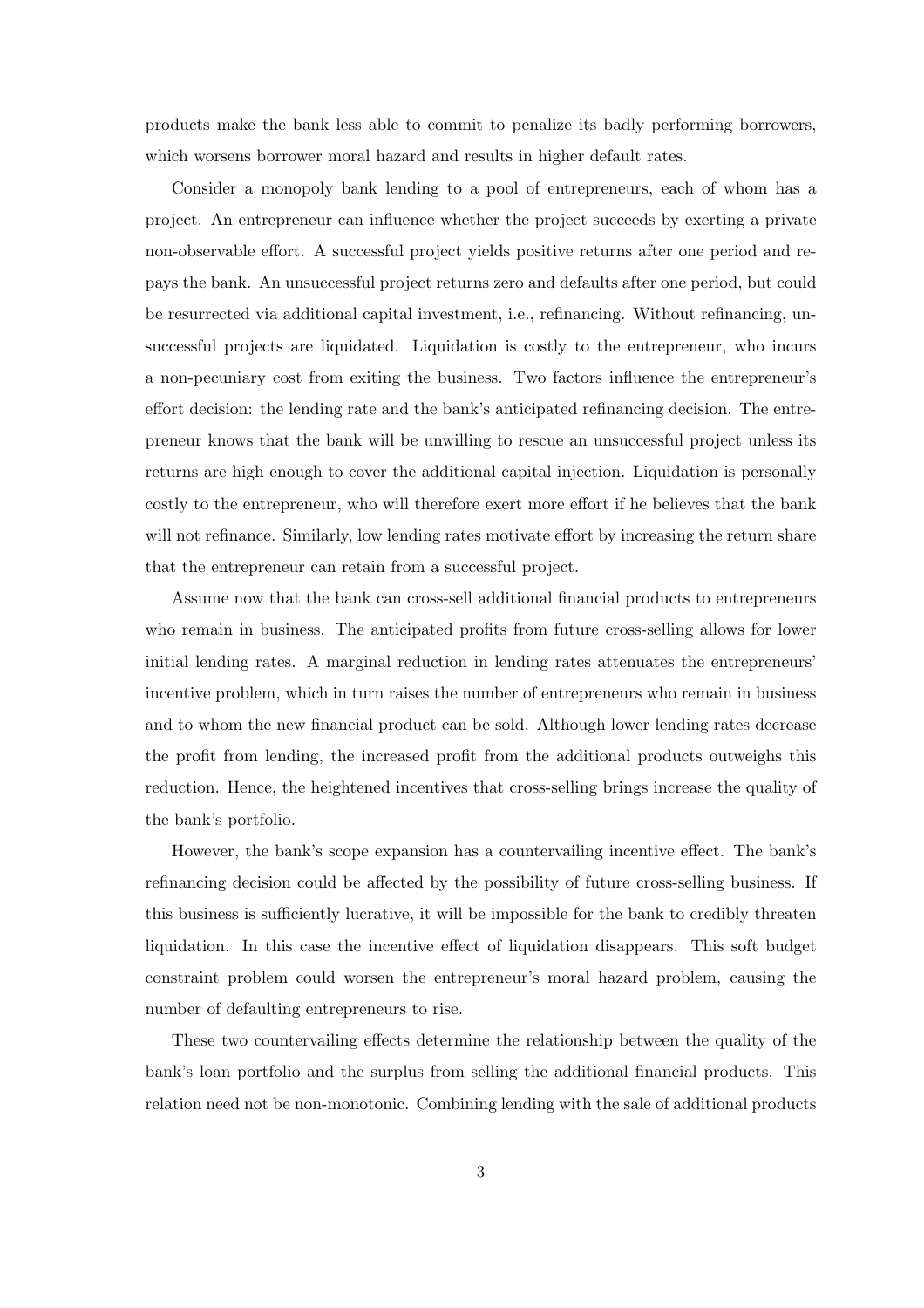products make the bank less able to commit to penalize its badly performing borrowers, which worsens borrower moral hazard and results in higher default rates.

Consider a monopoly bank lending to a pool of entrepreneurs, each of whom has a project. An entrepreneur can influence whether the project succeeds by exerting a private non-observable effort. A successful project yields positive returns after one period and repays the bank. An unsuccessful project returns zero and defaults after one period, but could be resurrected via additional capital investment, i.e., refinancing. Without refinancing, unsuccessful projects are liquidated. Liquidation is costly to the entrepreneur, who incurs a non-pecuniary cost from exiting the business. Two factors influence the entrepreneur's effort decision: the lending rate and the bank's anticipated refinancing decision. The entrepreneur knows that the bank will be unwilling to rescue an unsuccessful project unless its returns are high enough to cover the additional capital injection. Liquidation is personally costly to the entrepreneur, who will therefore exert more effort if he believes that the bank will not refinance. Similarly, low lending rates motivate effort by increasing the return share that the entrepreneur can retain from a successful project.

Assume now that the bank can cross-sell additional financial products to entrepreneurs who remain in business. The anticipated profits from future cross-selling allows for lower initial lending rates. A marginal reduction in lending rates attenuates the entrepreneurs' incentive problem, which in turn raises the number of entrepreneurs who remain in business and to whom the new financial product can be sold. Although lower lending rates decrease the profit from lending, the increased profit from the additional products outweighs this reduction. Hence, the heightened incentives that cross-selling brings increase the quality of the bank's portfolio.

However, the bank's scope expansion has a countervailing incentive effect. The bank's refinancing decision could be affected by the possibility of future cross-selling business. If this business is sufficiently lucrative, it will be impossible for the bank to credibly threaten liquidation. In this case the incentive effect of liquidation disappears. This soft budget constraint problem could worsen the entrepreneur's moral hazard problem, causing the number of defaulting entrepreneurs to rise.

These two countervailing effects determine the relationship between the quality of the bank's loan portfolio and the surplus from selling the additional financial products. This relation need not be non-monotonic. Combining lending with the sale of additional products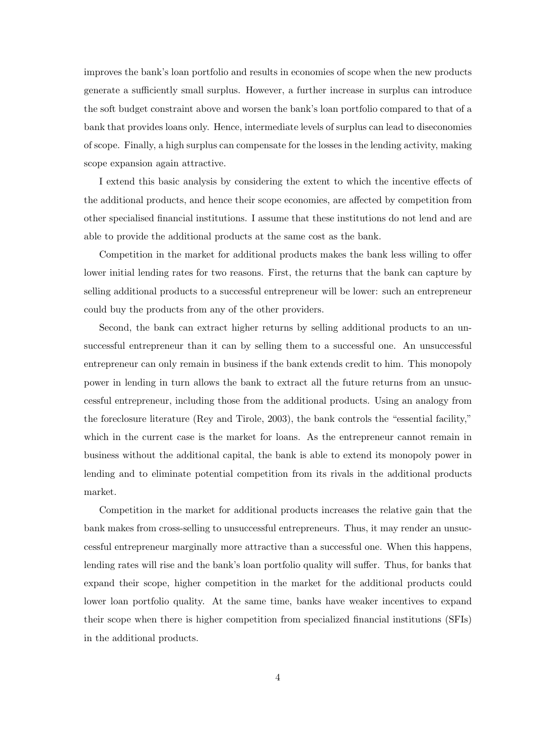improves the bank's loan portfolio and results in economies of scope when the new products generate a sufficiently small surplus. However, a further increase in surplus can introduce the soft budget constraint above and worsen the bank's loan portfolio compared to that of a bank that provides loans only. Hence, intermediate levels of surplus can lead to diseconomies of scope. Finally, a high surplus can compensate for the losses in the lending activity, making scope expansion again attractive.

I extend this basic analysis by considering the extent to which the incentive effects of the additional products, and hence their scope economies, are affected by competition from other specialised financial institutions. I assume that these institutions do not lend and are able to provide the additional products at the same cost as the bank.

Competition in the market for additional products makes the bank less willing to offer lower initial lending rates for two reasons. First, the returns that the bank can capture by selling additional products to a successful entrepreneur will be lower: such an entrepreneur could buy the products from any of the other providers.

Second, the bank can extract higher returns by selling additional products to an unsuccessful entrepreneur than it can by selling them to a successful one. An unsuccessful entrepreneur can only remain in business if the bank extends credit to him. This monopoly power in lending in turn allows the bank to extract all the future returns from an unsuccessful entrepreneur, including those from the additional products. Using an analogy from the foreclosure literature (Rey and Tirole, 2003), the bank controls the "essential facility," which in the current case is the market for loans. As the entrepreneur cannot remain in business without the additional capital, the bank is able to extend its monopoly power in lending and to eliminate potential competition from its rivals in the additional products market.

Competition in the market for additional products increases the relative gain that the bank makes from cross-selling to unsuccessful entrepreneurs. Thus, it may render an unsuccessful entrepreneur marginally more attractive than a successful one. When this happens, lending rates will rise and the bank's loan portfolio quality will suffer. Thus, for banks that expand their scope, higher competition in the market for the additional products could lower loan portfolio quality. At the same time, banks have weaker incentives to expand their scope when there is higher competition from specialized financial institutions (SFIs) in the additional products.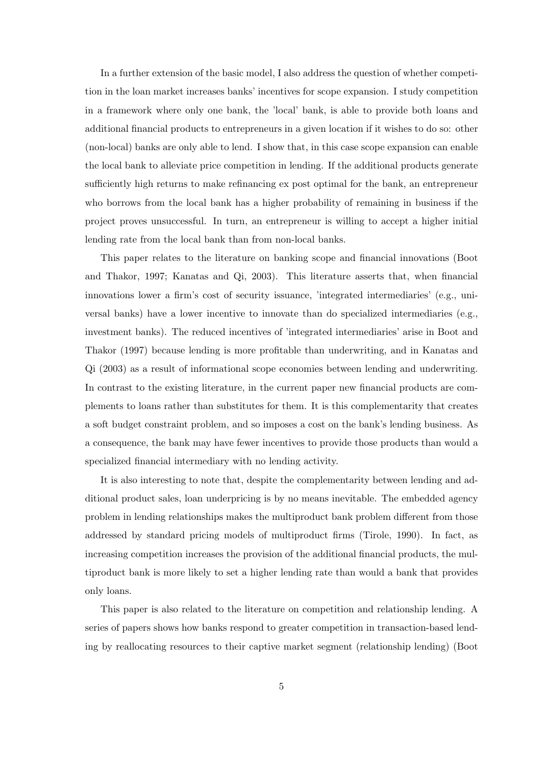In a further extension of the basic model, I also address the question of whether competition in the loan market increases banks' incentives for scope expansion. I study competition in a framework where only one bank, the 'local' bank, is able to provide both loans and additional financial products to entrepreneurs in a given location if it wishes to do so: other (non-local) banks are only able to lend. I show that, in this case scope expansion can enable the local bank to alleviate price competition in lending. If the additional products generate sufficiently high returns to make refinancing ex post optimal for the bank, an entrepreneur who borrows from the local bank has a higher probability of remaining in business if the project proves unsuccessful. In turn, an entrepreneur is willing to accept a higher initial lending rate from the local bank than from non-local banks.

This paper relates to the literature on banking scope and financial innovations (Boot and Thakor, 1997; Kanatas and Qi, 2003). This literature asserts that, when financial innovations lower a firm's cost of security issuance, 'integrated intermediaries' (e.g., universal banks) have a lower incentive to innovate than do specialized intermediaries (e.g., investment banks). The reduced incentives of 'integrated intermediaries' arise in Boot and Thakor (1997) because lending is more profitable than underwriting, and in Kanatas and Qi (2003) as a result of informational scope economies between lending and underwriting. In contrast to the existing literature, in the current paper new financial products are complements to loans rather than substitutes for them. It is this complementarity that creates a soft budget constraint problem, and so imposes a cost on the bank's lending business. As a consequence, the bank may have fewer incentives to provide those products than would a specialized financial intermediary with no lending activity.

It is also interesting to note that, despite the complementarity between lending and additional product sales, loan underpricing is by no means inevitable. The embedded agency problem in lending relationships makes the multiproduct bank problem different from those addressed by standard pricing models of multiproduct firms (Tirole, 1990). In fact, as increasing competition increases the provision of the additional financial products, the multiproduct bank is more likely to set a higher lending rate than would a bank that provides only loans.

This paper is also related to the literature on competition and relationship lending. A series of papers shows how banks respond to greater competition in transaction-based lending by reallocating resources to their captive market segment (relationship lending) (Boot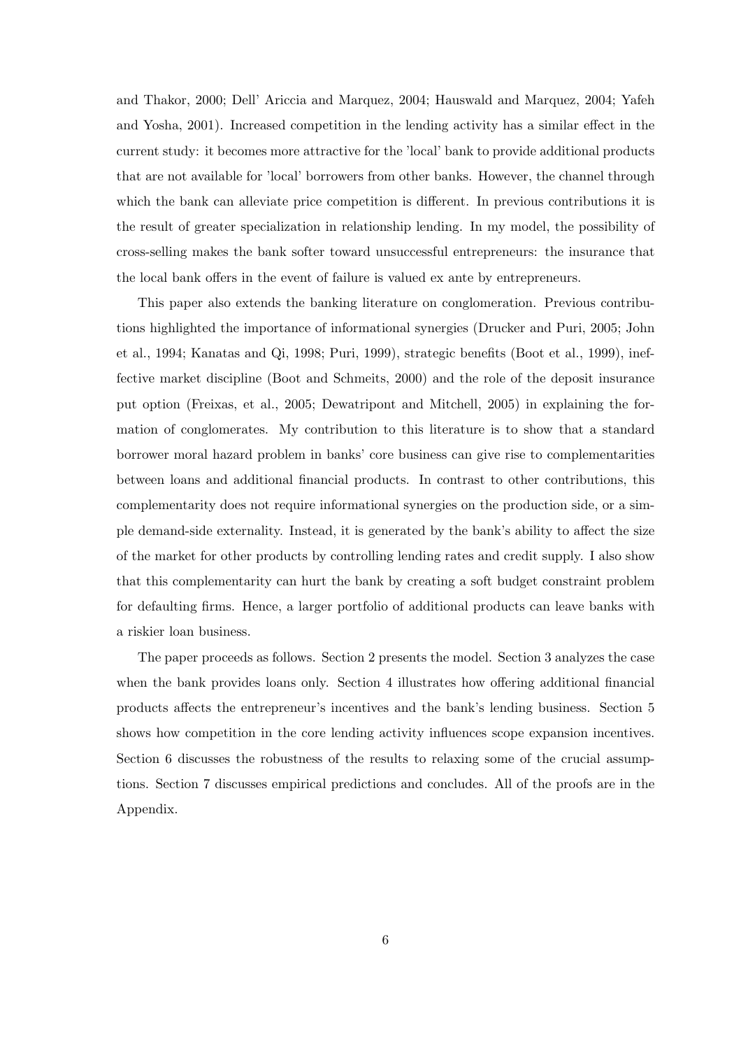and Thakor, 2000; Dell' Ariccia and Marquez, 2004; Hauswald and Marquez, 2004; Yafeh and Yosha, 2001). Increased competition in the lending activity has a similar effect in the current study: it becomes more attractive for the 'local' bank to provide additional products that are not available for 'local' borrowers from other banks. However, the channel through which the bank can alleviate price competition is different. In previous contributions it is the result of greater specialization in relationship lending. In my model, the possibility of cross-selling makes the bank softer toward unsuccessful entrepreneurs: the insurance that the local bank offers in the event of failure is valued ex ante by entrepreneurs.

This paper also extends the banking literature on conglomeration. Previous contributions highlighted the importance of informational synergies (Drucker and Puri, 2005; John et al., 1994; Kanatas and Qi, 1998; Puri, 1999), strategic benefits (Boot et al., 1999), ineffective market discipline (Boot and Schmeits, 2000) and the role of the deposit insurance put option (Freixas, et al., 2005; Dewatripont and Mitchell, 2005) in explaining the formation of conglomerates. My contribution to this literature is to show that a standard borrower moral hazard problem in banks' core business can give rise to complementarities between loans and additional financial products. In contrast to other contributions, this complementarity does not require informational synergies on the production side, or a simple demand-side externality. Instead, it is generated by the bank's ability to affect the size of the market for other products by controlling lending rates and credit supply. I also show that this complementarity can hurt the bank by creating a soft budget constraint problem for defaulting firms. Hence, a larger portfolio of additional products can leave banks with a riskier loan business.

The paper proceeds as follows. Section 2 presents the model. Section 3 analyzes the case when the bank provides loans only. Section 4 illustrates how offering additional financial products affects the entrepreneur's incentives and the bank's lending business. Section 5 shows how competition in the core lending activity influences scope expansion incentives. Section 6 discusses the robustness of the results to relaxing some of the crucial assumptions. Section 7 discusses empirical predictions and concludes. All of the proofs are in the Appendix.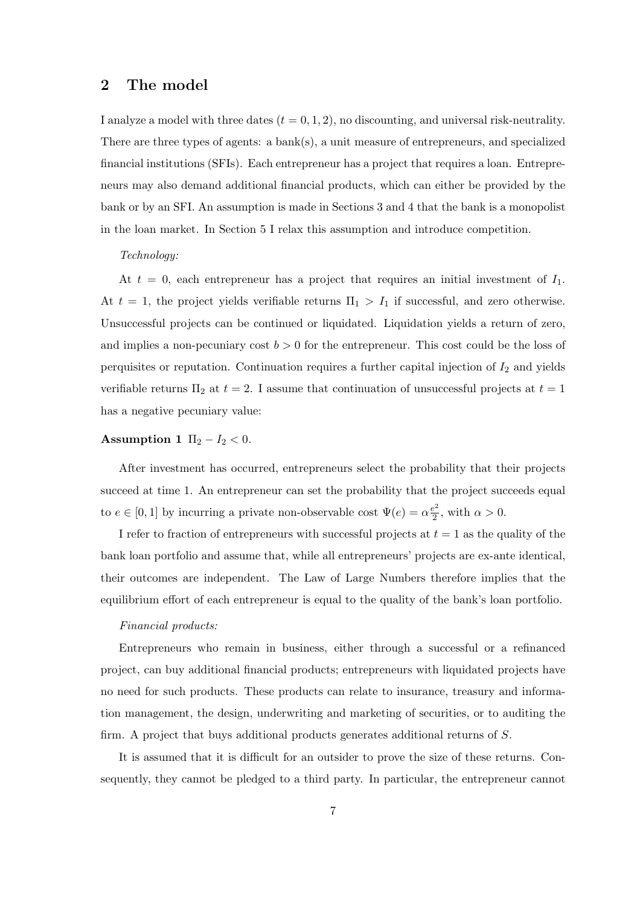## 2 The model

I analyze a model with three dates ($t = 0, 1, 2$), no discounting, and universal risk-neutrality. There are three types of agents: a bank(s), a unit measure of entrepreneurs, and specialized financial institutions (SFIs). Each entrepreneur has a project that requires a loan. Entrepreneurs may also demand additional financial products, which can either be provided by the bank or by an SFI. An assumption is made in Sections 3 and 4 that the bank is a monopolist in the loan market. In Section 5 I relax this assumption and introduce competition.

*Technology:*

At $t = 0$, each entrepreneur has a project that requires an initial investment of $I_1$. At $t = 1$, the project yields verifiable returns $\Pi_1 > I_1$ if successful, and zero otherwise. Unsuccessful projects can be continued or liquidated. Liquidation yields a return of zero, and implies a non-pecuniary cost $b > 0$ for the entrepreneur. This cost could be the loss of perquisites or reputation. Continuation requires a further capital injection of $I_2$ and yields verifiable returns $\Pi_2$ at $t = 2$. I assume that continuation of unsuccessful projects at $t = 1$ has a negative pecuniary value:

**Assumption 1** $\Pi_2 - I_2 < 0$.

After investment has occurred, entrepreneurs select the probability that their projects succeed at time 1. An entrepreneur can set the probability that the project succeeds equal to $e \in [0, 1]$ by incurring a private non-observable cost $\Psi(e) = \alpha \frac{e^2}{2}$, with $\alpha > 0$.

I refer to fraction of entrepreneurs with successful projects at $t = 1$ as the quality of the bank loan portfolio and assume that, while all entrepreneurs' projects are ex-ante identical, their outcomes are independent. The Law of Large Numbers therefore implies that the equilibrium effort of each entrepreneur is equal to the quality of the bank's loan portfolio.

*Financial products:*

Entrepreneurs who remain in business, either through a successful or a refinanced project, can buy additional financial products; entrepreneurs with liquidated projects have no need for such products. These products can relate to insurance, treasury and information management, the design, underwriting and marketing of securities, or to auditing the firm. A project that buys additional products generates additional returns of $S$.

It is assumed that it is difficult for an outsider to prove the size of these returns. Consequently, they cannot be pledged to a third party. In particular, the entrepreneur cannot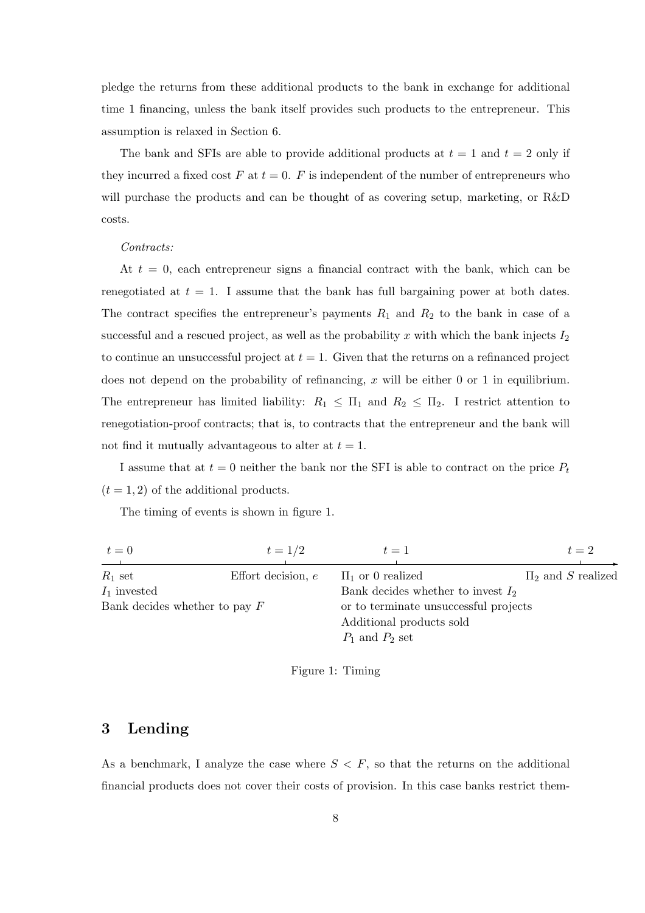pledge the returns from these additional products to the bank in exchange for additional time 1 financing, unless the bank itself provides such products to the entrepreneur. This assumption is relaxed in Section 6.

The bank and SFIs are able to provide additional products at $t = 1$ and $t = 2$ only if they incurred a fixed cost $F$ at $t = 0$. $F$ is independent of the number of entrepreneurs who will purchase the products and can be thought of as covering setup, marketing, or R&D costs.

*Contracts:*

At $t = 0$, each entrepreneur signs a financial contract with the bank, which can be renegotiated at $t = 1$. I assume that the bank has full bargaining power at both dates. The contract specifies the entrepreneur's payments $R_1$ and $R_2$ to the bank in case of a successful and a rescued project, as well as the probability $x$ with which the bank injects $I_2$ to continue an unsuccessful project at $t = 1$. Given that the returns on a refinanced project does not depend on the probability of refinancing, $x$ will be either 0 or 1 in equilibrium. The entrepreneur has limited liability: $R_1 \leq \Pi_1$ and $R_2 \leq \Pi_2$. I restrict attention to renegotiation-proof contracts; that is, to contracts that the entrepreneur and the bank will not find it mutually advantageous to alter at $t = 1$.

I assume that at $t = 0$ neither the bank nor the SFI is able to contract on the price $P_t$ ($t = 1, 2$) of the additional products.

The timing of events is shown in figure 1.

| $t = 0$ | $t = 1/2$ | $t = 1$ | $t = 2$ |
|---|---|---|---|
| $R_1$ set<br>$I_1$ invested<br>Bank decides whether to pay $F$ | Effort decision, $e$ | $\Pi_1$ or 0 realized<br>Bank decides whether to invest $I_2$ or to terminate unsuccessful projects<br>Additional products sold<br>$P_1$ and $P_2$ set | $\Pi_2$ and $S$ realized |

Figure 1: Timing

## 3 Lending

As a benchmark, I analyze the case where $S < F$, so that the returns on the additional financial products does not cover their costs of provision. In this case banks restrict them-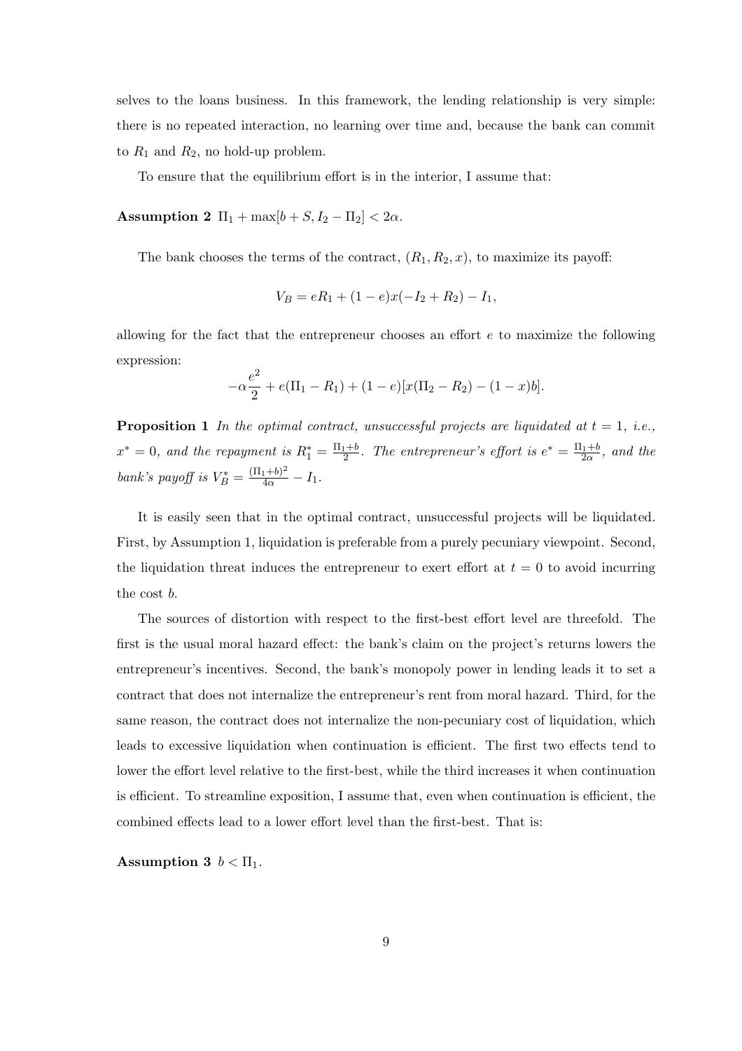selves to the loans business. In this framework, the lending relationship is very simple: there is no repeated interaction, no learning over time and, because the bank can commit to $R_1$ and $R_2$, no hold-up problem.

To ensure that the equilibrium effort is in the interior, I assume that:

**Assumption 2** $\Pi_1 + \max[b + S, I_2 - \Pi_2] < 2\alpha$.

The bank chooses the terms of the contract, $(R_1, R_2, x)$, to maximize its payoff:

$$V_B = eR_1 + (1-e)x(-I_2 + R_2) - I_1,$$

allowing for the fact that the entrepreneur chooses an effort $e$ to maximize the following expression:

$$-\alpha\frac{e^2}{2} + e(\Pi_1 - R_1) + (1-e)[x(\Pi_2 - R_2) - (1-x)b].$$

**Proposition 1** *In the optimal contract, unsuccessful projects are liquidated at $t = 1$, i.e., $x^* = 0$, and the repayment is $R_1^* = \frac{\Pi_1 + b}{2}$. The entrepreneur's effort is $e^* = \frac{\Pi_1 + b}{2\alpha}$, and the bank's payoff is $V_B^* = \frac{(\Pi_1+b)^2}{4\alpha} - I_1$.*

It is easily seen that in the optimal contract, unsuccessful projects will be liquidated. First, by Assumption 1, liquidation is preferable from a purely pecuniary viewpoint. Second, the liquidation threat induces the entrepreneur to exert effort at $t = 0$ to avoid incurring the cost $b$.

The sources of distortion with respect to the first-best effort level are threefold. The first is the usual moral hazard effect: the bank's claim on the project's returns lowers the entrepreneur's incentives. Second, the bank's monopoly power in lending leads it to set a contract that does not internalize the entrepreneur's rent from moral hazard. Third, for the same reason, the contract does not internalize the non-pecuniary cost of liquidation, which leads to excessive liquidation when continuation is efficient. The first two effects tend to lower the effort level relative to the first-best, while the third increases it when continuation is efficient. To streamline exposition, I assume that, even when continuation is efficient, the combined effects lead to a lower effort level than the first-best. That is:

**Assumption 3** $b < \Pi_1$.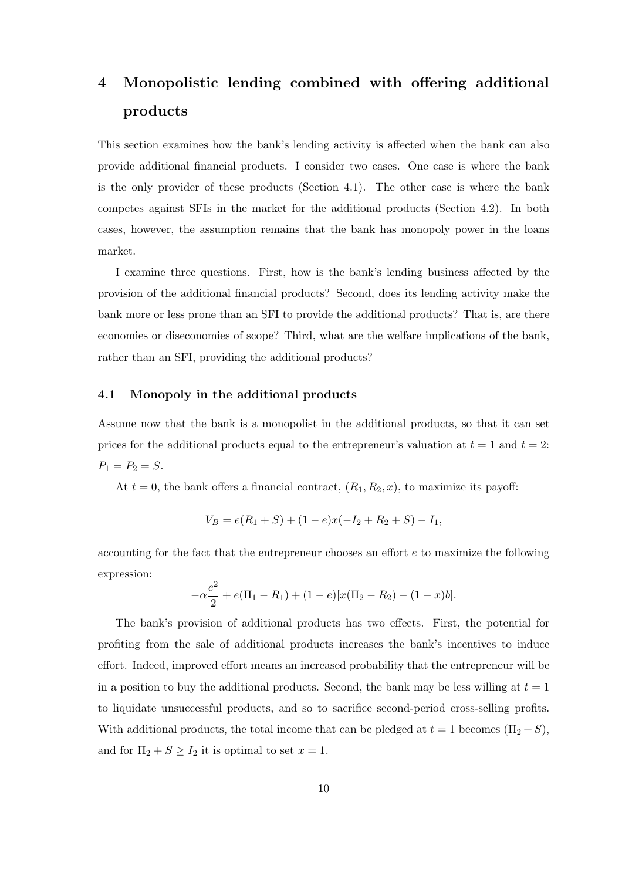# 4 Monopolistic lending combined with offering additional products

This section examines how the bank's lending activity is affected when the bank can also provide additional financial products. I consider two cases. One case is where the bank is the only provider of these products (Section 4.1). The other case is where the bank competes against SFIs in the market for the additional products (Section 4.2). In both cases, however, the assumption remains that the bank has monopoly power in the loans market.

I examine three questions. First, how is the bank's lending business affected by the provision of the additional financial products? Second, does its lending activity make the bank more or less prone than an SFI to provide the additional products? That is, are there economies or diseconomies of scope? Third, what are the welfare implications of the bank, rather than an SFI, providing the additional products?

## 4.1 Monopoly in the additional products

Assume now that the bank is a monopolist in the additional products, so that it can set prices for the additional products equal to the entrepreneur's valuation at $t = 1$ and $t = 2$: $P_1 = P_2 = S$.

At $t = 0$, the bank offers a financial contract, $(R_1, R_2, x)$, to maximize its payoff:

$$V_B = e(R_1 + S) + (1 - e)x(-I_2 + R_2 + S) - I_1,$$

accounting for the fact that the entrepreneur chooses an effort $e$ to maximize the following expression:

$$-\alpha\frac{e^2}{2} + e(\Pi_1 - R_1) + (1 - e)[x(\Pi_2 - R_2) - (1 - x)b].$$

The bank's provision of additional products has two effects. First, the potential for profiting from the sale of additional products increases the bank's incentives to induce effort. Indeed, improved effort means an increased probability that the entrepreneur will be in a position to buy the additional products. Second, the bank may be less willing at $t = 1$ to liquidate unsuccessful products, and so to sacrifice second-period cross-selling profits. With additional products, the total income that can be pledged at $t = 1$ becomes $(\Pi_2 + S)$, and for $\Pi_2 + S \geq I_2$ it is optimal to set $x = 1$.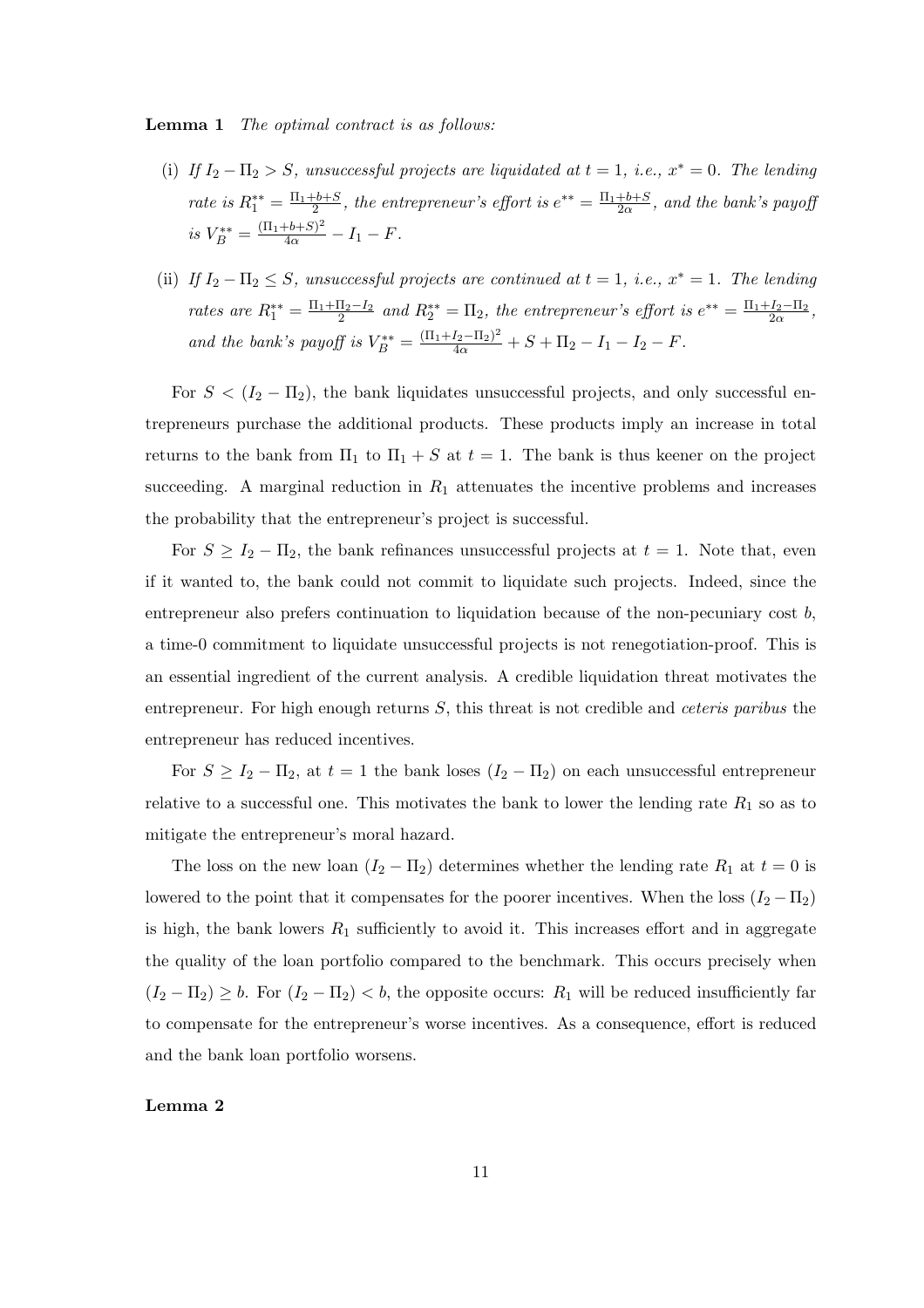**Lemma 1** *The optimal contract is as follows:*

(i) *If $I_2 - \Pi_2 > S$, unsuccessful projects are liquidated at $t = 1$, i.e., $x^* = 0$. The lending rate is $R_1^{**} = \frac{\Pi_1 + b + S}{2}$, the entrepreneur's effort is $e^{**} = \frac{\Pi_1 + b + S}{2\alpha}$, and the bank's payoff is $V_B^{**} = \frac{(\Pi_1 + b + S)^2}{4\alpha} - I_1 - F$.*

(ii) *If $I_2 - \Pi_2 \leq S$, unsuccessful projects are continued at $t = 1$, i.e., $x^* = 1$. The lending rates are $R_1^{**} = \frac{\Pi_1 + \Pi_2 - I_2}{2}$ and $R_2^{**} = \Pi_2$, the entrepreneur's effort is $e^{**} = \frac{\Pi_1 + I_2 - \Pi_2}{2\alpha}$, and the bank's payoff is $V_B^{**} = \frac{(\Pi_1 + I_2 - \Pi_2)^2}{4\alpha} + S + \Pi_2 - I_1 - I_2 - F$.*

For $S < (I_2 - \Pi_2)$, the bank liquidates unsuccessful projects, and only successful entrepreneurs purchase the additional products. These products imply an increase in total returns to the bank from $\Pi_1$ to $\Pi_1 + S$ at $t = 1$. The bank is thus keener on the project succeeding. A marginal reduction in $R_1$ attenuates the incentive problems and increases the probability that the entrepreneur's project is successful.

For $S \geq I_2 - \Pi_2$, the bank refinances unsuccessful projects at $t = 1$. Note that, even if it wanted to, the bank could not commit to liquidate such projects. Indeed, since the entrepreneur also prefers continuation to liquidation because of the non-pecuniary cost $b$, a time-0 commitment to liquidate unsuccessful projects is not renegotiation-proof. This is an essential ingredient of the current analysis. A credible liquidation threat motivates the entrepreneur. For high enough returns $S$, this threat is not credible and *ceteris paribus* the entrepreneur has reduced incentives.

For $S \geq I_2 - \Pi_2$, at $t = 1$ the bank loses $(I_2 - \Pi_2)$ on each unsuccessful entrepreneur relative to a successful one. This motivates the bank to lower the lending rate $R_1$ so as to mitigate the entrepreneur's moral hazard.

The loss on the new loan $(I_2 - \Pi_2)$ determines whether the lending rate $R_1$ at $t = 0$ is lowered to the point that it compensates for the poorer incentives. When the loss $(I_2 - \Pi_2)$ is high, the bank lowers $R_1$ sufficiently to avoid it. This increases effort and in aggregate the quality of the loan portfolio compared to the benchmark. This occurs precisely when $(I_2 - \Pi_2) \geq b$. For $(I_2 - \Pi_2) < b$, the opposite occurs: $R_1$ will be reduced insufficiently far to compensate for the entrepreneur's worse incentives. As a consequence, effort is reduced and the bank loan portfolio worsens.

**Lemma 2**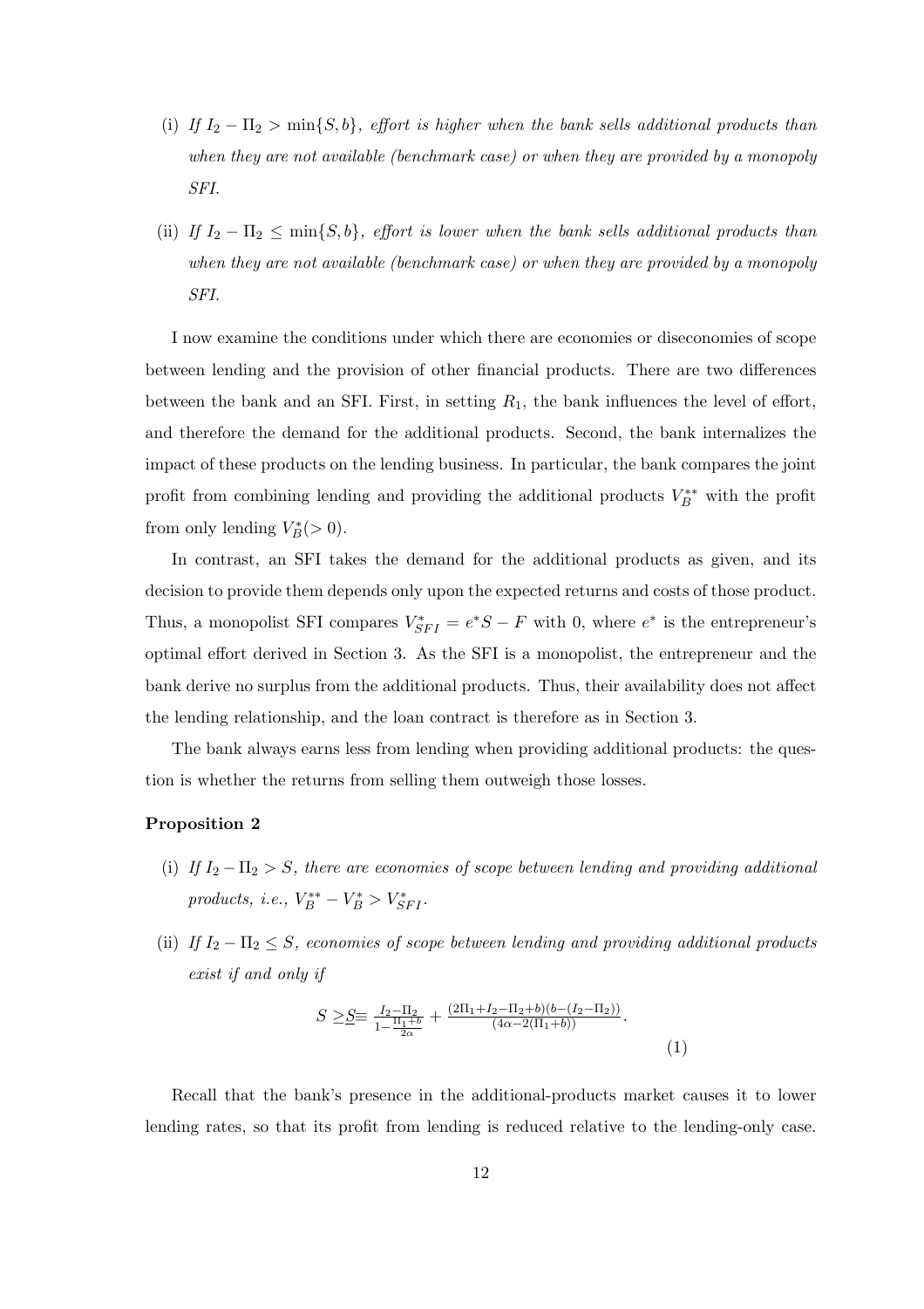(i) *If $I_2 - \Pi_2 > \min\{S, b\}$, effort is higher when the bank sells additional products than when they are not available (benchmark case) or when they are provided by a monopoly SFI.*

(ii) *If $I_2 - \Pi_2 \leq \min\{S, b\}$, effort is lower when the bank sells additional products than when they are not available (benchmark case) or when they are provided by a monopoly SFI.*

I now examine the conditions under which there are economies or diseconomies of scope between lending and the provision of other financial products. There are two differences between the bank and an SFI. First, in setting $R_1$, the bank influences the level of effort, and therefore the demand for the additional products. Second, the bank internalizes the impact of these products on the lending business. In particular, the bank compares the joint profit from combining lending and providing the additional products $V_B^{**}$ with the profit from only lending $V_B^{*}(> 0)$.

In contrast, an SFI takes the demand for the additional products as given, and its decision to provide them depends only upon the expected returns and costs of those product. Thus, a monopolist SFI compares $V_{SFI}^{*} = e^{*}S - F$ with 0, where $e^{*}$ is the entrepreneur's optimal effort derived in Section 3. As the SFI is a monopolist, the entrepreneur and the bank derive no surplus from the additional products. Thus, their availability does not affect the lending relationship, and the loan contract is therefore as in Section 3.

The bank always earns less from lending when providing additional products: the question is whether the returns from selling them outweigh those losses.

**Proposition 2**

(i) *If $I_2 - \Pi_2 > S$, there are economies of scope between lending and providing additional products, i.e., $V_B^{**} - V_B^{*} > V_{SFI}^{*}$.*

(ii) *If $I_2 - \Pi_2 \leq S$, economies of scope between lending and providing additional products exist if and only if*

$$S \geq \underline{S} \equiv \frac{I_2 - \Pi_2}{1 - \frac{\Pi_1 + b}{2\alpha}} + \frac{(2\Pi_1 + I_2 - \Pi_2 + b)(b - (I_2 - \Pi_2))}{(4\alpha - 2(\Pi_1 + b))}. \tag{1}$$

Recall that the bank's presence in the additional-products market causes it to lower lending rates, so that its profit from lending is reduced relative to the lending-only case.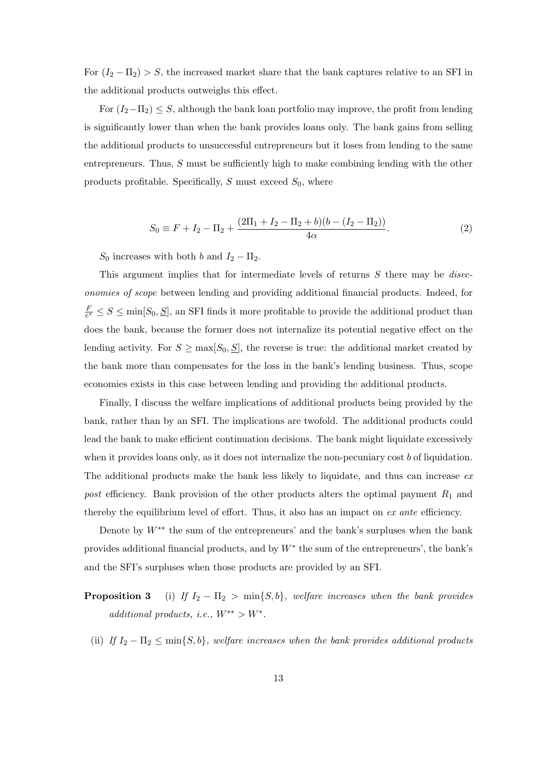For $(I_2 - \Pi_2) > S$, the increased market share that the bank captures relative to an SFI in the additional products outweighs this effect.

For $(I_2 - \Pi_2) \leq S$, although the bank loan portfolio may improve, the profit from lending is significantly lower than when the bank provides loans only. The bank gains from selling the additional products to unsuccessful entrepreneurs but it loses from lending to the same entrepreneurs. Thus, $S$ must be sufficiently high to make combining lending with the other products profitable. Specifically, $S$ must exceed $S_0$, where

$$S_0 \equiv F + I_2 - \Pi_2 + \frac{(2\Pi_1 + I_2 - \Pi_2 + b)(b - (I_2 - \Pi_2))}{4\alpha}. \tag{2}$$

$S_0$ increases with both $b$ and $I_2 - \Pi_2$.

This argument implies that for intermediate levels of returns $S$ there may be *diseconomies of scope* between lending and providing additional financial products. Indeed, for $\frac{F}{e^*} \leq S \leq \min[S_0, \underline{S}]$, an SFI finds it more profitable to provide the additional product than does the bank, because the former does not internalize its potential negative effect on the lending activity. For $S \geq \max[S_0, \underline{S}]$, the reverse is true: the additional market created by the bank more than compensates for the loss in the bank's lending business. Thus, scope economies exists in this case between lending and providing the additional products.

Finally, I discuss the welfare implications of additional products being provided by the bank, rather than by an SFI. The implications are twofold. The additional products could lead the bank to make efficient continuation decisions. The bank might liquidate excessively when it provides loans only, as it does not internalize the non-pecuniary cost $b$ of liquidation. The additional products make the bank less likely to liquidate, and thus can increase *ex post* efficiency. Bank provision of the other products alters the optimal payment $R_1$ and thereby the equilibrium level of effort. Thus, it also has an impact on *ex ante* efficiency.

Denote by $W^{**}$ the sum of the entrepreneurs' and the bank's surpluses when the bank provides additional financial products, and by $W^*$ the sum of the entrepreneurs', the bank's and the SFI's surpluses when those products are provided by an SFI.

**Proposition 3** (i) *If $I_2 - \Pi_2 > \min\{S, b\}$, welfare increases when the bank provides additional products, i.e., $W^{**} > W^*$.*

(ii) *If $I_2 - \Pi_2 \leq \min\{S, b\}$, welfare increases when the bank provides additional products*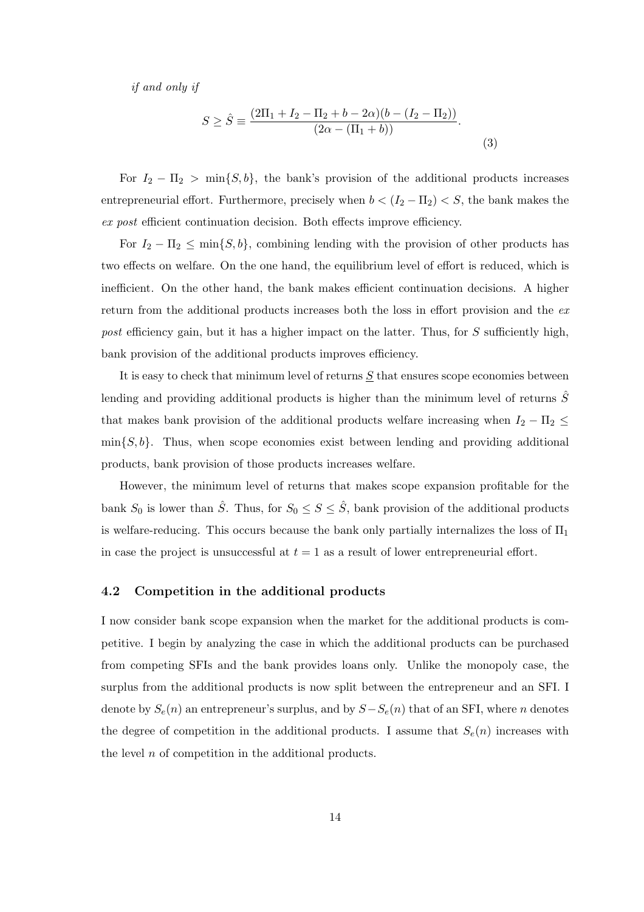*if and only if*

$$S \geq \hat{S} \equiv \frac{(2\Pi_1 + I_2 - \Pi_2 + b - 2\alpha)(b - (I_2 - \Pi_2))}{(2\alpha - (\Pi_1 + b))}. \tag{3}$$

For $I_2 - \Pi_2 > \min\{S, b\}$, the bank's provision of the additional products increases entrepreneurial effort. Furthermore, precisely when $b < (I_2 - \Pi_2) < S$, the bank makes the *ex post* efficient continuation decision. Both effects improve efficiency.

For $I_2 - \Pi_2 \leq \min\{S, b\}$, combining lending with the provision of other products has two effects on welfare. On the one hand, the equilibrium level of effort is reduced, which is inefficient. On the other hand, the bank makes efficient continuation decisions. A higher return from the additional products increases both the loss in effort provision and the *ex post* efficiency gain, but it has a higher impact on the latter. Thus, for $S$ sufficiently high, bank provision of the additional products improves efficiency.

It is easy to check that minimum level of returns $\underline{S}$ that ensures scope economies between lending and providing additional products is higher than the minimum level of returns $\hat{S}$ that makes bank provision of the additional products welfare increasing when $I_2 - \Pi_2 \leq \min\{S, b\}$. Thus, when scope economies exist between lending and providing additional products, bank provision of those products increases welfare.

However, the minimum level of returns that makes scope expansion profitable for the bank $S_0$ is lower than $\hat{S}$. Thus, for $S_0 \leq S \leq \hat{S}$, bank provision of the additional products is welfare-reducing. This occurs because the bank only partially internalizes the loss of $\Pi_1$ in case the project is unsuccessful at $t = 1$ as a result of lower entrepreneurial effort.

### 4.2 Competition in the additional products

I now consider bank scope expansion when the market for the additional products is competitive. I begin by analyzing the case in which the additional products can be purchased from competing SFIs and the bank provides loans only. Unlike the monopoly case, the surplus from the additional products is now split between the entrepreneur and an SFI. I denote by $S_e(n)$ an entrepreneur's surplus, and by $S - S_e(n)$ that of an SFI, where $n$ denotes the degree of competition in the additional products. I assume that $S_e(n)$ increases with the level $n$ of competition in the additional products.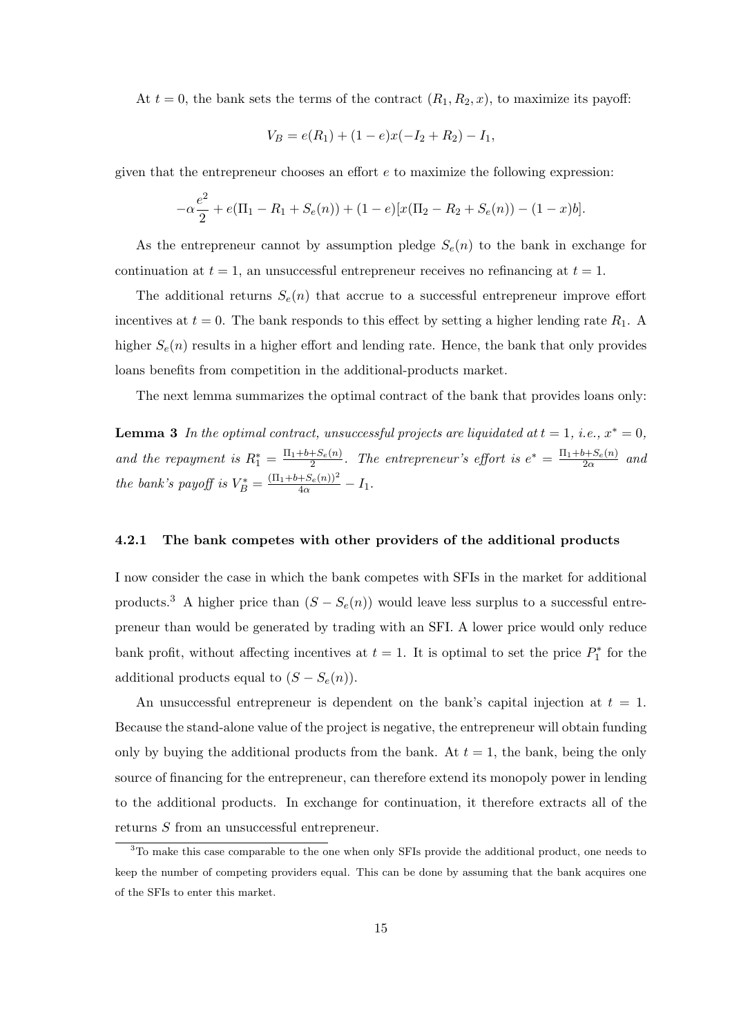At $t = 0$, the bank sets the terms of the contract $(R_1, R_2, x)$, to maximize its payoff:

$$V_B = e(R_1) + (1 - e)x(-I_2 + R_2) - I_1,$$

given that the entrepreneur chooses an effort $e$ to maximize the following expression:

$$-\alpha \frac{e^2}{2} + e(\Pi_1 - R_1 + S_e(n)) + (1 - e)[x(\Pi_2 - R_2 + S_e(n)) - (1 - x)b].$$

As the entrepreneur cannot by assumption pledge $S_e(n)$ to the bank in exchange for continuation at $t = 1$, an unsuccessful entrepreneur receives no refinancing at $t = 1$.

The additional returns $S_e(n)$ that accrue to a successful entrepreneur improve effort incentives at $t = 0$. The bank responds to this effect by setting a higher lending rate $R_1$. A higher $S_e(n)$ results in a higher effort and lending rate. Hence, the bank that only provides loans benefits from competition in the additional-products market.

The next lemma summarizes the optimal contract of the bank that provides loans only:

**Lemma 3** *In the optimal contract, unsuccessful projects are liquidated at $t = 1$, i.e., $x^* = 0$, and the repayment is $R_1^* = \frac{\Pi_1 + b + S_e(n)}{2}$. The entrepreneur's effort is $e^* = \frac{\Pi_1 + b + S_e(n)}{2\alpha}$ and the bank's payoff is $V_B^* = \frac{(\Pi_1 + b + S_e(n))^2}{4\alpha} - I_1$.*

#### 4.2.1 The bank competes with other providers of the additional products

I now consider the case in which the bank competes with SFIs in the market for additional products.[3] A higher price than $(S - S_e(n))$ would leave less surplus to a successful entrepreneur than would be generated by trading with an SFI. A lower price would only reduce bank profit, without affecting incentives at $t = 1$. It is optimal to set the price $P_1^*$ for the additional products equal to $(S - S_e(n))$.

An unsuccessful entrepreneur is dependent on the bank's capital injection at $t = 1$. Because the stand-alone value of the project is negative, the entrepreneur will obtain funding only by buying the additional products from the bank. At $t = 1$, the bank, being the only source of financing for the entrepreneur, can therefore extend its monopoly power in lending to the additional products. In exchange for continuation, it therefore extracts all of the returns $S$ from an unsuccessful entrepreneur.

[3] To make this case comparable to the one when only SFIs provide the additional product, one needs to keep the number of competing providers equal. This can be done by assuming that the bank acquires one of the SFIs to enter this market.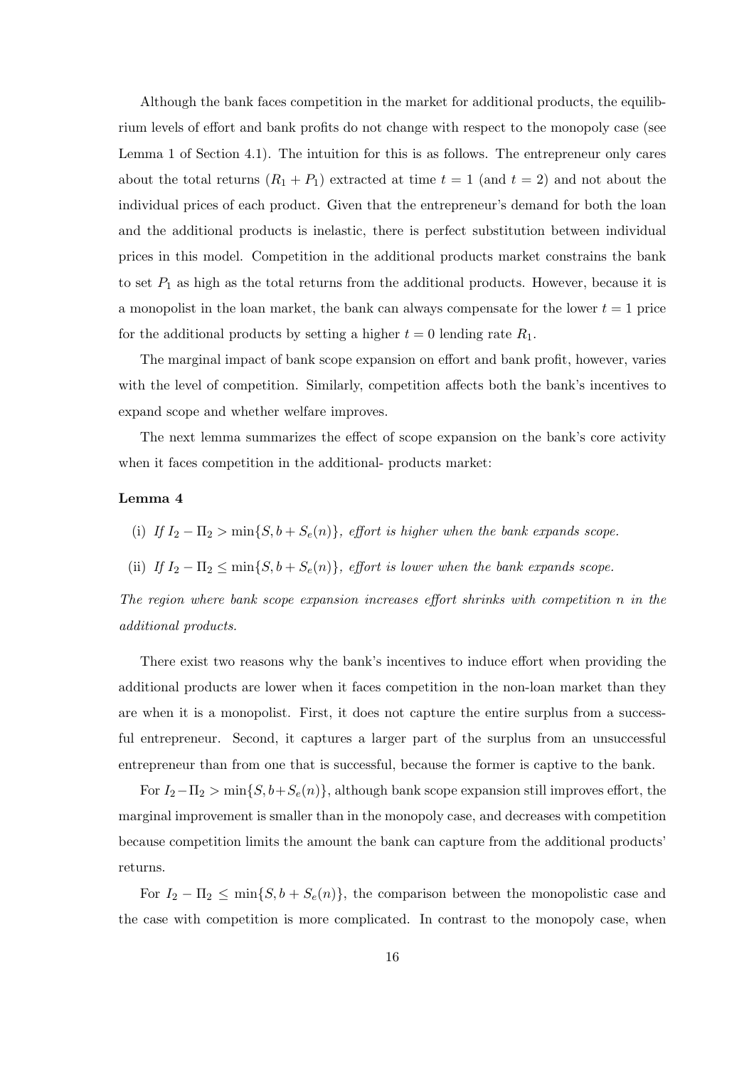Although the bank faces competition in the market for additional products, the equilibrium levels of effort and bank profits do not change with respect to the monopoly case (see Lemma 1 of Section 4.1). The intuition for this is as follows. The entrepreneur only cares about the total returns $(R_1 + P_1)$ extracted at time $t = 1$ (and $t = 2$) and not about the individual prices of each product. Given that the entrepreneur's demand for both the loan and the additional products is inelastic, there is perfect substitution between individual prices in this model. Competition in the additional products market constrains the bank to set $P_1$ as high as the total returns from the additional products. However, because it is a monopolist in the loan market, the bank can always compensate for the lower $t = 1$ price for the additional products by setting a higher $t = 0$ lending rate $R_1$.

The marginal impact of bank scope expansion on effort and bank profit, however, varies with the level of competition. Similarly, competition affects both the bank's incentives to expand scope and whether welfare improves.

The next lemma summarizes the effect of scope expansion on the bank's core activity when it faces competition in the additional- products market:

**Lemma 4**

(i) *If $I_2 - \Pi_2 > \min\{S, b + S_e(n)\}$, effort is higher when the bank expands scope.*

(ii) *If $I_2 - \Pi_2 \leq \min\{S, b + S_e(n)\}$, effort is lower when the bank expands scope.*

*The region where bank scope expansion increases effort shrinks with competition $n$ in the additional products.*

There exist two reasons why the bank's incentives to induce effort when providing the additional products are lower when it faces competition in the non-loan market than they are when it is a monopolist. First, it does not capture the entire surplus from a successful entrepreneur. Second, it captures a larger part of the surplus from an unsuccessful entrepreneur than from one that is successful, because the former is captive to the bank.

For $I_2 - \Pi_2 > \min\{S, b + S_e(n)\}$, although bank scope expansion still improves effort, the marginal improvement is smaller than in the monopoly case, and decreases with competition because competition limits the amount the bank can capture from the additional products' returns.

For $I_2 - \Pi_2 \leq \min\{S, b + S_e(n)\}$, the comparison between the monopolistic case and the case with competition is more complicated. In contrast to the monopoly case, when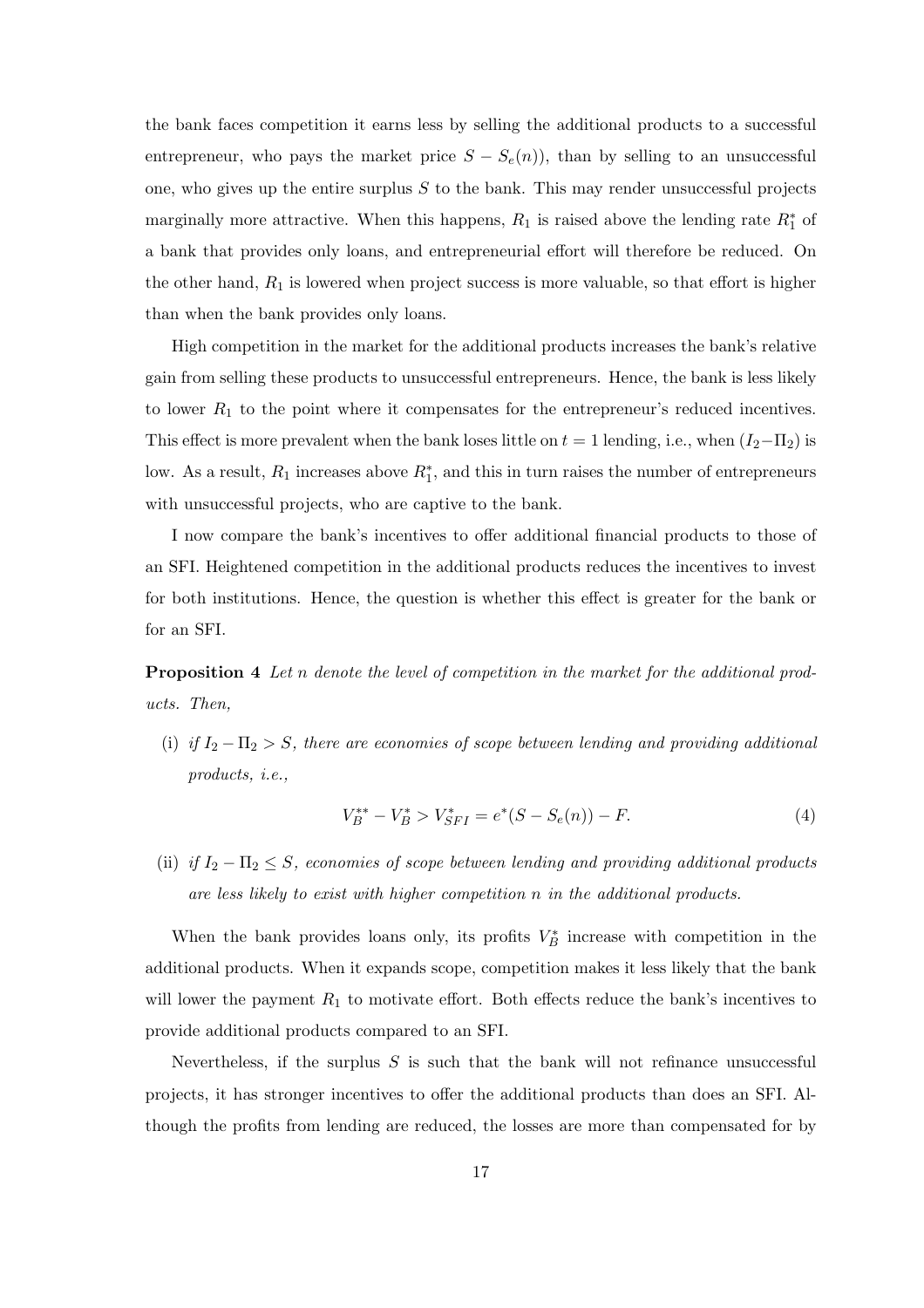the bank faces competition it earns less by selling the additional products to a successful entrepreneur, who pays the market price $S - S_e(n)$), than by selling to an unsuccessful one, who gives up the entire surplus $S$ to the bank. This may render unsuccessful projects marginally more attractive. When this happens, $R_1$ is raised above the lending rate $R_1^*$ of a bank that provides only loans, and entrepreneurial effort will therefore be reduced. On the other hand, $R_1$ is lowered when project success is more valuable, so that effort is higher than when the bank provides only loans.

High competition in the market for the additional products increases the bank's relative gain from selling these products to unsuccessful entrepreneurs. Hence, the bank is less likely to lower $R_1$ to the point where it compensates for the entrepreneur's reduced incentives. This effect is more prevalent when the bank loses little on $t = 1$ lending, i.e., when $(I_2 - \Pi_2)$ is low. As a result, $R_1$ increases above $R_1^*$, and this in turn raises the number of entrepreneurs with unsuccessful projects, who are captive to the bank.

I now compare the bank's incentives to offer additional financial products to those of an SFI. Heightened competition in the additional products reduces the incentives to invest for both institutions. Hence, the question is whether this effect is greater for the bank or for an SFI.

**Proposition 4** *Let $n$ denote the level of competition in the market for the additional products. Then,*

(i) *if $I_2 - \Pi_2 > S$, there are economies of scope between lending and providing additional products, i.e.,*

$$V_B^{**} - V_B^* > V_{SFI}^* = e^*(S - S_e(n)) - F. \tag{4}$$

(ii) *if $I_2 - \Pi_2 \leq S$, economies of scope between lending and providing additional products are less likely to exist with higher competition $n$ in the additional products.*

When the bank provides loans only, its profits $V_B^*$ increase with competition in the additional products. When it expands scope, competition makes it less likely that the bank will lower the payment $R_1$ to motivate effort. Both effects reduce the bank's incentives to provide additional products compared to an SFI.

Nevertheless, if the surplus $S$ is such that the bank will not refinance unsuccessful projects, it has stronger incentives to offer the additional products than does an SFI. Although the profits from lending are reduced, the losses are more than compensated for by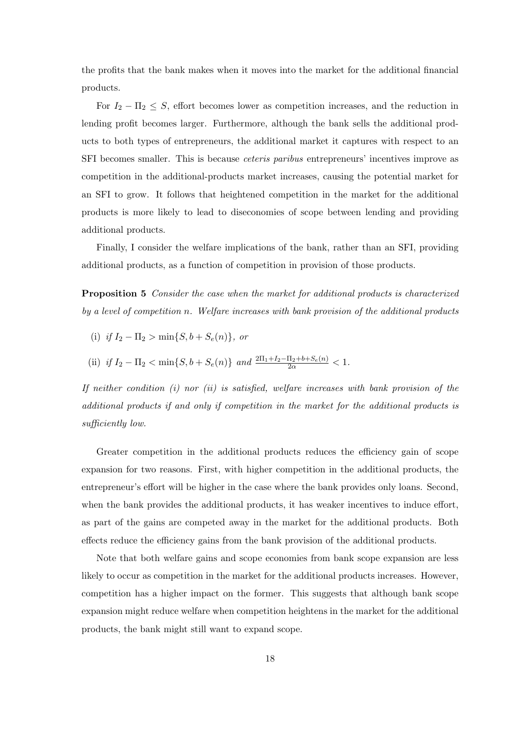the profits that the bank makes when it moves into the market for the additional financial products.

For $I_2 - \Pi_2 \leq S$, effort becomes lower as competition increases, and the reduction in lending profit becomes larger. Furthermore, although the bank sells the additional products to both types of entrepreneurs, the additional market it captures with respect to an SFI becomes smaller. This is because *ceteris paribus* entrepreneurs' incentives improve as competition in the additional-products market increases, causing the potential market for an SFI to grow. It follows that heightened competition in the market for the additional products is more likely to lead to diseconomies of scope between lending and providing additional products.

Finally, I consider the welfare implications of the bank, rather than an SFI, providing additional products, as a function of competition in provision of those products.

**Proposition 5** *Consider the case when the market for additional products is characterized by a level of competition $n$. Welfare increases with bank provision of the additional products*

(i) *if $I_2 - \Pi_2 > \min\{S, b + S_e(n)\}$, or*

(ii) *if $I_2 - \Pi_2 < \min\{S, b + S_e(n)\}$ and $\frac{2\Pi_1 + I_2 - \Pi_2 + b + S_e(n)}{2\alpha} < 1$.*

*If neither condition (i) nor (ii) is satisfied, welfare increases with bank provision of the additional products if and only if competition in the market for the additional products is sufficiently low.*

Greater competition in the additional products reduces the efficiency gain of scope expansion for two reasons. First, with higher competition in the additional products, the entrepreneur's effort will be higher in the case where the bank provides only loans. Second, when the bank provides the additional products, it has weaker incentives to induce effort, as part of the gains are competed away in the market for the additional products. Both effects reduce the efficiency gains from the bank provision of the additional products.

Note that both welfare gains and scope economies from bank scope expansion are less likely to occur as competition in the market for the additional products increases. However, competition has a higher impact on the former. This suggests that although bank scope expansion might reduce welfare when competition heightens in the market for the additional products, the bank might still want to expand scope.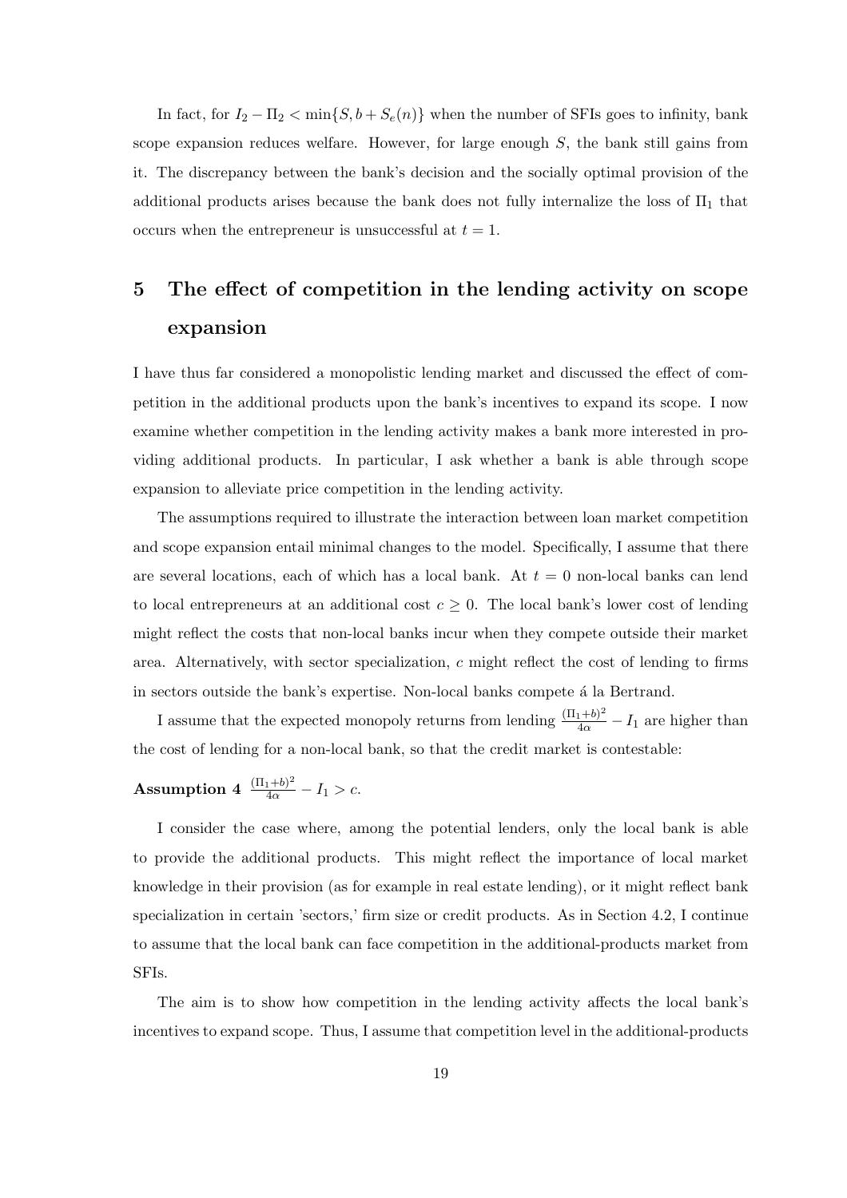In fact, for $I_2 - \Pi_2 < \min\{S, b + S_e(n)\}$ when the number of SFIs goes to infinity, bank scope expansion reduces welfare. However, for large enough $S$, the bank still gains from it. The discrepancy between the bank's decision and the socially optimal provision of the additional products arises because the bank does not fully internalize the loss of $\Pi_1$ that occurs when the entrepreneur is unsuccessful at $t = 1$.

# 5 The effect of competition in the lending activity on scope expansion

I have thus far considered a monopolistic lending market and discussed the effect of competition in the additional products upon the bank's incentives to expand its scope. I now examine whether competition in the lending activity makes a bank more interested in providing additional products. In particular, I ask whether a bank is able through scope expansion to alleviate price competition in the lending activity.

The assumptions required to illustrate the interaction between loan market competition and scope expansion entail minimal changes to the model. Specifically, I assume that there are several locations, each of which has a local bank. At $t = 0$ non-local banks can lend to local entrepreneurs at an additional cost $c \geq 0$. The local bank's lower cost of lending might reflect the costs that non-local banks incur when they compete outside their market area. Alternatively, with sector specialization, $c$ might reflect the cost of lending to firms in sectors outside the bank's expertise. Non-local banks compete á la Bertrand.

I assume that the expected monopoly returns from lending $\frac{(\Pi_1+b)^2}{4\alpha} - I_1$ are higher than the cost of lending for a non-local bank, so that the credit market is contestable:

**Assumption 4** $\frac{(\Pi_1+b)^2}{4\alpha} - I_1 > c.$

I consider the case where, among the potential lenders, only the local bank is able to provide the additional products. This might reflect the importance of local market knowledge in their provision (as for example in real estate lending), or it might reflect bank specialization in certain 'sectors,' firm size or credit products. As in Section 4.2, I continue to assume that the local bank can face competition in the additional-products market from SFIs.

The aim is to show how competition in the lending activity affects the local bank's incentives to expand scope. Thus, I assume that competition level in the additional-products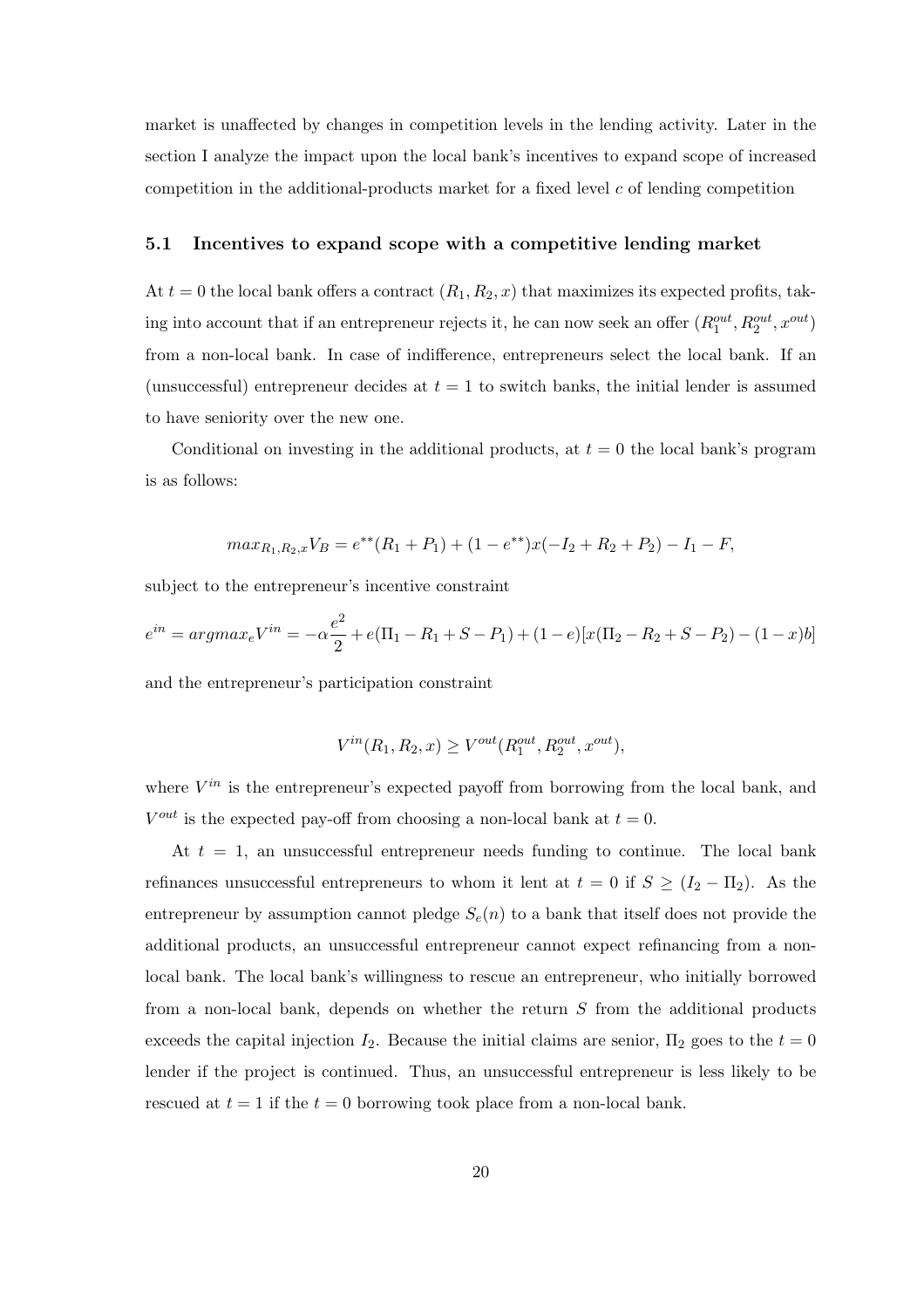market is unaffected by changes in competition levels in the lending activity. Later in the section I analyze the impact upon the local bank's incentives to expand scope of increased competition in the additional-products market for a fixed level $c$ of lending competition

### 5.1 Incentives to expand scope with a competitive lending market

At $t = 0$ the local bank offers a contract $(R_1, R_2, x)$ that maximizes its expected profits, taking into account that if an entrepreneur rejects it, he can now seek an offer $(R_1^{out}, R_2^{out}, x^{out})$ from a non-local bank. In case of indifference, entrepreneurs select the local bank. If an (unsuccessful) entrepreneur decides at $t = 1$ to switch banks, the initial lender is assumed to have seniority over the new one.

Conditional on investing in the additional products, at $t = 0$ the local bank's program is as follows:

$$max_{R_1,R_2,x} V_B = e^{**}(R_1 + P_1) + (1 - e^{**})x(-I_2 + R_2 + P_2) - I_1 - F,$$

subject to the entrepreneur's incentive constraint

$$e^{in} = argmax_e V^{in} = -\alpha \frac{e^2}{2} + e(\Pi_1 - R_1 + S - P_1) + (1 - e)[x(\Pi_2 - R_2 + S - P_2) - (1 - x)b]$$

and the entrepreneur's participation constraint

$$V^{in}(R_1, R_2, x) \geq V^{out}(R_1^{out}, R_2^{out}, x^{out}),$$

where $V^{in}$ is the entrepreneur's expected payoff from borrowing from the local bank, and $V^{out}$ is the expected pay-off from choosing a non-local bank at $t = 0$.

At $t = 1$, an unsuccessful entrepreneur needs funding to continue. The local bank refinances unsuccessful entrepreneurs to whom it lent at $t = 0$ if $S \geq (I_2 - \Pi_2)$. As the entrepreneur by assumption cannot pledge $S_e(n)$ to a bank that itself does not provide the additional products, an unsuccessful entrepreneur cannot expect refinancing from a non-local bank. The local bank's willingness to rescue an entrepreneur, who initially borrowed from a non-local bank, depends on whether the return $S$ from the additional products exceeds the capital injection $I_2$. Because the initial claims are senior, $\Pi_2$ goes to the $t = 0$ lender if the project is continued. Thus, an unsuccessful entrepreneur is less likely to be rescued at $t = 1$ if the $t = 0$ borrowing took place from a non-local bank.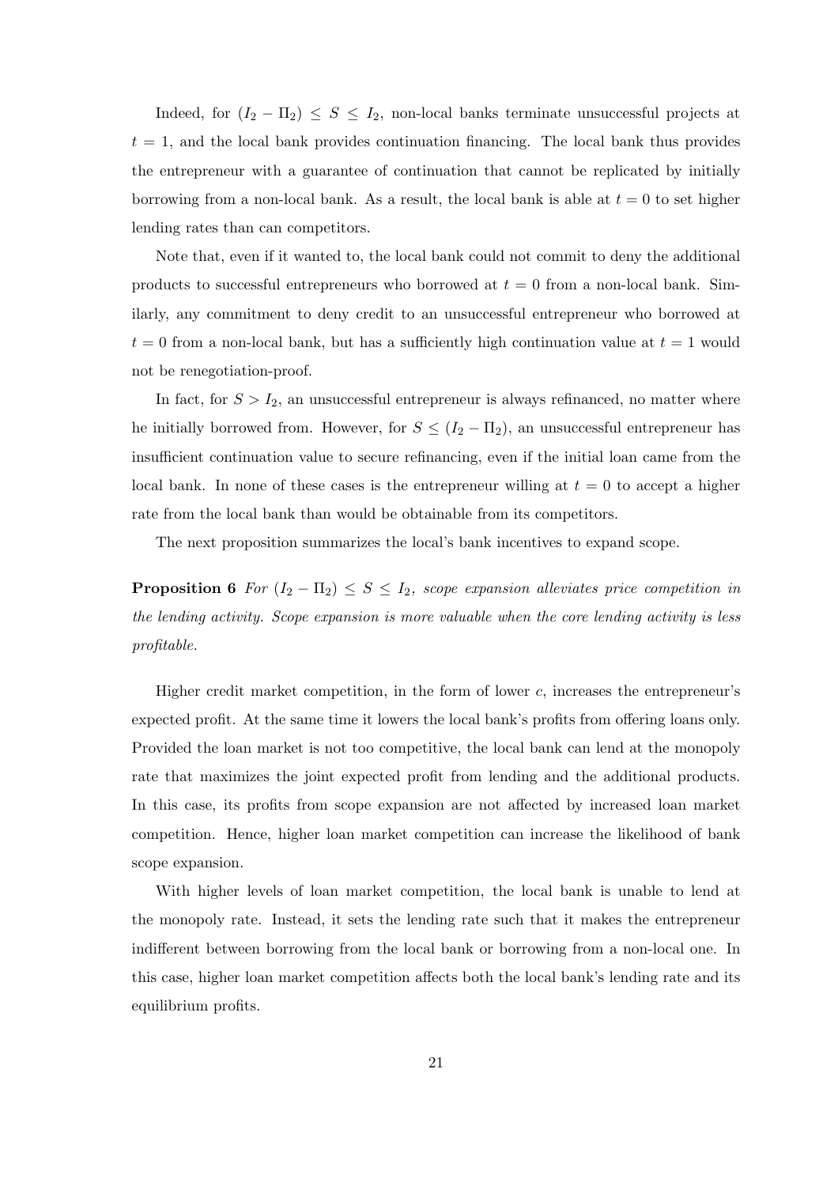Indeed, for $(I_2 - \Pi_2) \leq S \leq I_2$, non-local banks terminate unsuccessful projects at $t = 1$, and the local bank provides continuation financing. The local bank thus provides the entrepreneur with a guarantee of continuation that cannot be replicated by initially borrowing from a non-local bank. As a result, the local bank is able at $t = 0$ to set higher lending rates than can competitors.

Note that, even if it wanted to, the local bank could not commit to deny the additional products to successful entrepreneurs who borrowed at $t = 0$ from a non-local bank. Similarly, any commitment to deny credit to an unsuccessful entrepreneur who borrowed at $t = 0$ from a non-local bank, but has a sufficiently high continuation value at $t = 1$ would not be renegotiation-proof.

In fact, for $S > I_2$, an unsuccessful entrepreneur is always refinanced, no matter where he initially borrowed from. However, for $S \leq (I_2 - \Pi_2)$, an unsuccessful entrepreneur has insufficient continuation value to secure refinancing, even if the initial loan came from the local bank. In none of these cases is the entrepreneur willing at $t = 0$ to accept a higher rate from the local bank than would be obtainable from its competitors.

The next proposition summarizes the local's bank incentives to expand scope.

**Proposition 6** *For $(I_2 - \Pi_2) \leq S \leq I_2$, scope expansion alleviates price competition in the lending activity. Scope expansion is more valuable when the core lending activity is less profitable.*

Higher credit market competition, in the form of lower $c$, increases the entrepreneur's expected profit. At the same time it lowers the local bank's profits from offering loans only. Provided the loan market is not too competitive, the local bank can lend at the monopoly rate that maximizes the joint expected profit from lending and the additional products. In this case, its profits from scope expansion are not affected by increased loan market competition. Hence, higher loan market competition can increase the likelihood of bank scope expansion.

With higher levels of loan market competition, the local bank is unable to lend at the monopoly rate. Instead, it sets the lending rate such that it makes the entrepreneur indifferent between borrowing from the local bank or borrowing from a non-local one. In this case, higher loan market competition affects both the local bank's lending rate and its equilibrium profits.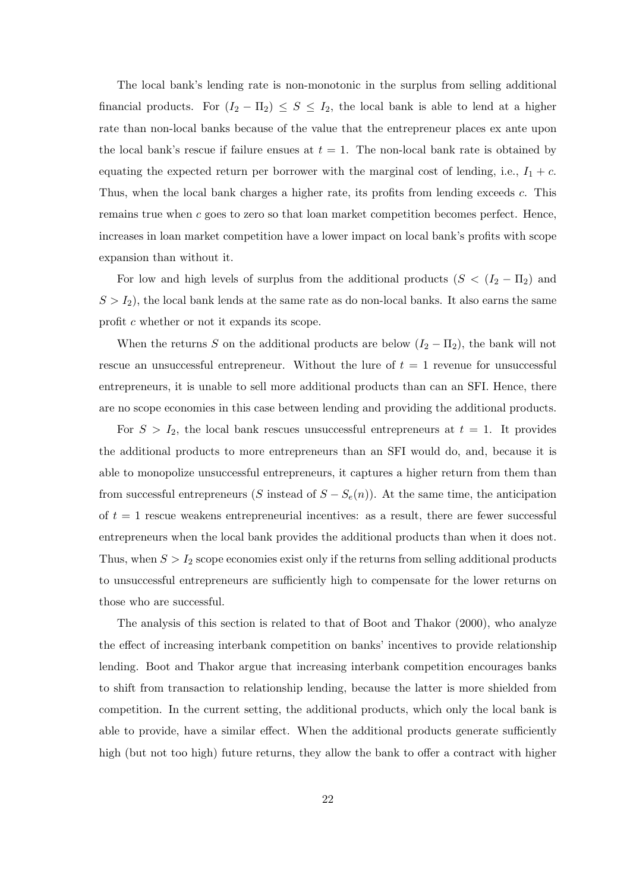The local bank's lending rate is non-monotonic in the surplus from selling additional financial products. For $(I_2 - \Pi_2) \leq S \leq I_2$, the local bank is able to lend at a higher rate than non-local banks because of the value that the entrepreneur places ex ante upon the local bank's rescue if failure ensues at $t = 1$. The non-local bank rate is obtained by equating the expected return per borrower with the marginal cost of lending, i.e., $I_1 + c$. Thus, when the local bank charges a higher rate, its profits from lending exceeds $c$. This remains true when $c$ goes to zero so that loan market competition becomes perfect. Hence, increases in loan market competition have a lower impact on local bank's profits with scope expansion than without it.

For low and high levels of surplus from the additional products ($S < (I_2 - \Pi_2)$ and $S > I_2$), the local bank lends at the same rate as do non-local banks. It also earns the same profit $c$ whether or not it expands its scope.

When the returns $S$ on the additional products are below $(I_2 - \Pi_2)$, the bank will not rescue an unsuccessful entrepreneur. Without the lure of $t = 1$ revenue for unsuccessful entrepreneurs, it is unable to sell more additional products than can an SFI. Hence, there are no scope economies in this case between lending and providing the additional products.

For $S > I_2$, the local bank rescues unsuccessful entrepreneurs at $t = 1$. It provides the additional products to more entrepreneurs than an SFI would do, and, because it is able to monopolize unsuccessful entrepreneurs, it captures a higher return from them than from successful entrepreneurs ($S$ instead of $S - S_e(n)$). At the same time, the anticipation of $t = 1$ rescue weakens entrepreneurial incentives: as a result, there are fewer successful entrepreneurs when the local bank provides the additional products than when it does not. Thus, when $S > I_2$ scope economies exist only if the returns from selling additional products to unsuccessful entrepreneurs are sufficiently high to compensate for the lower returns on those who are successful.

The analysis of this section is related to that of Boot and Thakor (2000), who analyze the effect of increasing interbank competition on banks' incentives to provide relationship lending. Boot and Thakor argue that increasing interbank competition encourages banks to shift from transaction to relationship lending, because the latter is more shielded from competition. In the current setting, the additional products, which only the local bank is able to provide, have a similar effect. When the additional products generate sufficiently high (but not too high) future returns, they allow the bank to offer a contract with higher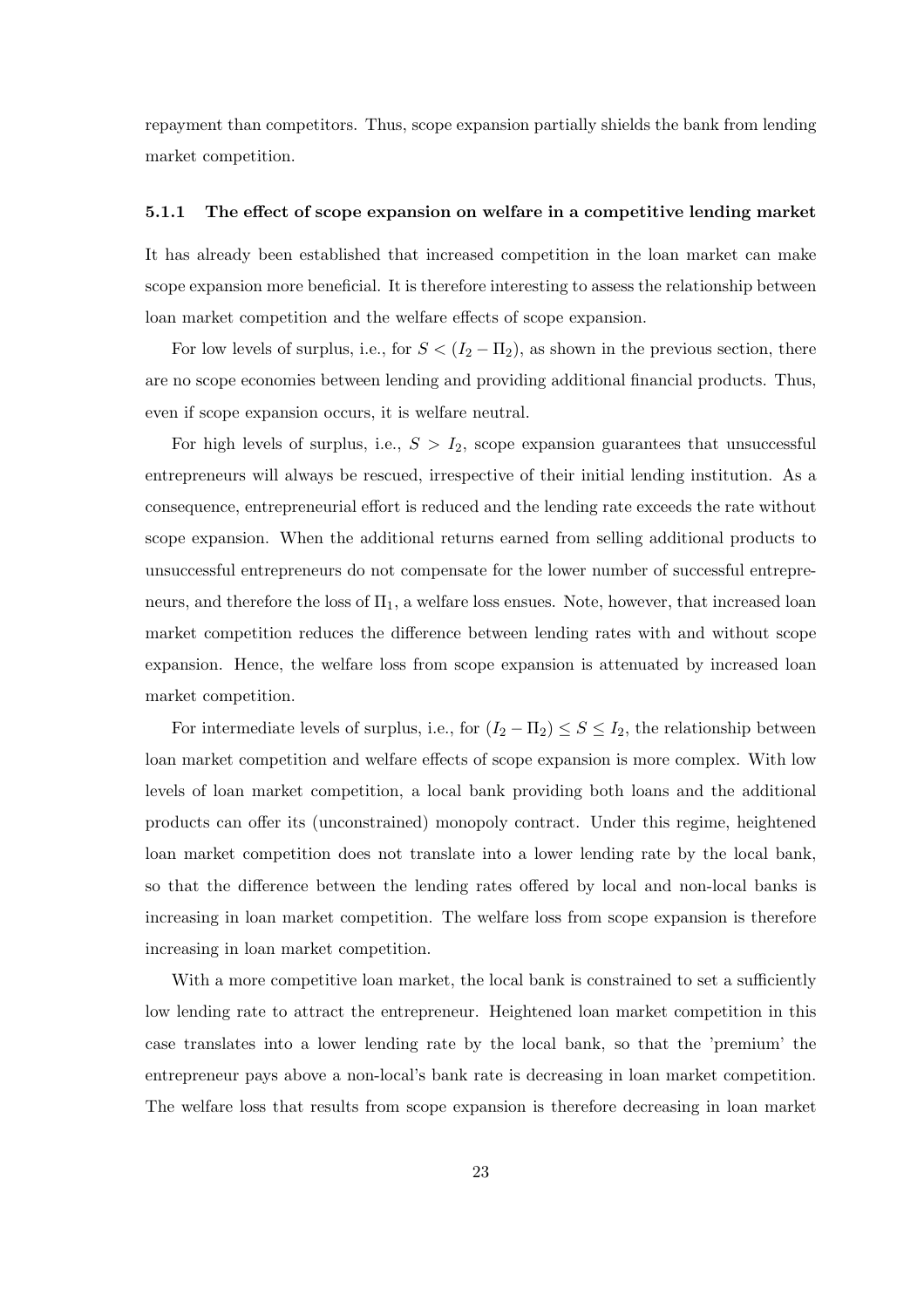repayment than competitors. Thus, scope expansion partially shields the bank from lending market competition.

### 5.1.1 The effect of scope expansion on welfare in a competitive lending market

It has already been established that increased competition in the loan market can make scope expansion more beneficial. It is therefore interesting to assess the relationship between loan market competition and the welfare effects of scope expansion.

For low levels of surplus, i.e., for $S < (I_2 - \Pi_2)$, as shown in the previous section, there are no scope economies between lending and providing additional financial products. Thus, even if scope expansion occurs, it is welfare neutral.

For high levels of surplus, i.e., $S > I_2$, scope expansion guarantees that unsuccessful entrepreneurs will always be rescued, irrespective of their initial lending institution. As a consequence, entrepreneurial effort is reduced and the lending rate exceeds the rate without scope expansion. When the additional returns earned from selling additional products to unsuccessful entrepreneurs do not compensate for the lower number of successful entrepreneurs, and therefore the loss of $\Pi_1$, a welfare loss ensues. Note, however, that increased loan market competition reduces the difference between lending rates with and without scope expansion. Hence, the welfare loss from scope expansion is attenuated by increased loan market competition.

For intermediate levels of surplus, i.e., for $(I_2 - \Pi_2) \leq S \leq I_2$, the relationship between loan market competition and welfare effects of scope expansion is more complex. With low levels of loan market competition, a local bank providing both loans and the additional products can offer its (unconstrained) monopoly contract. Under this regime, heightened loan market competition does not translate into a lower lending rate by the local bank, so that the difference between the lending rates offered by local and non-local banks is increasing in loan market competition. The welfare loss from scope expansion is therefore increasing in loan market competition.

With a more competitive loan market, the local bank is constrained to set a sufficiently low lending rate to attract the entrepreneur. Heightened loan market competition in this case translates into a lower lending rate by the local bank, so that the 'premium' the entrepreneur pays above a non-local's bank rate is decreasing in loan market competition. The welfare loss that results from scope expansion is therefore decreasing in loan market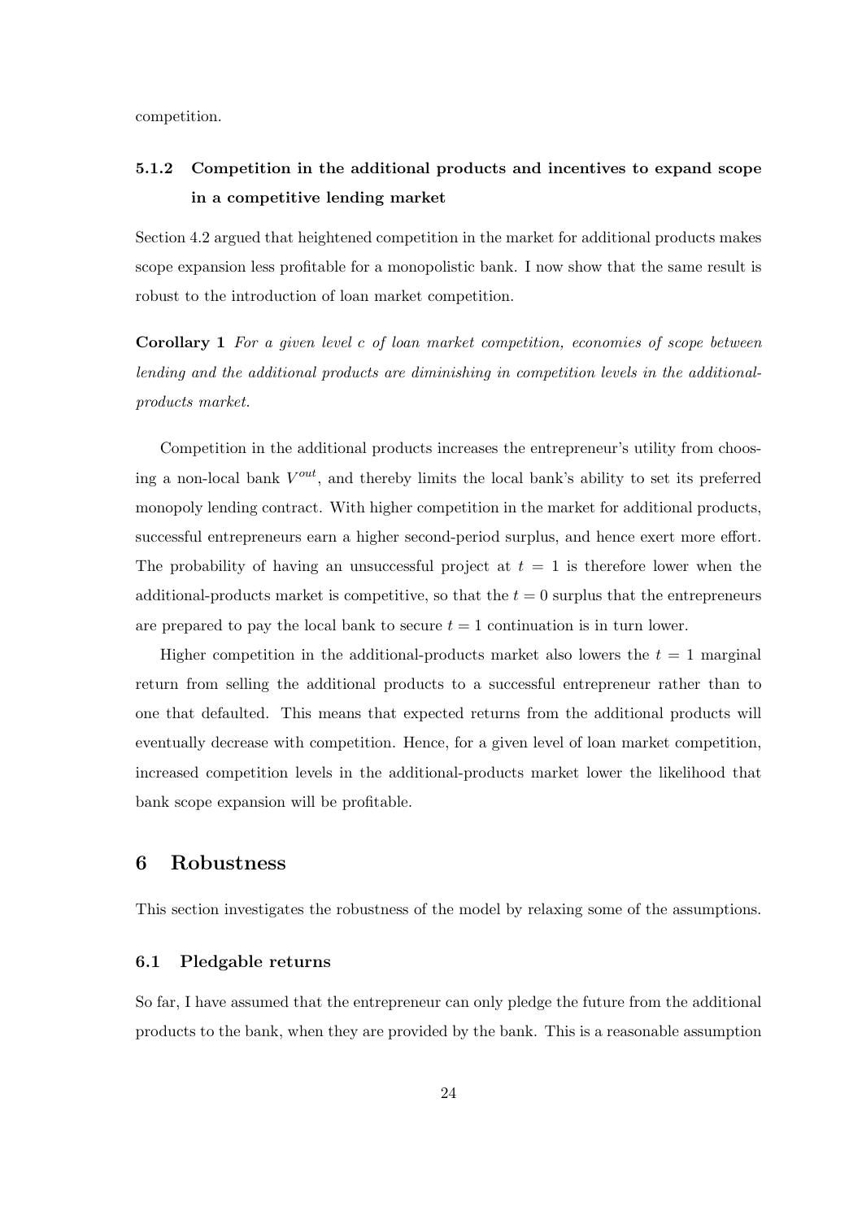competition.

### 5.1.2 Competition in the additional products and incentives to expand scope in a competitive lending market

Section 4.2 argued that heightened competition in the market for additional products makes scope expansion less profitable for a monopolistic bank. I now show that the same result is robust to the introduction of loan market competition.

**Corollary 1** *For a given level $c$ of loan market competition, economies of scope between lending and the additional products are diminishing in competition levels in the additional-products market.*

Competition in the additional products increases the entrepreneur's utility from choosing a non-local bank $V^{out}$, and thereby limits the local bank's ability to set its preferred monopoly lending contract. With higher competition in the market for additional products, successful entrepreneurs earn a higher second-period surplus, and hence exert more effort. The probability of having an unsuccessful project at $t = 1$ is therefore lower when the additional-products market is competitive, so that the $t = 0$ surplus that the entrepreneurs are prepared to pay the local bank to secure $t = 1$ continuation is in turn lower.

Higher competition in the additional-products market also lowers the $t = 1$ marginal return from selling the additional products to a successful entrepreneur rather than to one that defaulted. This means that expected returns from the additional products will eventually decrease with competition. Hence, for a given level of loan market competition, increased competition levels in the additional-products market lower the likelihood that bank scope expansion will be profitable.

## 6 Robustness

This section investigates the robustness of the model by relaxing some of the assumptions.

### 6.1 Pledgable returns

So far, I have assumed that the entrepreneur can only pledge the future from the additional products to the bank, when they are provided by the bank. This is a reasonable assumption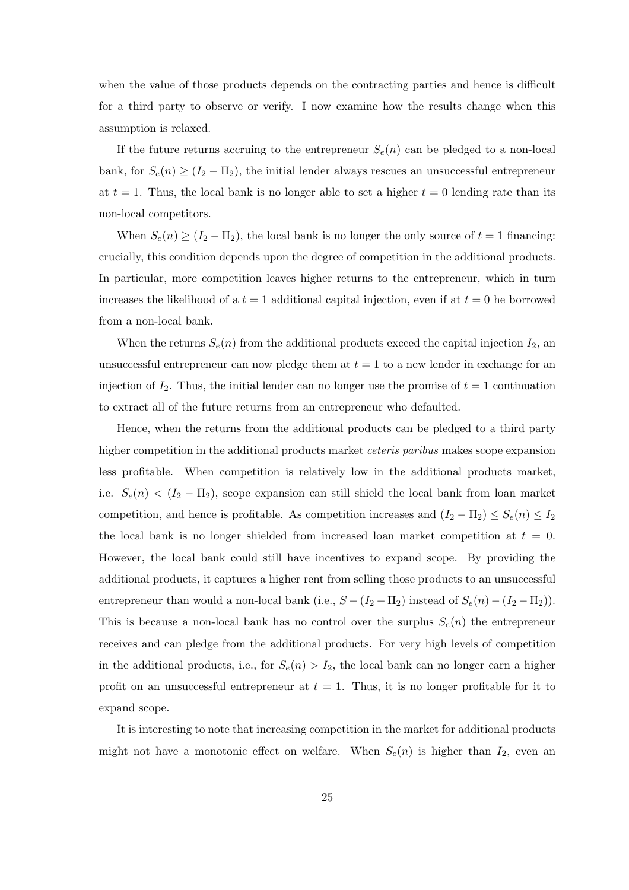when the value of those products depends on the contracting parties and hence is difficult for a third party to observe or verify. I now examine how the results change when this assumption is relaxed.

If the future returns accruing to the entrepreneur $S_e(n)$ can be pledged to a non-local bank, for $S_e(n) \geq (I_2 - \Pi_2)$, the initial lender always rescues an unsuccessful entrepreneur at $t = 1$. Thus, the local bank is no longer able to set a higher $t = 0$ lending rate than its non-local competitors.

When $S_e(n) \geq (I_2 - \Pi_2)$, the local bank is no longer the only source of $t = 1$ financing: crucially, this condition depends upon the degree of competition in the additional products. In particular, more competition leaves higher returns to the entrepreneur, which in turn increases the likelihood of a $t = 1$ additional capital injection, even if at $t = 0$ he borrowed from a non-local bank.

When the returns $S_e(n)$ from the additional products exceed the capital injection $I_2$, an unsuccessful entrepreneur can now pledge them at $t = 1$ to a new lender in exchange for an injection of $I_2$. Thus, the initial lender can no longer use the promise of $t = 1$ continuation to extract all of the future returns from an entrepreneur who defaulted.

Hence, when the returns from the additional products can be pledged to a third party higher competition in the additional products market *ceteris paribus* makes scope expansion less profitable. When competition is relatively low in the additional products market, i.e. $S_e(n) < (I_2 - \Pi_2)$, scope expansion can still shield the local bank from loan market competition, and hence is profitable. As competition increases and $(I_2 - \Pi_2) \leq S_e(n) \leq I_2$ the local bank is no longer shielded from increased loan market competition at $t = 0$. However, the local bank could still have incentives to expand scope. By providing the additional products, it captures a higher rent from selling those products to an unsuccessful entrepreneur than would a non-local bank (i.e., $S - (I_2 - \Pi_2)$ instead of $S_e(n) - (I_2 - \Pi_2)$). This is because a non-local bank has no control over the surplus $S_e(n)$ the entrepreneur receives and can pledge from the additional products. For very high levels of competition in the additional products, i.e., for $S_e(n) > I_2$, the local bank can no longer earn a higher profit on an unsuccessful entrepreneur at $t = 1$. Thus, it is no longer profitable for it to expand scope.

It is interesting to note that increasing competition in the market for additional products might not have a monotonic effect on welfare. When $S_e(n)$ is higher than $I_2$, even an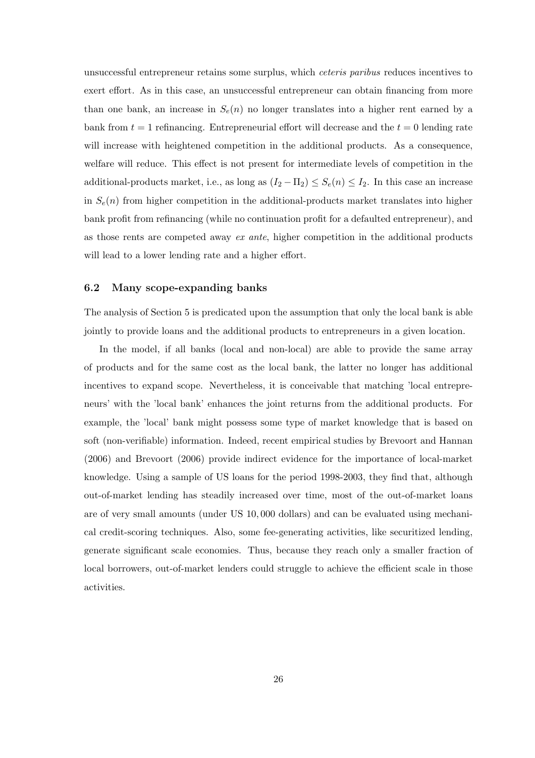unsuccessful entrepreneur retains some surplus, which *ceteris paribus* reduces incentives to exert effort. As in this case, an unsuccessful entrepreneur can obtain financing from more than one bank, an increase in $S_e(n)$ no longer translates into a higher rent earned by a bank from $t = 1$ refinancing. Entrepreneurial effort will decrease and the $t = 0$ lending rate will increase with heightened competition in the additional products. As a consequence, welfare will reduce. This effect is not present for intermediate levels of competition in the additional-products market, i.e., as long as $(I_2 - \Pi_2) \leq S_e(n) \leq I_2$. In this case an increase in $S_e(n)$ from higher competition in the additional-products market translates into higher bank profit from refinancing (while no continuation profit for a defaulted entrepreneur), and as those rents are competed away *ex ante*, higher competition in the additional products will lead to a lower lending rate and a higher effort.

### 6.2 Many scope-expanding banks

The analysis of Section 5 is predicated upon the assumption that only the local bank is able jointly to provide loans and the additional products to entrepreneurs in a given location.

In the model, if all banks (local and non-local) are able to provide the same array of products and for the same cost as the local bank, the latter no longer has additional incentives to expand scope. Nevertheless, it is conceivable that matching 'local entrepreneurs' with the 'local bank' enhances the joint returns from the additional products. For example, the 'local' bank might possess some type of market knowledge that is based on soft (non-verifiable) information. Indeed, recent empirical studies by Brevoort and Hannan (2006) and Brevoort (2006) provide indirect evidence for the importance of local-market knowledge. Using a sample of US loans for the period 1998-2003, they find that, although out-of-market lending has steadily increased over time, most of the out-of-market loans are of very small amounts (under US 10,000 dollars) and can be evaluated using mechanical credit-scoring techniques. Also, some fee-generating activities, like securitized lending, generate significant scale economies. Thus, because they reach only a smaller fraction of local borrowers, out-of-market lenders could struggle to achieve the efficient scale in those activities.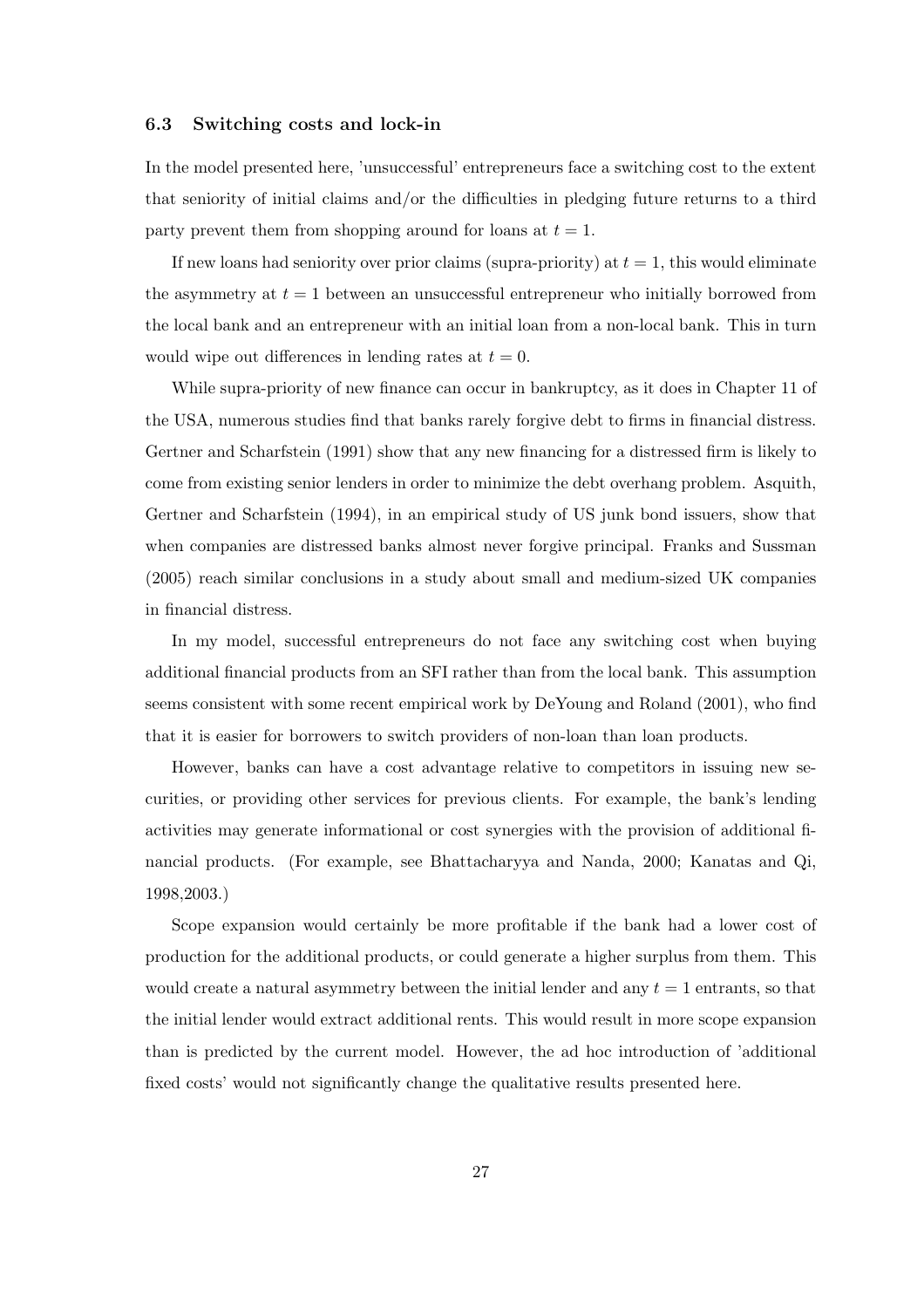### 6.3 Switching costs and lock-in

In the model presented here, 'unsuccessful' entrepreneurs face a switching cost to the extent that seniority of initial claims and/or the difficulties in pledging future returns to a third party prevent them from shopping around for loans at $t = 1$.

If new loans had seniority over prior claims (supra-priority) at $t = 1$, this would eliminate the asymmetry at $t = 1$ between an unsuccessful entrepreneur who initially borrowed from the local bank and an entrepreneur with an initial loan from a non-local bank. This in turn would wipe out differences in lending rates at $t = 0$.

While supra-priority of new finance can occur in bankruptcy, as it does in Chapter 11 of the USA, numerous studies find that banks rarely forgive debt to firms in financial distress. Gertner and Scharfstein (1991) show that any new financing for a distressed firm is likely to come from existing senior lenders in order to minimize the debt overhang problem. Asquith, Gertner and Scharfstein (1994), in an empirical study of US junk bond issuers, show that when companies are distressed banks almost never forgive principal. Franks and Sussman (2005) reach similar conclusions in a study about small and medium-sized UK companies in financial distress.

In my model, successful entrepreneurs do not face any switching cost when buying additional financial products from an SFI rather than from the local bank. This assumption seems consistent with some recent empirical work by DeYoung and Roland (2001), who find that it is easier for borrowers to switch providers of non-loan than loan products.

However, banks can have a cost advantage relative to competitors in issuing new securities, or providing other services for previous clients. For example, the bank's lending activities may generate informational or cost synergies with the provision of additional financial products. (For example, see Bhattacharyya and Nanda, 2000; Kanatas and Qi, 1998,2003.)

Scope expansion would certainly be more profitable if the bank had a lower cost of production for the additional products, or could generate a higher surplus from them. This would create a natural asymmetry between the initial lender and any $t = 1$ entrants, so that the initial lender would extract additional rents. This would result in more scope expansion than is predicted by the current model. However, the ad hoc introduction of 'additional fixed costs' would not significantly change the qualitative results presented here.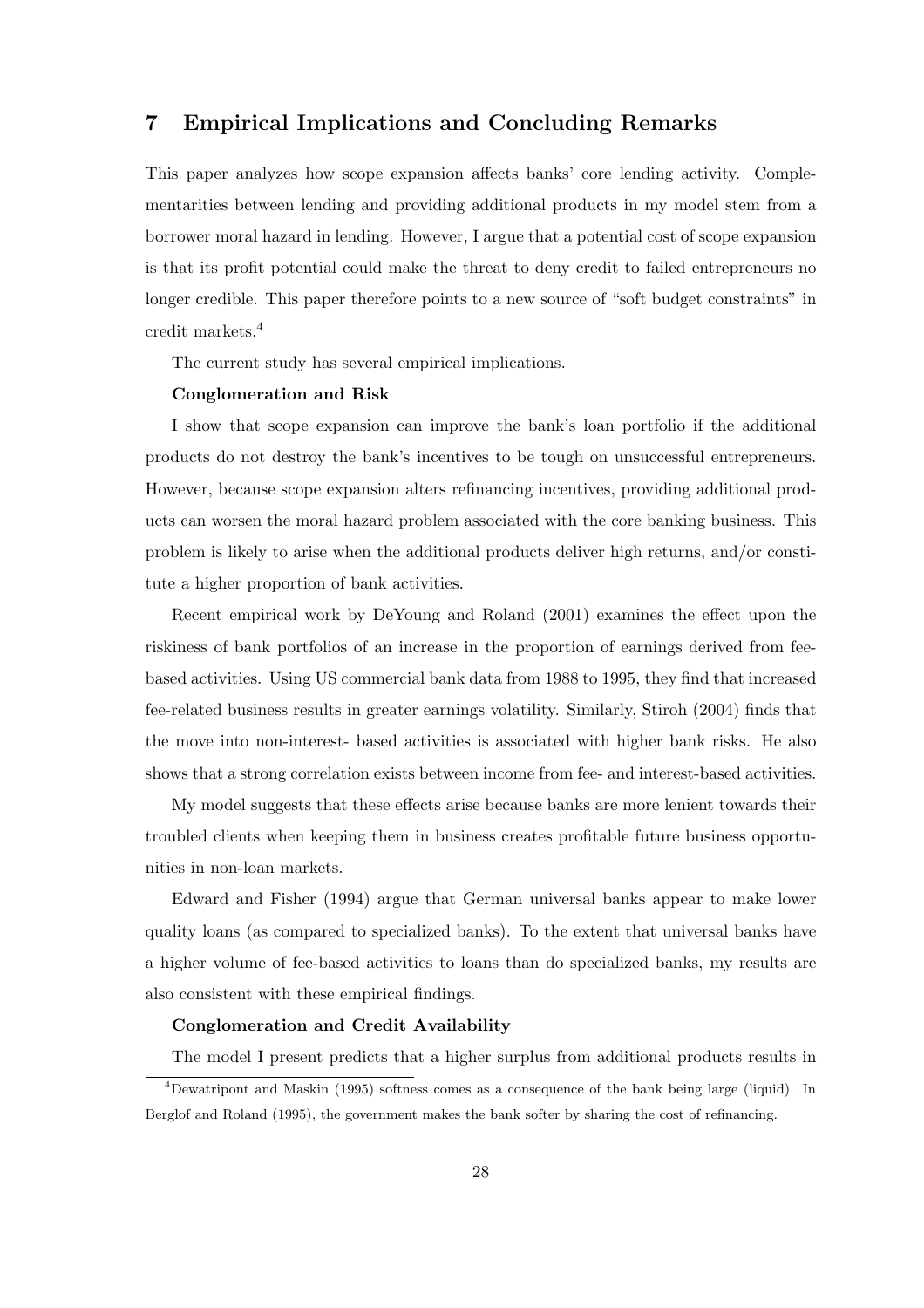## 7 Empirical Implications and Concluding Remarks

This paper analyzes how scope expansion affects banks' core lending activity. Complementarities between lending and providing additional products in my model stem from a borrower moral hazard in lending. However, I argue that a potential cost of scope expansion is that its profit potential could make the threat to deny credit to failed entrepreneurs no longer credible. This paper therefore points to a new source of "soft budget constraints" in credit markets.[4]

The current study has several empirical implications.

**Conglomeration and Risk**

I show that scope expansion can improve the bank's loan portfolio if the additional products do not destroy the bank's incentives to be tough on unsuccessful entrepreneurs. However, because scope expansion alters refinancing incentives, providing additional products can worsen the moral hazard problem associated with the core banking business. This problem is likely to arise when the additional products deliver high returns, and/or constitute a higher proportion of bank activities.

Recent empirical work by DeYoung and Roland (2001) examines the effect upon the riskiness of bank portfolios of an increase in the proportion of earnings derived from fee-based activities. Using US commercial bank data from 1988 to 1995, they find that increased fee-related business results in greater earnings volatility. Similarly, Stiroh (2004) finds that the move into non-interest- based activities is associated with higher bank risks. He also shows that a strong correlation exists between income from fee- and interest-based activities.

My model suggests that these effects arise because banks are more lenient towards their troubled clients when keeping them in business creates profitable future business opportunities in non-loan markets.

Edward and Fisher (1994) argue that German universal banks appear to make lower quality loans (as compared to specialized banks). To the extent that universal banks have a higher volume of fee-based activities to loans than do specialized banks, my results are also consistent with these empirical findings.

**Conglomeration and Credit Availability**

The model I present predicts that a higher surplus from additional products results in

[4] Dewatripont and Maskin (1995) softness comes as a consequence of the bank being large (liquid). In Berglof and Roland (1995), the government makes the bank softer by sharing the cost of refinancing.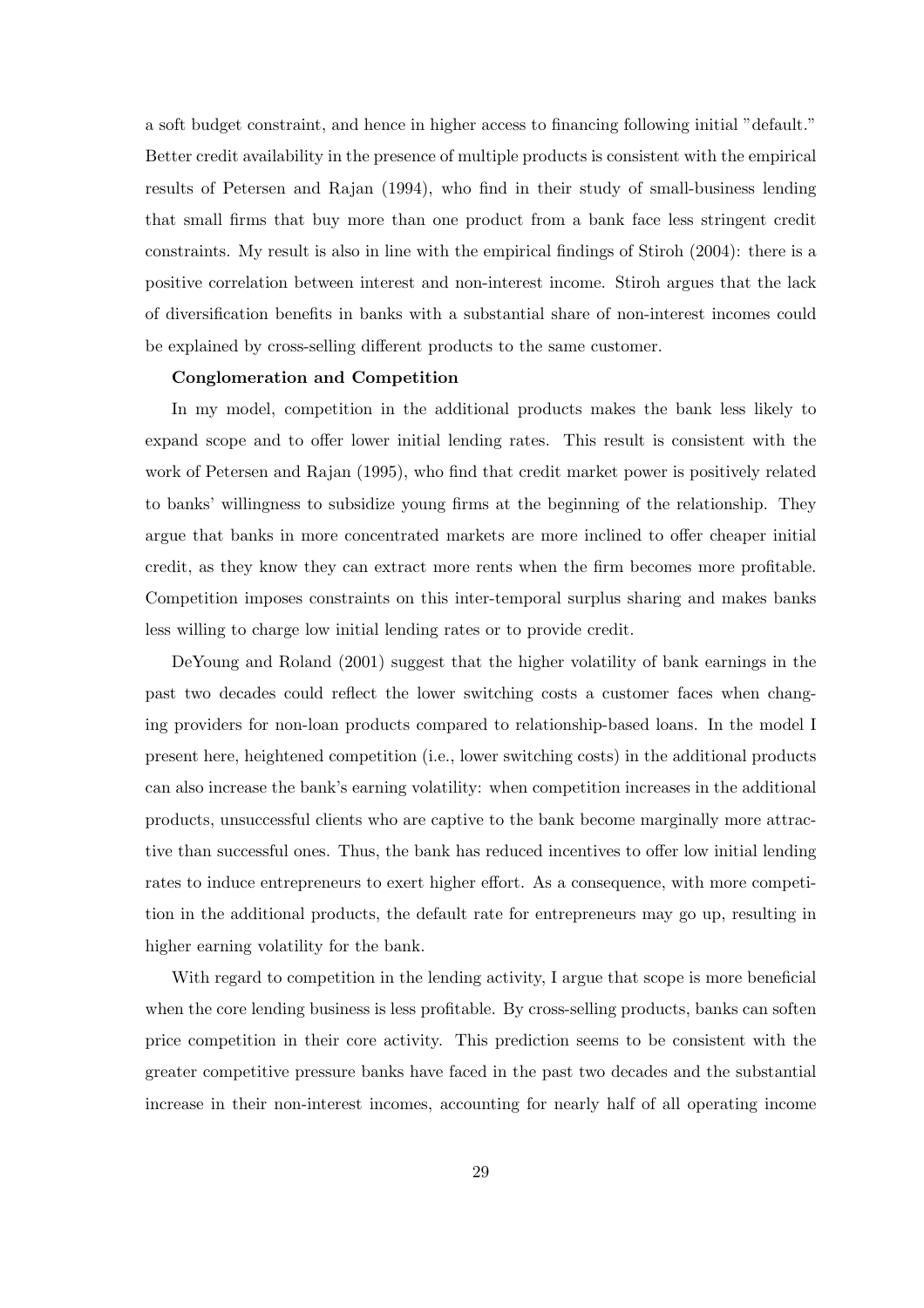a soft budget constraint, and hence in higher access to financing following initial "default." Better credit availability in the presence of multiple products is consistent with the empirical results of Petersen and Rajan (1994), who find in their study of small-business lending that small firms that buy more than one product from a bank face less stringent credit constraints. My result is also in line with the empirical findings of Stiroh (2004): there is a positive correlation between interest and non-interest income. Stiroh argues that the lack of diversification benefits in banks with a substantial share of non-interest incomes could be explained by cross-selling different products to the same customer.

**Conglomeration and Competition**

In my model, competition in the additional products makes the bank less likely to expand scope and to offer lower initial lending rates. This result is consistent with the work of Petersen and Rajan (1995), who find that credit market power is positively related to banks' willingness to subsidize young firms at the beginning of the relationship. They argue that banks in more concentrated markets are more inclined to offer cheaper initial credit, as they know they can extract more rents when the firm becomes more profitable. Competition imposes constraints on this inter-temporal surplus sharing and makes banks less willing to charge low initial lending rates or to provide credit.

DeYoung and Roland (2001) suggest that the higher volatility of bank earnings in the past two decades could reflect the lower switching costs a customer faces when changing providers for non-loan products compared to relationship-based loans. In the model I present here, heightened competition (i.e., lower switching costs) in the additional products can also increase the bank's earning volatility: when competition increases in the additional products, unsuccessful clients who are captive to the bank become marginally more attractive than successful ones. Thus, the bank has reduced incentives to offer low initial lending rates to induce entrepreneurs to exert higher effort. As a consequence, with more competition in the additional products, the default rate for entrepreneurs may go up, resulting in higher earning volatility for the bank.

With regard to competition in the lending activity, I argue that scope is more beneficial when the core lending business is less profitable. By cross-selling products, banks can soften price competition in their core activity. This prediction seems to be consistent with the greater competitive pressure banks have faced in the past two decades and the substantial increase in their non-interest incomes, accounting for nearly half of all operating income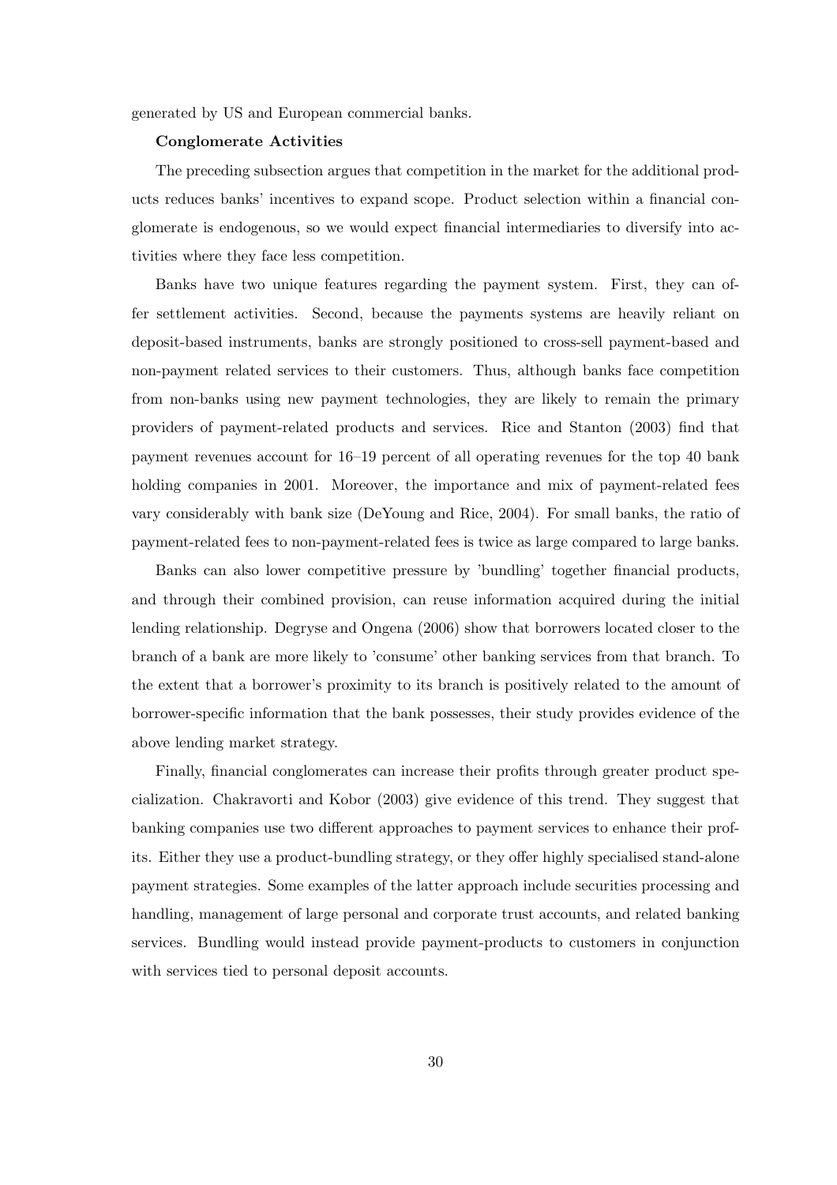generated by US and European commercial banks.

**Conglomerate Activities**

The preceding subsection argues that competition in the market for the additional products reduces banks' incentives to expand scope. Product selection within a financial conglomerate is endogenous, so we would expect financial intermediaries to diversify into activities where they face less competition.

Banks have two unique features regarding the payment system. First, they can offer settlement activities. Second, because the payments systems are heavily reliant on deposit-based instruments, banks are strongly positioned to cross-sell payment-based and non-payment related services to their customers. Thus, although banks face competition from non-banks using new payment technologies, they are likely to remain the primary providers of payment-related products and services. Rice and Stanton (2003) find that payment revenues account for 16–19 percent of all operating revenues for the top 40 bank holding companies in 2001. Moreover, the importance and mix of payment-related fees vary considerably with bank size (DeYoung and Rice, 2004). For small banks, the ratio of payment-related fees to non-payment-related fees is twice as large compared to large banks.

Banks can also lower competitive pressure by 'bundling' together financial products, and through their combined provision, can reuse information acquired during the initial lending relationship. Degryse and Ongena (2006) show that borrowers located closer to the branch of a bank are more likely to 'consume' other banking services from that branch. To the extent that a borrower's proximity to its branch is positively related to the amount of borrower-specific information that the bank possesses, their study provides evidence of the above lending market strategy.

Finally, financial conglomerates can increase their profits through greater product specialization. Chakravorti and Kobor (2003) give evidence of this trend. They suggest that banking companies use two different approaches to payment services to enhance their profits. Either they use a product-bundling strategy, or they offer highly specialised stand-alone payment strategies. Some examples of the latter approach include securities processing and handling, management of large personal and corporate trust accounts, and related banking services. Bundling would instead provide payment-products to customers in conjunction with services tied to personal deposit accounts.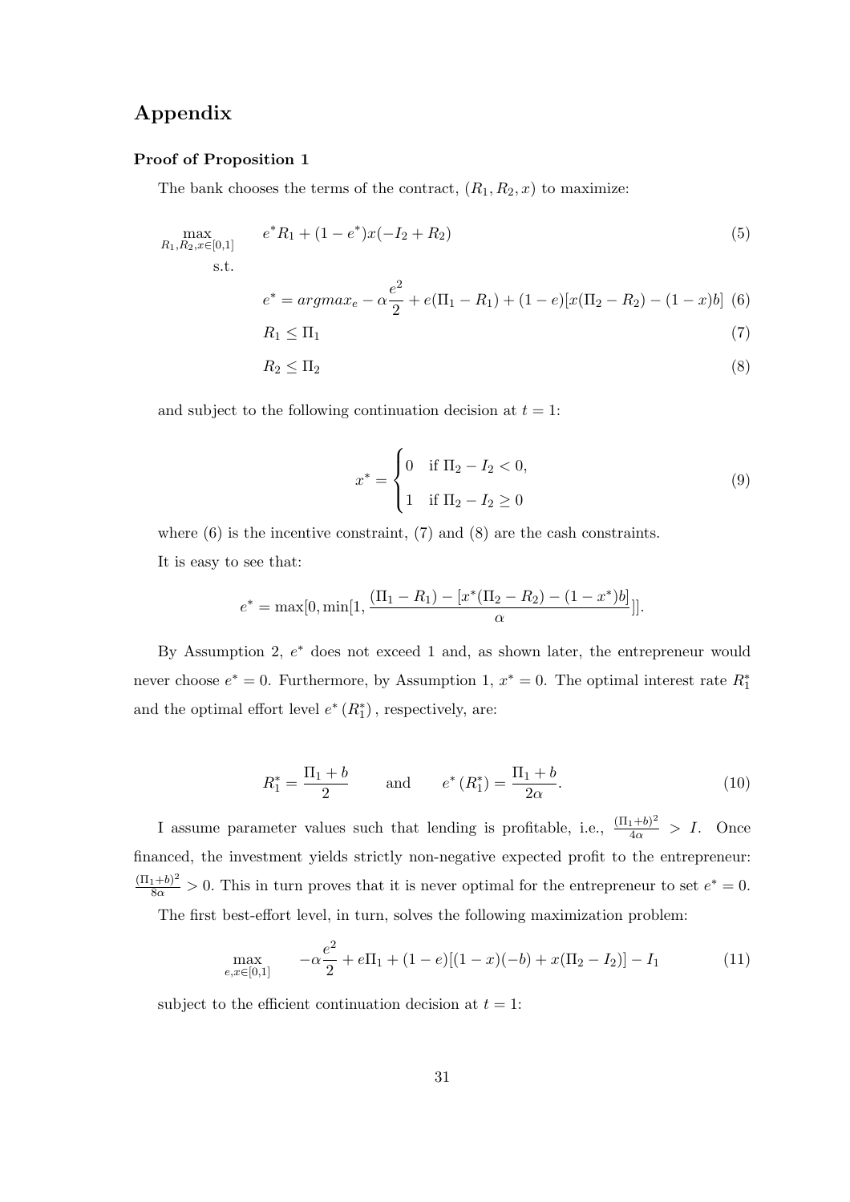## Appendix

**Proof of Proposition 1**

The bank chooses the terms of the contract, $(R_1, R_2, x)$ to maximize:

$$\max_{R_1, R_2, x \in [0,1]} \quad e^* R_1 + (1 - e^*) x(-I_2 + R_2) \tag{5}$$

s.t.

$$e^* = argmax_e - \alpha \frac{e^2}{2} + e(\Pi_1 - R_1) + (1-e)[x(\Pi_2 - R_2) - (1-x)b] \tag{6}$$

$$R_1 \leq \Pi_1 \tag{7}$$

$$R_2 \leq \Pi_2 \tag{8}$$

and subject to the following continuation decision at $t = 1$:

$$x^* = \begin{cases} 0 & \text{if } \Pi_2 - I_2 < 0, \\ 1 & \text{if } \Pi_2 - I_2 \geq 0 \end{cases} \tag{9}$$

where (6) is the incentive constraint, (7) and (8) are the cash constraints.

It is easy to see that:

$$e^* = \max[0, \min[1, \frac{(\Pi_1 - R_1) - [x^*(\Pi_2 - R_2) - (1 - x^*)b]}{\alpha}]].$$

By Assumption 2, $e^*$ does not exceed 1 and, as shown later, the entrepreneur would never choose $e^* = 0$. Furthermore, by Assumption 1, $x^* = 0$. The optimal interest rate $R_1^*$ and the optimal effort level $e^*(R_1^*)$, respectively, are:

$$R_1^* = \frac{\Pi_1 + b}{2} \qquad \text{and} \qquad e^*(R_1^*) = \frac{\Pi_1 + b}{2\alpha}. \tag{10}$$

I assume parameter values such that lending is profitable, i.e., $\frac{(\Pi_1+b)^2}{4\alpha} > I$. Once financed, the investment yields strictly non-negative expected profit to the entrepreneur: $\frac{(\Pi_1+b)^2}{8\alpha} > 0$. This in turn proves that it is never optimal for the entrepreneur to set $e^* = 0$.

The first best-effort level, in turn, solves the following maximization problem:

$$\max_{e, x \in [0,1]} \quad -\alpha \frac{e^2}{2} + e\Pi_1 + (1-e)[(1-x)(-b) + x(\Pi_2 - I_2)] - I_1 \tag{11}$$

subject to the efficient continuation decision at $t = 1$: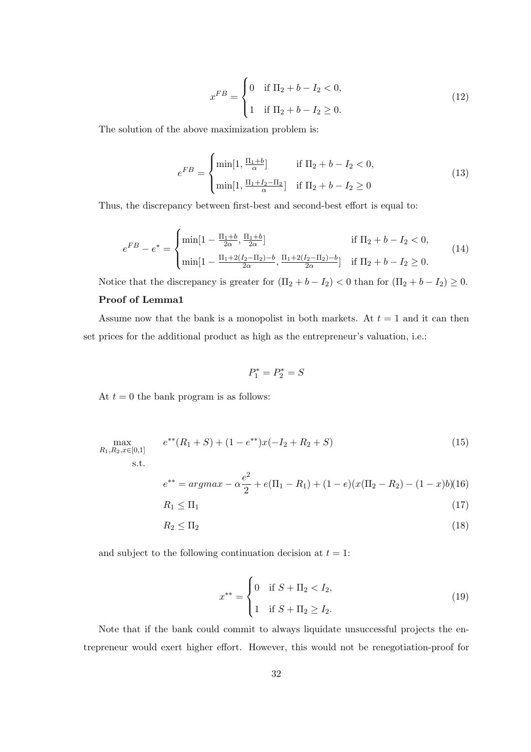$$x^{FB} = \begin{cases} 0 & \text{if } \Pi_2 + b - I_2 < 0, \\ 1 & \text{if } \Pi_2 + b - I_2 \geq 0. \end{cases} \tag{12}$$

The solution of the above maximization problem is:

$$e^{FB} = \begin{cases} \min[1, \frac{\Pi_1 + b}{\alpha}] & \text{if } \Pi_2 + b - I_2 < 0, \\ \min[1, \frac{\Pi_1 + I_2 - \Pi_2}{\alpha}] & \text{if } \Pi_2 + b - I_2 \geq 0 \end{cases} \tag{13}$$

Thus, the discrepancy between first-best and second-best effort is equal to:

$$e^{FB} - e^* = \begin{cases} \min[1 - \frac{\Pi_1 + b}{2\alpha}, \frac{\Pi_1 + b}{2\alpha}] & \text{if } \Pi_2 + b - I_2 < 0, \\ \min[1 - \frac{\Pi_1 + 2(I_2 - \Pi_2) - b}{2\alpha}, \frac{\Pi_1 + 2(I_2 - \Pi_2) - b}{2\alpha}] & \text{if } \Pi_2 + b - I_2 \geq 0. \end{cases} \tag{14}$$

Notice that the discrepancy is greater for $(\Pi_2 + b - I_2) < 0$ than for $(\Pi_2 + b - I_2) \geq 0$.

**Proof of Lemma1**

Assume now that the bank is a monopolist in both markets. At $t = 1$ and it can then set prices for the additional product as high as the entrepreneur's valuation, i.e.:

$$P_1^* = P_2^* = S$$

At $t = 0$ the bank program is as follows:

$$\max_{R_1, R_2, x \in [0,1]} \quad e^{**}(R_1 + S) + (1 - e^{**})x(-I_2 + R_2 + S) \tag{15}$$

s.t.

$$e^{**} = argmax - \alpha\frac{e^2}{2} + e(\Pi_1 - R_1) + (1 - e)(x(\Pi_2 - R_2) - (1 - x)b) \tag{16}$$

$$R_1 \leq \Pi_1 \tag{17}$$

$$R_2 \leq \Pi_2 \tag{18}$$

and subject to the following continuation decision at $t = 1$:

$$x^{**} = \begin{cases} 0 & \text{if } S + \Pi_2 < I_2, \\ 1 & \text{if } S + \Pi_2 \geq I_2. \end{cases} \tag{19}$$

Note that if the bank could commit to always liquidate unsuccessful projects the entrepreneur would exert higher effort. However, this would not be renegotiation-proof for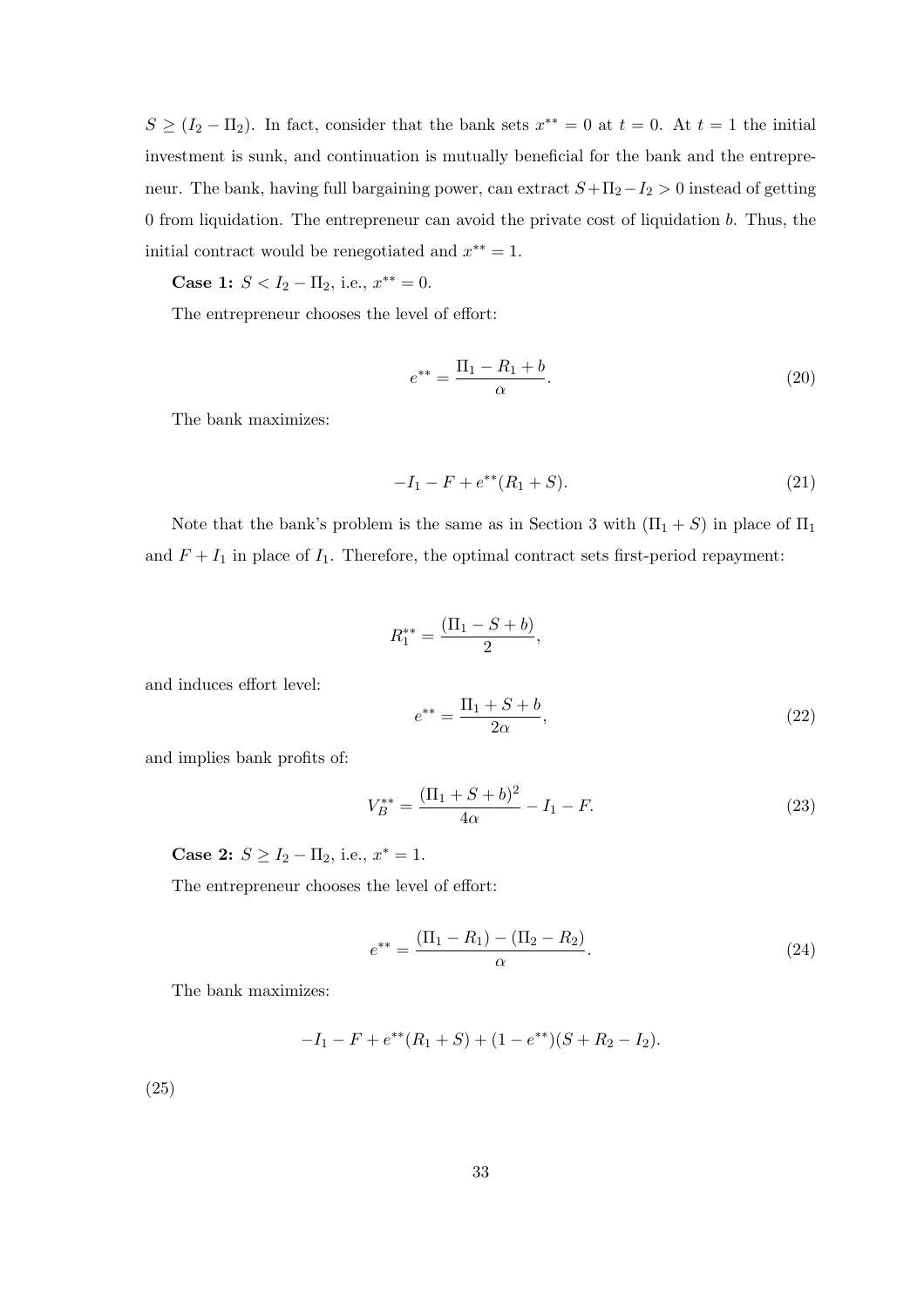$S \geq (I_2 - \Pi_2)$. In fact, consider that the bank sets $x^{**} = 0$ at $t = 0$. At $t = 1$ the initial investment is sunk, and continuation is mutually beneficial for the bank and the entrepreneur. The bank, having full bargaining power, can extract $S + \Pi_2 - I_2 > 0$ instead of getting 0 from liquidation. The entrepreneur can avoid the private cost of liquidation $b$. Thus, the initial contract would be renegotiated and $x^{**} = 1$.

**Case 1:** $S < I_2 - \Pi_2$, i.e., $x^{**} = 0$.

The entrepreneur chooses the level of effort:

$$e^{**} = \frac{\Pi_1 - R_1 + b}{\alpha}. \tag{20}$$

The bank maximizes:

$$-I_1 - F + e^{**}(R_1 + S). \tag{21}$$

Note that the bank's problem is the same as in Section 3 with $(\Pi_1 + S)$ in place of $\Pi_1$ and $F + I_1$ in place of $I_1$. Therefore, the optimal contract sets first-period repayment:

$$R_1^{**} = \frac{(\Pi_1 - S + b)}{2},$$

and induces effort level:

$$e^{**} = \frac{\Pi_1 + S + b}{2\alpha}, \tag{22}$$

and implies bank profits of:

$$V_B^{**} = \frac{(\Pi_1 + S + b)^2}{4\alpha} - I_1 - F. \tag{23}$$

**Case 2:** $S \geq I_2 - \Pi_2$, i.e., $x^* = 1$.

The entrepreneur chooses the level of effort:

$$e^{**} = \frac{(\Pi_1 - R_1) - (\Pi_2 - R_2)}{\alpha}. \tag{24}$$

The bank maximizes:

$$-I_1 - F + e^{**}(R_1 + S) + (1 - e^{**})(S + R_2 - I_2).$$

(25)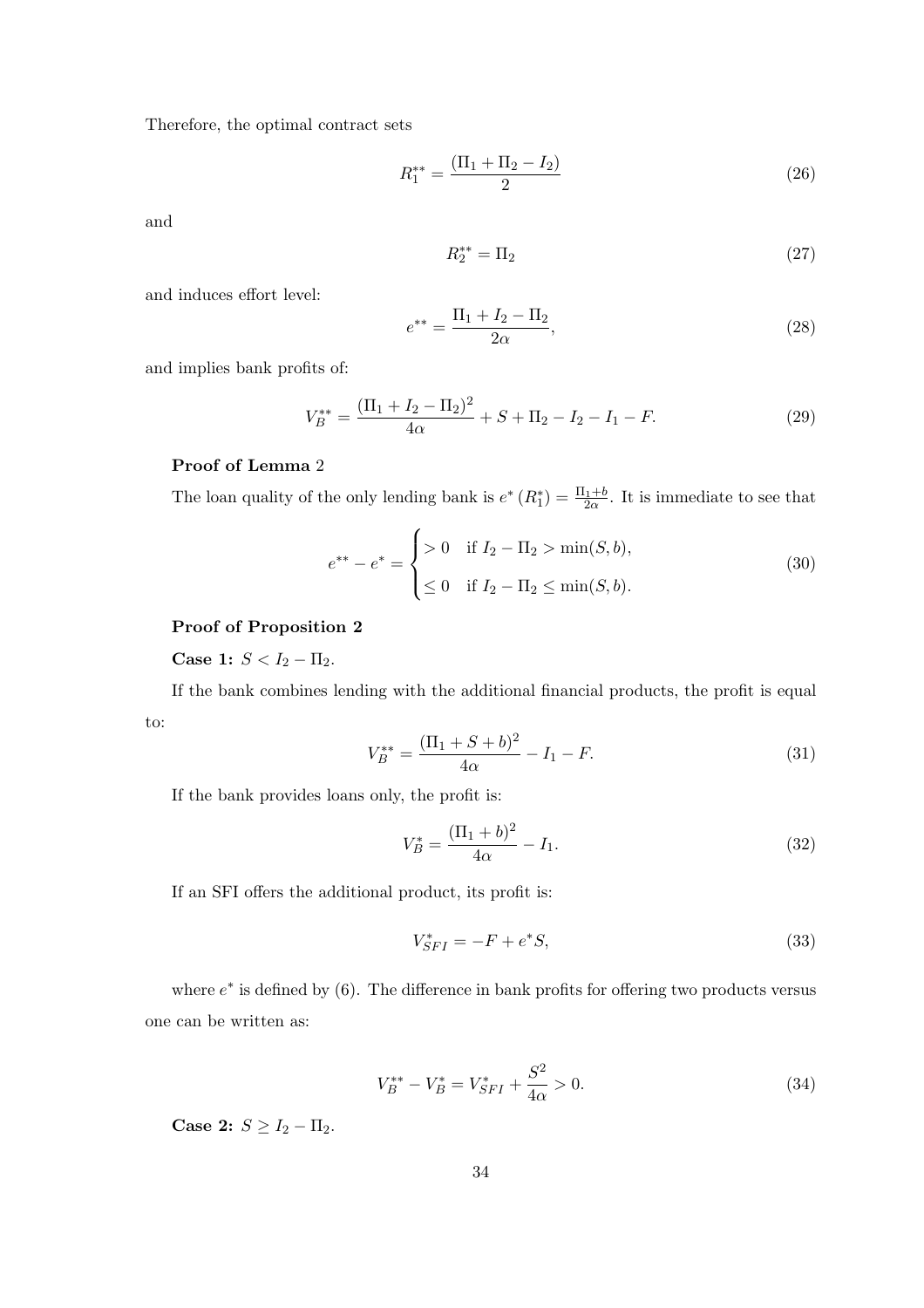Therefore, the optimal contract sets

$$R_1^{**} = \frac{(\Pi_1 + \Pi_2 - I_2)}{2} \tag{26}$$

and

$$R_2^{**} = \Pi_2 \tag{27}$$

and induces effort level:

$$e^{**} = \frac{\Pi_1 + I_2 - \Pi_2}{2\alpha}, \tag{28}$$

and implies bank profits of:

$$V_B^{**} = \frac{(\Pi_1 + I_2 - \Pi_2)^2}{4\alpha} + S + \Pi_2 - I_2 - I_1 - F. \tag{29}$$

**Proof of Lemma** 2

The loan quality of the only lending bank is $e^*(R_1^*) = \frac{\Pi_1 + b}{2\alpha}$. It is immediate to see that

$$e^{**} - e^* = \begin{cases} > 0 & \text{if } I_2 - \Pi_2 > \min(S, b), \\ \leq 0 & \text{if } I_2 - \Pi_2 \leq \min(S, b). \end{cases} \tag{30}$$

**Proof of Proposition 2**

**Case 1:** $S < I_2 - \Pi_2$.

If the bank combines lending with the additional financial products, the profit is equal to:

$$V_B^{**} = \frac{(\Pi_1 + S + b)^2}{4\alpha} - I_1 - F. \tag{31}$$

If the bank provides loans only, the profit is:

$$V_B^* = \frac{(\Pi_1 + b)^2}{4\alpha} - I_1. \tag{32}$$

If an SFI offers the additional product, its profit is:

$$V_{SFI}^* = -F + e^* S, \tag{33}$$

where $e^*$ is defined by (6). The difference in bank profits for offering two products versus one can be written as:

$$V_B^{**} - V_B^* = V_{SFI}^* + \frac{S^2}{4\alpha} > 0. \tag{34}$$

**Case 2:** $S \geq I_2 - \Pi_2$.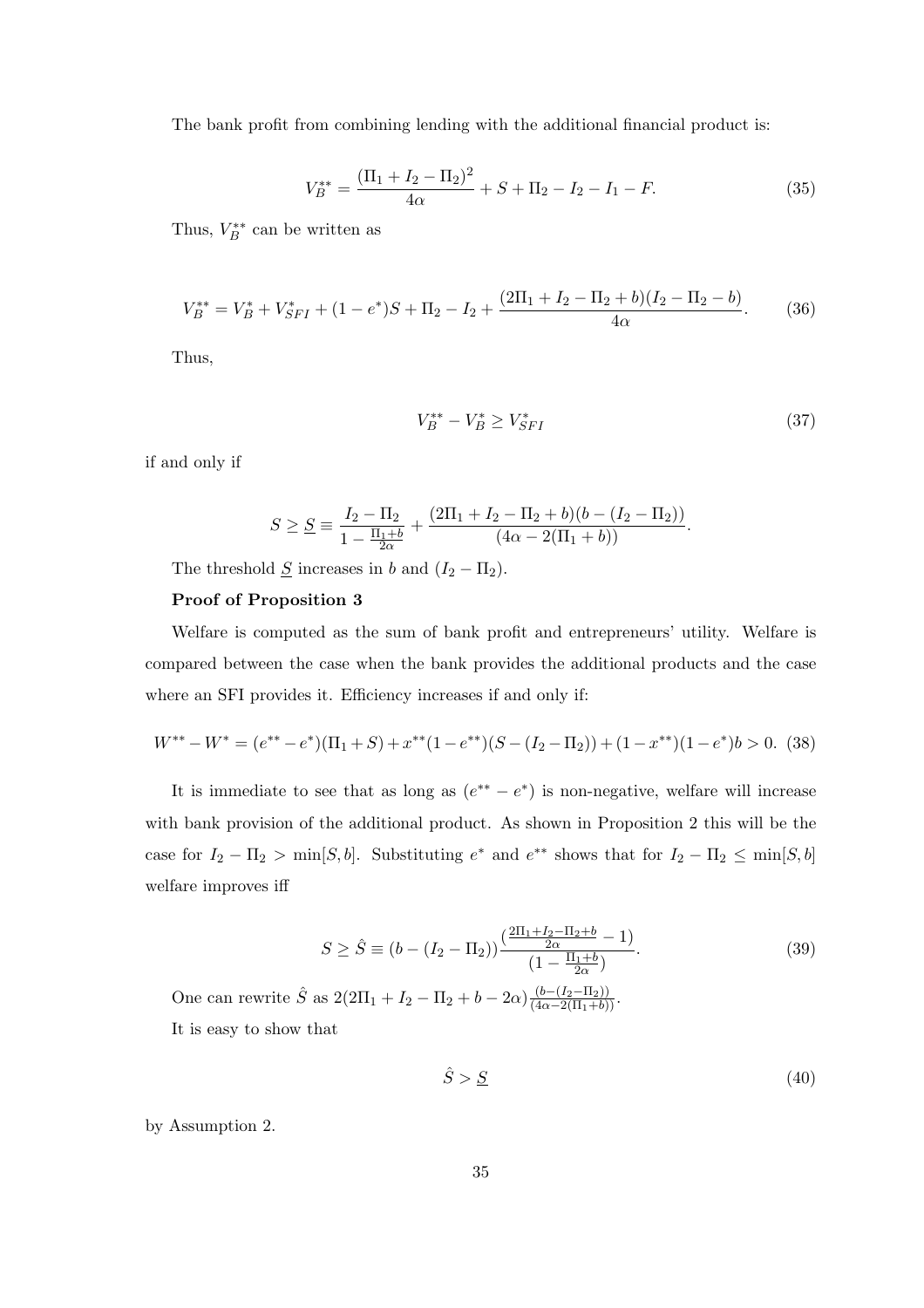The bank profit from combining lending with the additional financial product is:

$$V_B^{**} = \frac{(\Pi_1 + I_2 - \Pi_2)^2}{4\alpha} + S + \Pi_2 - I_2 - I_1 - F. \tag{35}$$

Thus, $V_B^{**}$ can be written as

$$V_B^{**} = V_B^* + V_{SFI}^* + (1 - e^*)S + \Pi_2 - I_2 + \frac{(2\Pi_1 + I_2 - \Pi_2 + b)(I_2 - \Pi_2 - b)}{4\alpha}. \tag{36}$$

Thus,

$$V_B^{**} - V_B^* \geq V_{SFI}^* \tag{37}$$

if and only if

$$S \geq \underline{S} \equiv \frac{I_2 - \Pi_2}{1 - \frac{\Pi_1 + b}{2\alpha}} + \frac{(2\Pi_1 + I_2 - \Pi_2 + b)(b - (I_2 - \Pi_2))}{(4\alpha - 2(\Pi_1 + b))}.$$

The threshold $\underline{S}$ increases in $b$ and $(I_2 - \Pi_2)$.

**Proof of Proposition 3**

Welfare is computed as the sum of bank profit and entrepreneurs' utility. Welfare is compared between the case when the bank provides the additional products and the case where an SFI provides it. Efficiency increases if and only if:

$$W^{**} - W^* = (e^{**} - e^*)(\Pi_1 + S) + x^{**}(1 - e^{**})(S - (I_2 - \Pi_2)) + (1 - x^{**})(1 - e^*)b > 0. \tag{38}$$

It is immediate to see that as long as $(e^{**} - e^*)$ is non-negative, welfare will increase with bank provision of the additional product. As shown in Proposition 2 this will be the case for $I_2 - \Pi_2 > \min[S, b]$. Substituting $e^*$ and $e^{**}$ shows that for $I_2 - \Pi_2 \leq \min[S, b]$ welfare improves iff

$$S \geq \hat{S} \equiv (b - (I_2 - \Pi_2)) \frac{\left(\frac{2\Pi_1 + I_2 - \Pi_2 + b}{2\alpha} - 1\right)}{\left(1 - \frac{\Pi_1 + b}{2\alpha}\right)}. \tag{39}$$

One can rewrite $\hat{S}$ as $2(2\Pi_1 + I_2 - \Pi_2 + b - 2\alpha)\frac{(b - (I_2 - \Pi_2))}{(4\alpha - 2(\Pi_1 + b))}$.

It is easy to show that

$$\hat{S} > \underline{S} \tag{40}$$

by Assumption 2.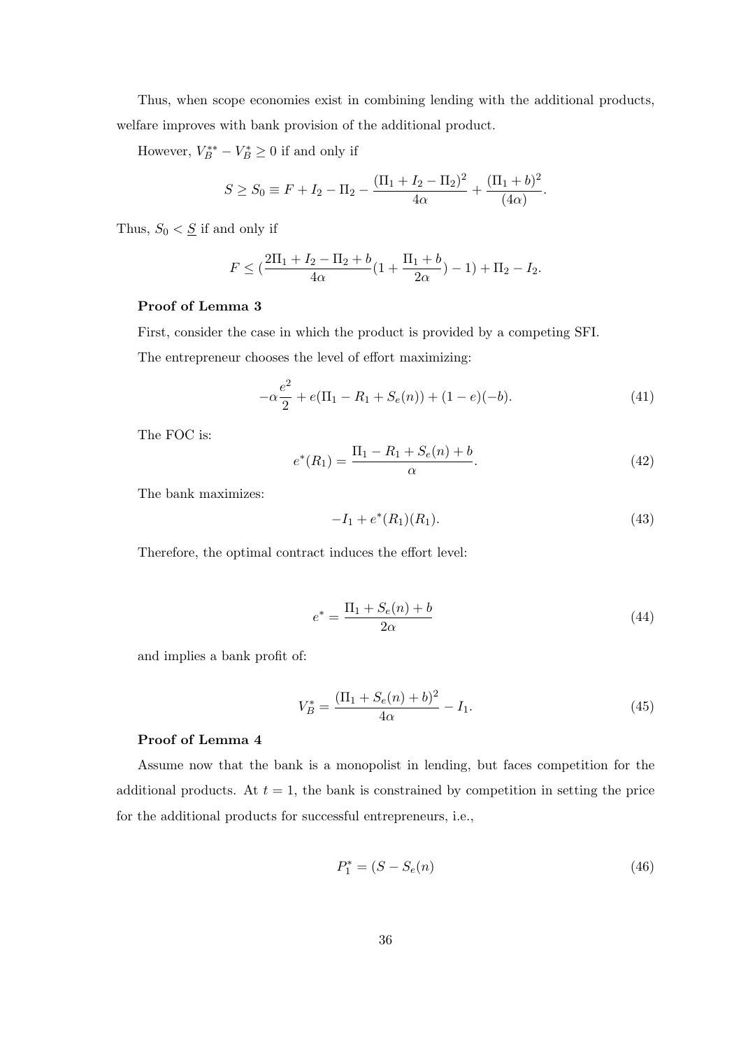Thus, when scope economies exist in combining lending with the additional products, welfare improves with bank provision of the additional product.

However, $V_B^{**} - V_B^* \geq 0$ if and only if

$$S \geq S_0 \equiv F + I_2 - \Pi_2 - \frac{(\Pi_1 + I_2 - \Pi_2)^2}{4\alpha} + \frac{(\Pi_1 + b)^2}{(4\alpha)}.$$

Thus, $S_0 < \underline{S}$ if and only if

$$F \leq (\frac{2\Pi_1 + I_2 - \Pi_2 + b}{4\alpha}(1 + \frac{\Pi_1 + b}{2\alpha}) - 1) + \Pi_2 - I_2.$$

**Proof of Lemma 3**

First, consider the case in which the product is provided by a competing SFI.

The entrepreneur chooses the level of effort maximizing:

$$-\alpha\frac{e^2}{2} + e(\Pi_1 - R_1 + S_e(n)) + (1-e)(-b). \tag{41}$$

The FOC is:

$$e^*(R_1) = \frac{\Pi_1 - R_1 + S_e(n) + b}{\alpha}. \tag{42}$$

The bank maximizes:

$$-I_1 + e^*(R_1)(R_1). \tag{43}$$

Therefore, the optimal contract induces the effort level:

$$e^* = \frac{\Pi_1 + S_e(n) + b}{2\alpha} \tag{44}$$

and implies a bank profit of:

$$V_B^* = \frac{(\Pi_1 + S_e(n) + b)^2}{4\alpha} - I_1. \tag{45}$$

**Proof of Lemma 4**

Assume now that the bank is a monopolist in lending, but faces competition for the additional products. At $t = 1$, the bank is constrained by competition in setting the price for the additional products for successful entrepreneurs, i.e.,

$$P_1^* = (S - S_e(n) \tag{46}$$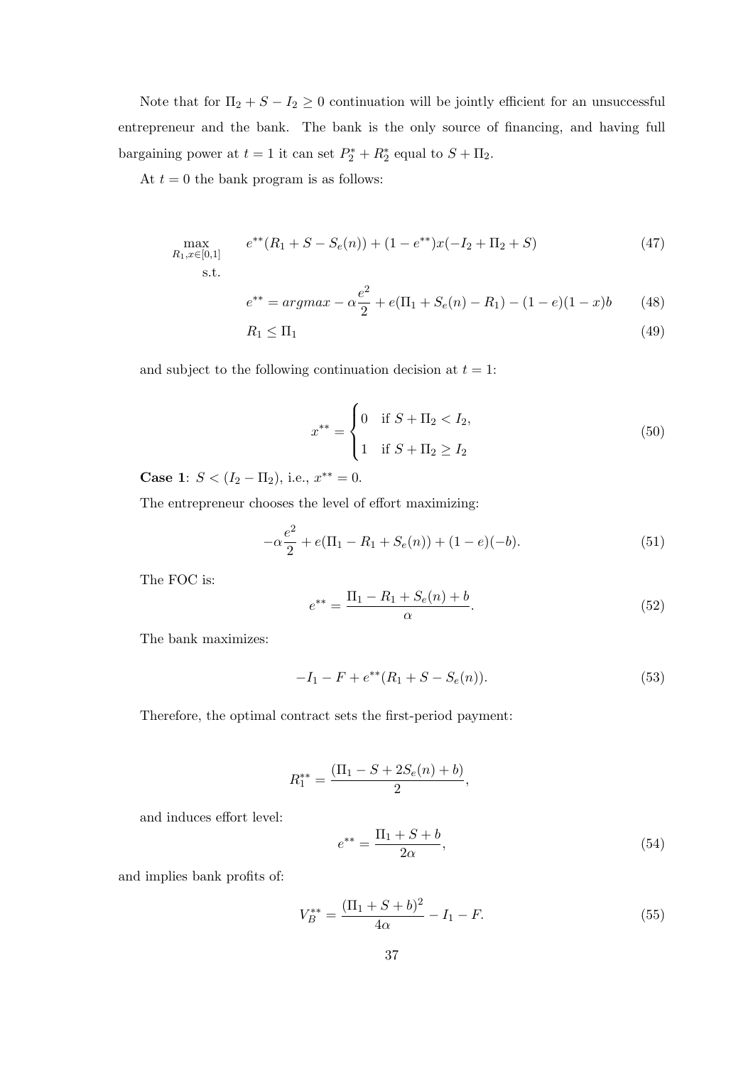Note that for $\Pi_2 + S - I_2 \geq 0$ continuation will be jointly efficient for an unsuccessful entrepreneur and the bank. The bank is the only source of financing, and having full bargaining power at $t = 1$ it can set $P_2^* + R_2^*$ equal to $S + \Pi_2$.

At $t = 0$ the bank program is as follows:

$$\max_{R_1, x \in [0,1]} \quad e^{**}(R_1 + S - S_e(n)) + (1 - e^{**})x(-I_2 + \Pi_2 + S) \tag{47}$$

s.t.

$$e^{**} = argmax - \alpha\frac{e^2}{2} + e(\Pi_1 + S_e(n) - R_1) - (1 - e)(1 - x)b \tag{48}$$

$$R_1 \leq \Pi_1 \tag{49}$$

and subject to the following continuation decision at $t = 1$:

$$x^{**} = \begin{cases} 0 & \text{if } S + \Pi_2 < I_2, \\ 1 & \text{if } S + \Pi_2 \geq I_2 \end{cases} \tag{50}$$

**Case 1**: $S < (I_2 - \Pi_2)$, i.e., $x^{**} = 0$.

The entrepreneur chooses the level of effort maximizing:

$$-\alpha\frac{e^2}{2} + e(\Pi_1 - R_1 + S_e(n)) + (1 - e)(-b). \tag{51}$$

The FOC is:

$$e^{**} = \frac{\Pi_1 - R_1 + S_e(n) + b}{\alpha}. \tag{52}$$

The bank maximizes:

$$-I_1 - F + e^{**}(R_1 + S - S_e(n)). \tag{53}$$

Therefore, the optimal contract sets the first-period payment:

$$R_1^{**} = \frac{(\Pi_1 - S + 2S_e(n) + b)}{2},$$

and induces effort level:

$$e^{**} = \frac{\Pi_1 + S + b}{2\alpha}, \tag{54}$$

and implies bank profits of:

$$V_B^{**} = \frac{(\Pi_1 + S + b)^2}{4\alpha} - I_1 - F. \tag{55}$$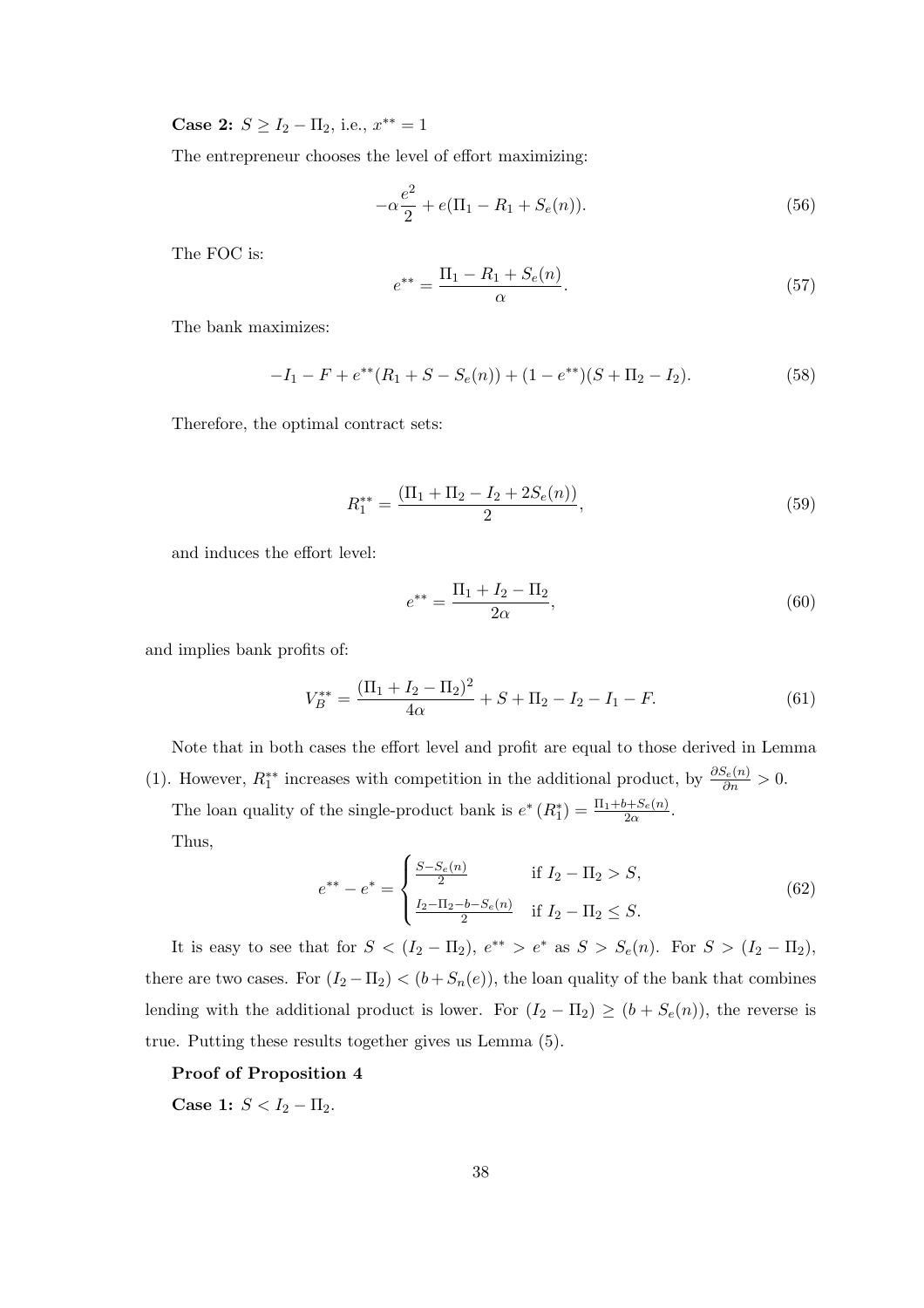**Case 2:** $S \geq I_2 - \Pi_2$, i.e., $x^{**} = 1$

The entrepreneur chooses the level of effort maximizing:

$$-\alpha \frac{e^2}{2} + e(\Pi_1 - R_1 + S_e(n)). \tag{56}$$

The FOC is:

$$e^{**} = \frac{\Pi_1 - R_1 + S_e(n)}{\alpha}. \tag{57}$$

The bank maximizes:

$$-I_1 - F + e^{**}(R_1 + S - S_e(n)) + (1 - e^{**})(S + \Pi_2 - I_2). \tag{58}$$

Therefore, the optimal contract sets:

$$R_1^{**} = \frac{(\Pi_1 + \Pi_2 - I_2 + 2S_e(n))}{2}, \tag{59}$$

and induces the effort level:

$$e^{**} = \frac{\Pi_1 + I_2 - \Pi_2}{2\alpha}, \tag{60}$$

and implies bank profits of:

$$V_B^{**} = \frac{(\Pi_1 + I_2 - \Pi_2)^2}{4\alpha} + S + \Pi_2 - I_2 - I_1 - F. \tag{61}$$

Note that in both cases the effort level and profit are equal to those derived in Lemma (1). However, $R_1^{**}$ increases with competition in the additional product, by $\frac{\partial S_e(n)}{\partial n} > 0$.

The loan quality of the single-product bank is $e^*(R_1^*) = \frac{\Pi_1 + b + S_e(n)}{2\alpha}$.

Thus,

$$e^{**} - e^* = \begin{cases} \frac{S - S_e(n)}{2} & \text{if } I_2 - \Pi_2 > S, \\ \frac{I_2 - \Pi_2 - b - S_e(n)}{2} & \text{if } I_2 - \Pi_2 \leq S. \end{cases} \tag{62}$$

It is easy to see that for $S < (I_2 - \Pi_2)$, $e^{**} > e^*$ as $S > S_e(n)$. For $S > (I_2 - \Pi_2)$, there are two cases. For $(I_2 - \Pi_2) < (b + S_n(e))$, the loan quality of the bank that combines lending with the additional product is lower. For $(I_2 - \Pi_2) \geq (b + S_e(n))$, the reverse is true. Putting these results together gives us Lemma (5).

**Proof of Proposition 4**

**Case 1:** $S < I_2 - \Pi_2$.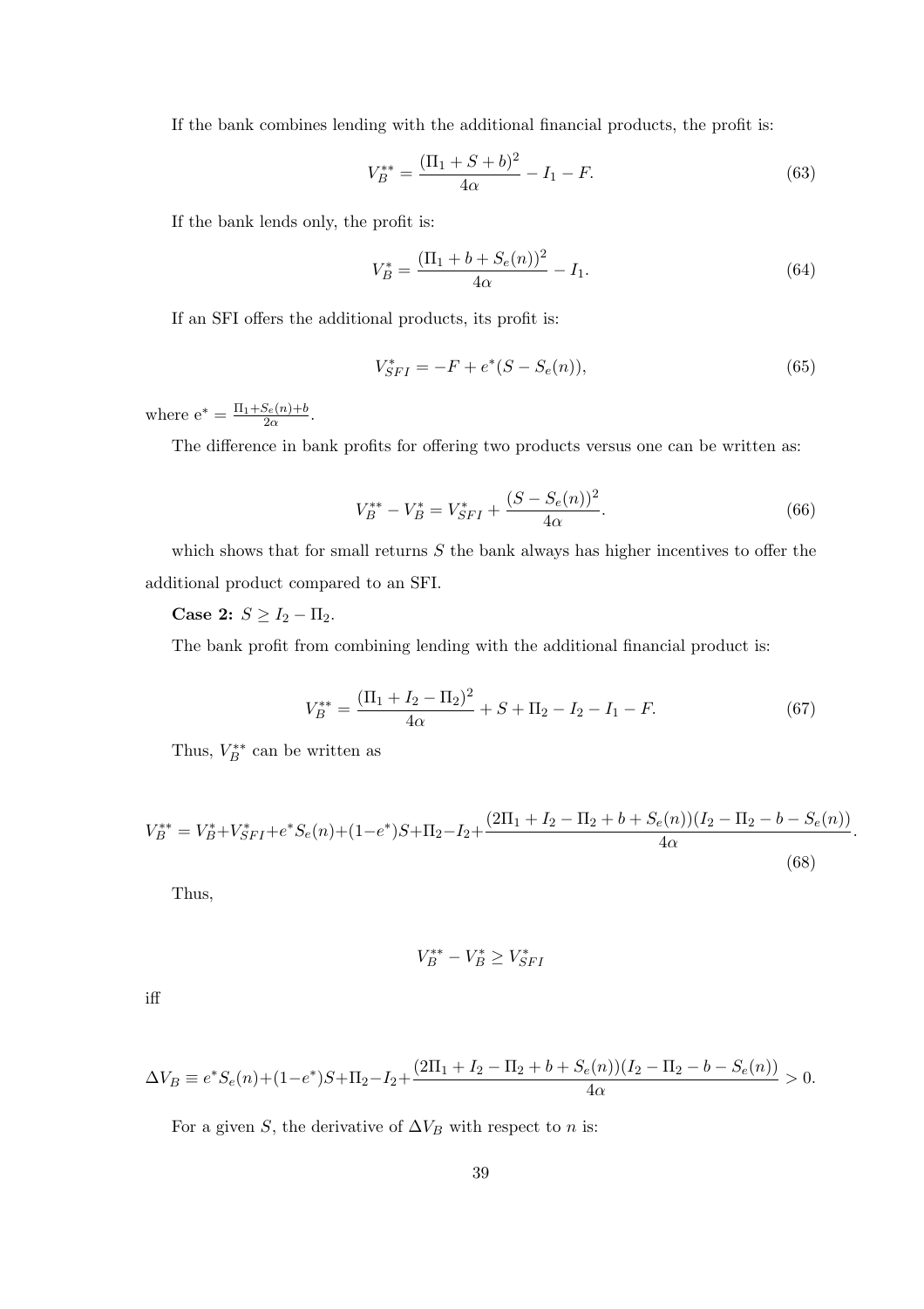If the bank combines lending with the additional financial products, the profit is:

$$V_B^{**} = \frac{(\Pi_1 + S + b)^2}{4\alpha} - I_1 - F. \tag{63}$$

If the bank lends only, the profit is:

$$V_B^{*} = \frac{(\Pi_1 + b + S_e(n))^2}{4\alpha} - I_1. \tag{64}$$

If an SFI offers the additional products, its profit is:

$$V_{SFI}^{*} = -F + e^*(S - S_e(n)), \tag{65}$$

where $e^* = \frac{\Pi_1 + S_e(n) + b}{2\alpha}$.

The difference in bank profits for offering two products versus one can be written as:

$$V_B^{**} - V_B^{*} = V_{SFI}^{*} + \frac{(S - S_e(n))^2}{4\alpha}. \tag{66}$$

which shows that for small returns $S$ the bank always has higher incentives to offer the additional product compared to an SFI.

**Case 2:** $S \geq I_2 - \Pi_2$.

The bank profit from combining lending with the additional financial product is:

$$V_B^{**} = \frac{(\Pi_1 + I_2 - \Pi_2)^2}{4\alpha} + S + \Pi_2 - I_2 - I_1 - F. \tag{67}$$

Thus, $V_B^{**}$ can be written as

$$V_B^{**} = V_B^{*} + V_{SFI}^{*} + e^* S_e(n) + (1 - e^*)S + \Pi_2 - I_2 + \frac{(2\Pi_1 + I_2 - \Pi_2 + b + S_e(n))(I_2 - \Pi_2 - b - S_e(n))}{4\alpha}. \tag{68}$$

Thus,

$$V_B^{**} - V_B^{*} \geq V_{SFI}^{*}$$

iff

$$\Delta V_B \equiv e^* S_e(n) + (1 - e^*)S + \Pi_2 - I_2 + \frac{(2\Pi_1 + I_2 - \Pi_2 + b + S_e(n))(I_2 - \Pi_2 - b - S_e(n))}{4\alpha} > 0.$$

For a given $S$, the derivative of $\Delta V_B$ with respect to $n$ is: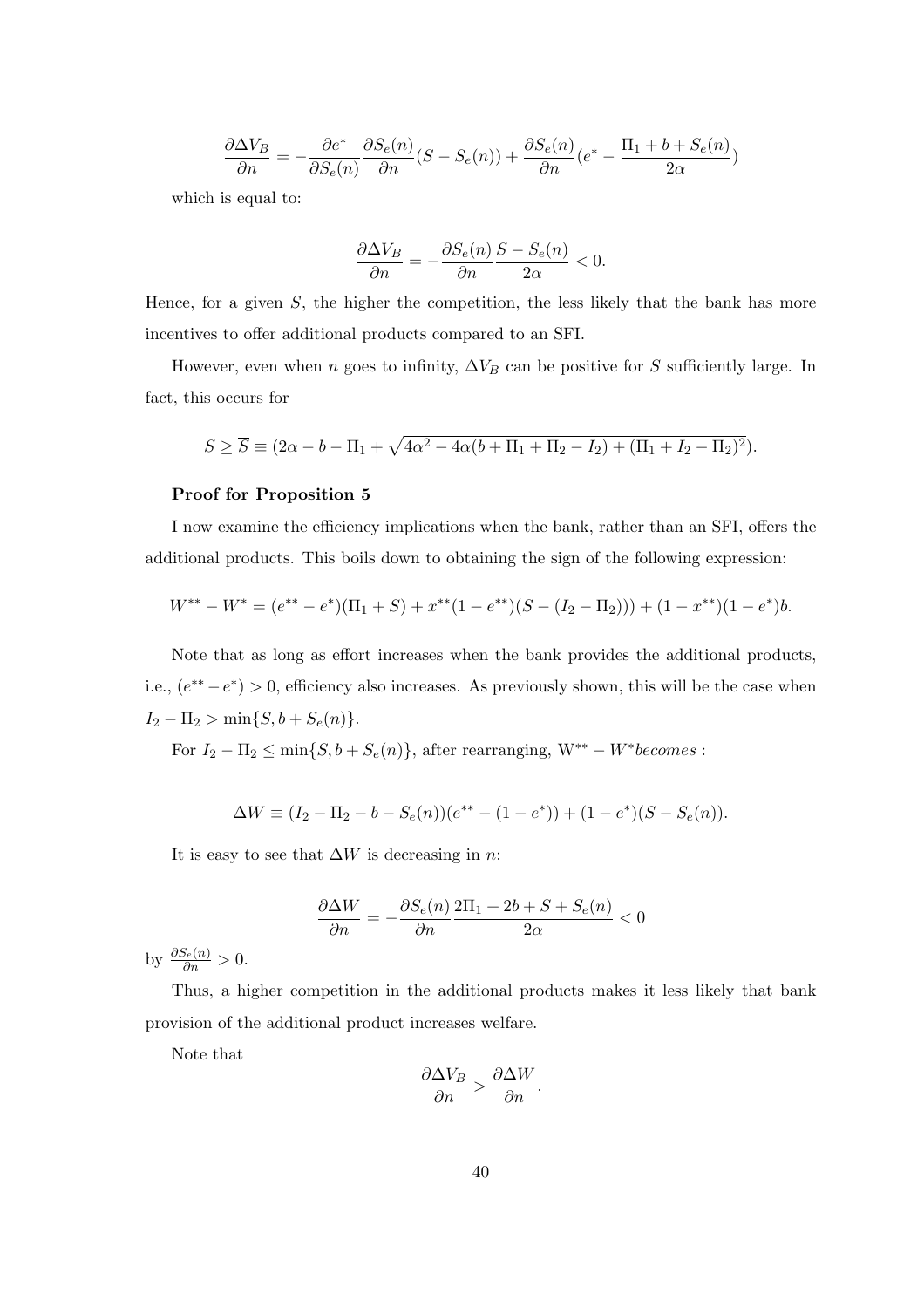$$\frac{\partial \Delta V_B}{\partial n} = -\frac{\partial e^*}{\partial S_e(n)} \frac{\partial S_e(n)}{\partial n}(S - S_e(n)) + \frac{\partial S_e(n)}{\partial n}(e^* - \frac{\Pi_1 + b + S_e(n)}{2\alpha})$$

which is equal to:

$$\frac{\partial \Delta V_B}{\partial n} = -\frac{\partial S_e(n)}{\partial n} \frac{S - S_e(n)}{2\alpha} < 0.$$

Hence, for a given $S$, the higher the competition, the less likely that the bank has more incentives to offer additional products compared to an SFI.

However, even when $n$ goes to infinity, $\Delta V_B$ can be positive for $S$ sufficiently large. In fact, this occurs for

$$S \geq \overline{S} \equiv (2\alpha - b - \Pi_1 + \sqrt{4\alpha^2 - 4\alpha(b + \Pi_1 + \Pi_2 - I_2) + (\Pi_1 + I_2 - \Pi_2)^2}).$$

**Proof for Proposition 5**

I now examine the efficiency implications when the bank, rather than an SFI, offers the additional products. This boils down to obtaining the sign of the following expression:

$$W^{**} - W^* = (e^{**} - e^*)(\Pi_1 + S) + x^{**}(1 - e^{**})(S - (I_2 - \Pi_2))) + (1 - x^{**})(1 - e^*)b.$$

Note that as long as effort increases when the bank provides the additional products, i.e., $(e^{**} - e^*) > 0$, efficiency also increases. As previously shown, this will be the case when $I_2 - \Pi_2 > \min\{S, b + S_e(n)\}$.

For $I_2 - \Pi_2 \leq \min\{S, b + S_e(n)\}$, after rearranging, $\mathrm{W}^{**} - W^* becomes :$

$$\Delta W \equiv (I_2 - \Pi_2 - b - S_e(n))(e^{**} - (1 - e^*)) + (1 - e^*)(S - S_e(n)).$$

It is easy to see that $\Delta W$ is decreasing in $n$:

$$\frac{\partial \Delta W}{\partial n} = -\frac{\partial S_e(n)}{\partial n} \frac{2\Pi_1 + 2b + S + S_e(n)}{2\alpha} < 0$$

by $\frac{\partial S_e(n)}{\partial n} > 0$.

Thus, a higher competition in the additional products makes it less likely that bank provision of the additional product increases welfare.

Note that

$$\frac{\partial \Delta V_B}{\partial n} > \frac{\partial \Delta W}{\partial n}.$$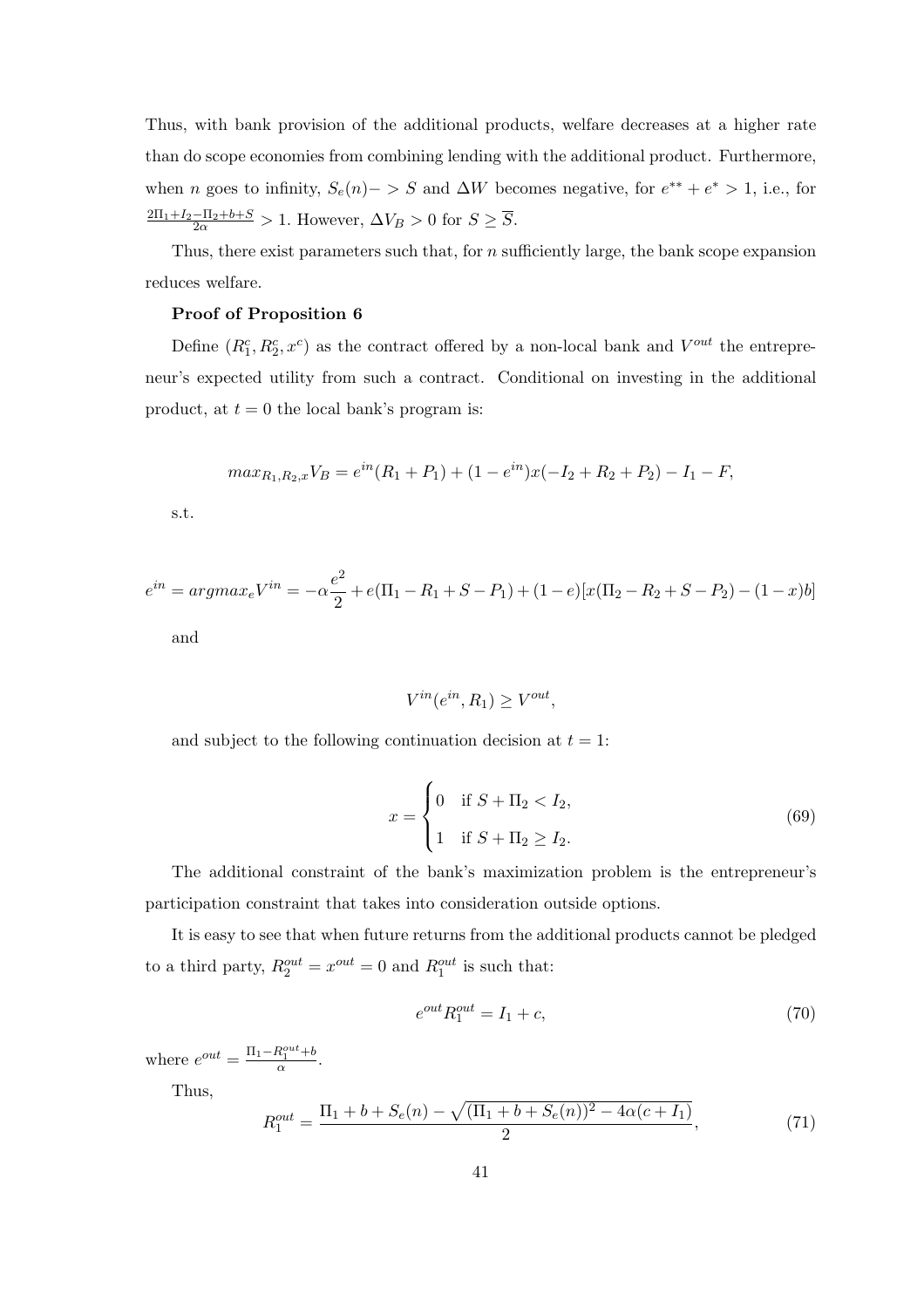Thus, with bank provision of the additional products, welfare decreases at a higher rate than do scope economies from combining lending with the additional product. Furthermore, when $n$ goes to infinity, $S_e(n) -> S$ and $\Delta W$ becomes negative, for $e^{**} + e^{*} > 1$, i.e., for $\frac{2\Pi_1 + I_2 - \Pi_2 + b + S}{2\alpha} > 1$. However, $\Delta V_B > 0$ for $S \geq \overline{S}$.

Thus, there exist parameters such that, for $n$ sufficiently large, the bank scope expansion reduces welfare.

**Proof of Proposition 6**

Define $(R_1^c, R_2^c, x^c)$ as the contract offered by a non-local bank and $V^{out}$ the entrepreneur's expected utility from such a contract. Conditional on investing in the additional product, at $t = 0$ the local bank's program is:

$$max_{R_1,R_2,x} V_B = e^{in}(R_1 + P_1) + (1 - e^{in})x(-I_2 + R_2 + P_2) - I_1 - F,$$

s.t.

$$e^{in} = argmax_e V^{in} = -\alpha\frac{e^2}{2} + e(\Pi_1 - R_1 + S - P_1) + (1 - e)[x(\Pi_2 - R_2 + S - P_2) - (1 - x)b]$$

and

$$V^{in}(e^{in}, R_1) \geq V^{out},$$

and subject to the following continuation decision at $t = 1$:

$$x = \begin{cases} 0 & \text{if } S + \Pi_2 < I_2, \\ 1 & \text{if } S + \Pi_2 \geq I_2. \end{cases} \tag{69}$$

The additional constraint of the bank's maximization problem is the entrepreneur's participation constraint that takes into consideration outside options.

It is easy to see that when future returns from the additional products cannot be pledged to a third party, $R_2^{out} = x^{out} = 0$ and $R_1^{out}$ is such that:

$$e^{out} R_1^{out} = I_1 + c, \tag{70}$$

where $e^{out} = \frac{\Pi_1 - R_1^{out} + b}{\alpha}$.

Thus,

$$R_1^{out} = \frac{\Pi_1 + b + S_e(n) - \sqrt{(\Pi_1 + b + S_e(n))^2 - 4\alpha(c + I_1)}}{2}, \tag{71}$$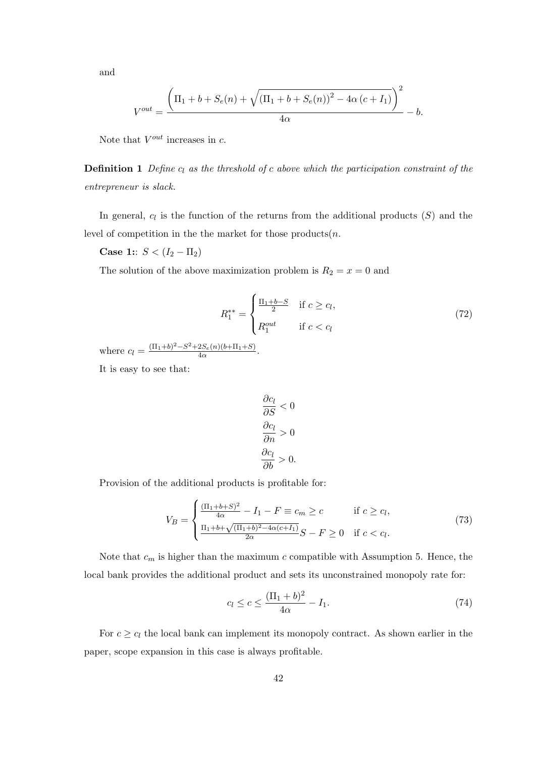and

$$V^{out} = \frac{\left(\Pi_1 + b + S_e(n) + \sqrt{\left(\Pi_1 + b + S_e(n)\right)^2 - 4\alpha\left(c + I_1\right)}\right)^2}{4\alpha} - b.$$

Note that $V^{out}$ increases in $c$.

**Definition 1** *Define $c_l$ as the threshold of $c$ above which the participation constraint of the entrepreneur is slack.*

In general, $c_l$ is the function of the returns from the additional products ($S$) and the level of competition in the the market for those products($n$.

**Case 1:**: $S < (I_2 - \Pi_2)$

The solution of the above maximization problem is $R_2 = x = 0$ and

$$R_1^{**} = \begin{cases} \frac{\Pi_1 + b - S}{2} & \text{if } c \geq c_l, \\ R_1^{out} & \text{if } c < c_l \end{cases} \tag{72}$$

where $c_l = \frac{(\Pi_1+b)^2 - S^2 + 2S_e(n)(b+\Pi_1+S)}{4\alpha}$.

It is easy to see that:

$$\frac{\partial c_l}{\partial S} < 0$$
$$\frac{\partial c_l}{\partial n} > 0$$
$$\frac{\partial c_l}{\partial b} > 0.$$

Provision of the additional products is profitable for:

$$V_B = \begin{cases} \frac{(\Pi_1+b+S)^2}{4\alpha} - I_1 - F \equiv c_m \geq c & \text{if } c \geq c_l, \\ \frac{\Pi_1+b+\sqrt{(\Pi_1+b)^2-4\alpha(c+I_1)}}{2\alpha} S - F \geq 0 & \text{if } c < c_l. \end{cases} \tag{73}$$

Note that $c_m$ is higher than the maximum $c$ compatible with Assumption 5. Hence, the local bank provides the additional product and sets its unconstrained monopoly rate for:

$$c_l \leq c \leq \frac{(\Pi_1 + b)^2}{4\alpha} - I_1. \tag{74}$$

For $c \geq c_l$ the local bank can implement its monopoly contract. As shown earlier in the paper, scope expansion in this case is always profitable.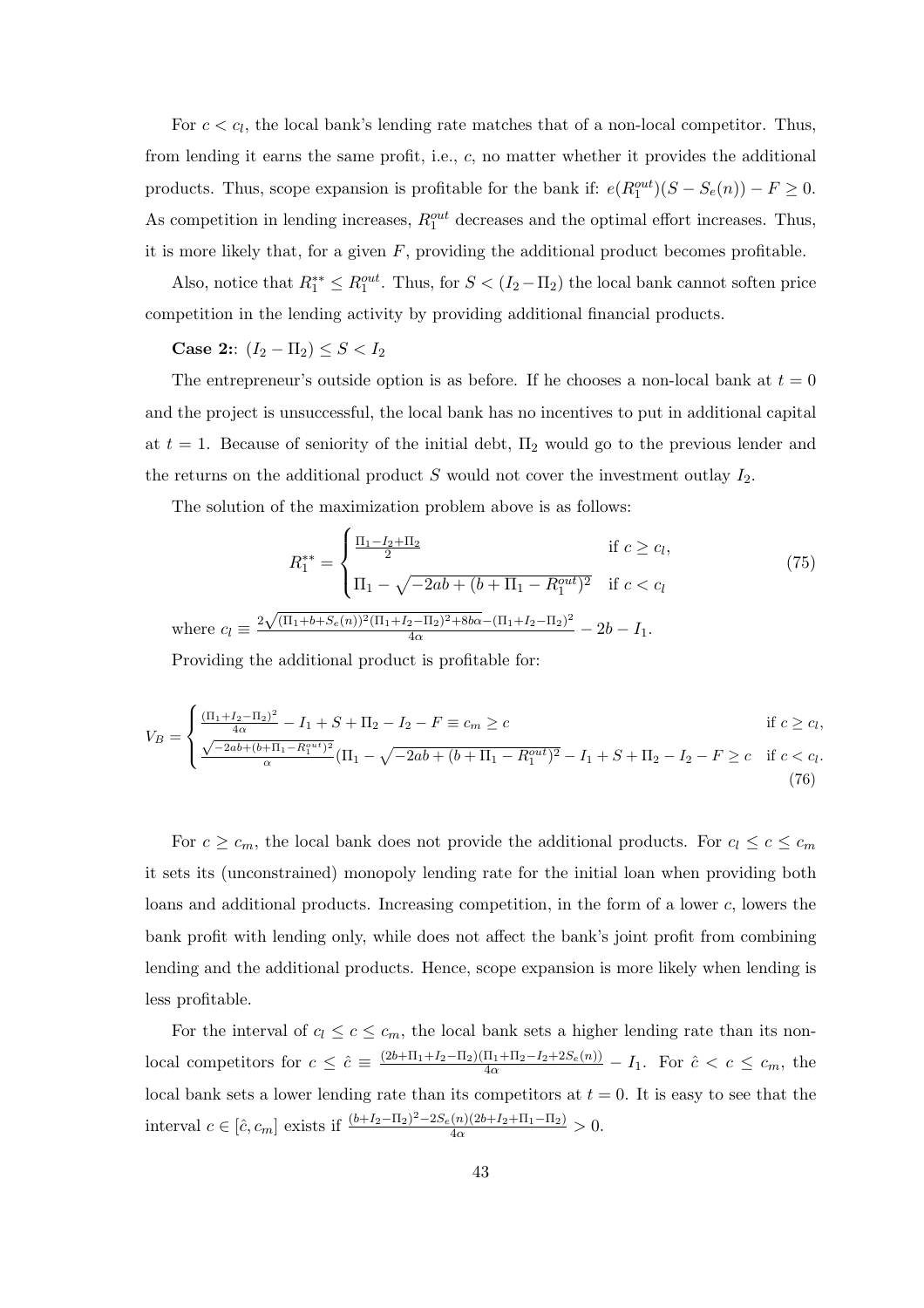For $c < c_l$, the local bank's lending rate matches that of a non-local competitor. Thus, from lending it earns the same profit, i.e., $c$, no matter whether it provides the additional products. Thus, scope expansion is profitable for the bank if: $e(R_1^{out})(S - S_e(n)) - F \geq 0$. As competition in lending increases, $R_1^{out}$ decreases and the optimal effort increases. Thus, it is more likely that, for a given $F$, providing the additional product becomes profitable.

Also, notice that $R_1^{**} \leq R_1^{out}$. Thus, for $S < (I_2 - \Pi_2)$ the local bank cannot soften price competition in the lending activity by providing additional financial products.

**Case 2:**: $(I_2 - \Pi_2) \leq S < I_2$

The entrepreneur's outside option is as before. If he chooses a non-local bank at $t = 0$ and the project is unsuccessful, the local bank has no incentives to put in additional capital at $t = 1$. Because of seniority of the initial debt, $\Pi_2$ would go to the previous lender and the returns on the additional product $S$ would not cover the investment outlay $I_2$.

The solution of the maximization problem above is as follows:

$$R_1^{**} = \begin{cases} \frac{\Pi_1 - I_2 + \Pi_2}{2} & \text{if } c \geq c_l, \\ \Pi_1 - \sqrt{-2ab + (b + \Pi_1 - R_1^{out})^2} & \text{if } c < c_l \end{cases} \tag{75}$$

where $c_l \equiv \frac{2\sqrt{(\Pi_1 + b + S_e(n))^2(\Pi_1 + I_2 - \Pi_2)^2 + 8b\alpha} - (\Pi_1 + I_2 - \Pi_2)^2}{4\alpha} - 2b - I_1$.

Providing the additional product is profitable for:

$$V_B = \begin{cases} \frac{(\Pi_1 + I_2 - \Pi_2)^2}{4\alpha} - I_1 + S + \Pi_2 - I_2 - F \equiv c_m \geq c & \text{if } c \geq c_l, \\ \frac{\sqrt{-2ab + (b + \Pi_1 - R_1^{out})^2}}{\alpha}(\Pi_1 - \sqrt{-2ab + (b + \Pi_1 - R_1^{out})^2} - I_1 + S + \Pi_2 - I_2 - F \geq c & \text{if } c < c_l. \end{cases} \tag{76}$$

For $c \geq c_m$, the local bank does not provide the additional products. For $c_l \leq c \leq c_m$ it sets its (unconstrained) monopoly lending rate for the initial loan when providing both loans and additional products. Increasing competition, in the form of a lower $c$, lowers the bank profit with lending only, while does not affect the bank's joint profit from combining lending and the additional products. Hence, scope expansion is more likely when lending is less profitable.

For the interval of $c_l \leq c \leq c_m$, the local bank sets a higher lending rate than its non-local competitors for $c \leq \hat{c} \equiv \frac{(2b + \Pi_1 + I_2 - \Pi_2)(\Pi_1 + \Pi_2 - I_2 + 2S_e(n))}{4\alpha} - I_1$. For $\hat{c} < c \leq c_m$, the local bank sets a lower lending rate than its competitors at $t = 0$. It is easy to see that the interval $c \in [\hat{c}, c_m]$ exists if $\frac{(b + I_2 - \Pi_2)^2 - 2S_e(n)(2b + I_2 + \Pi_1 - \Pi_2)}{4\alpha} > 0$.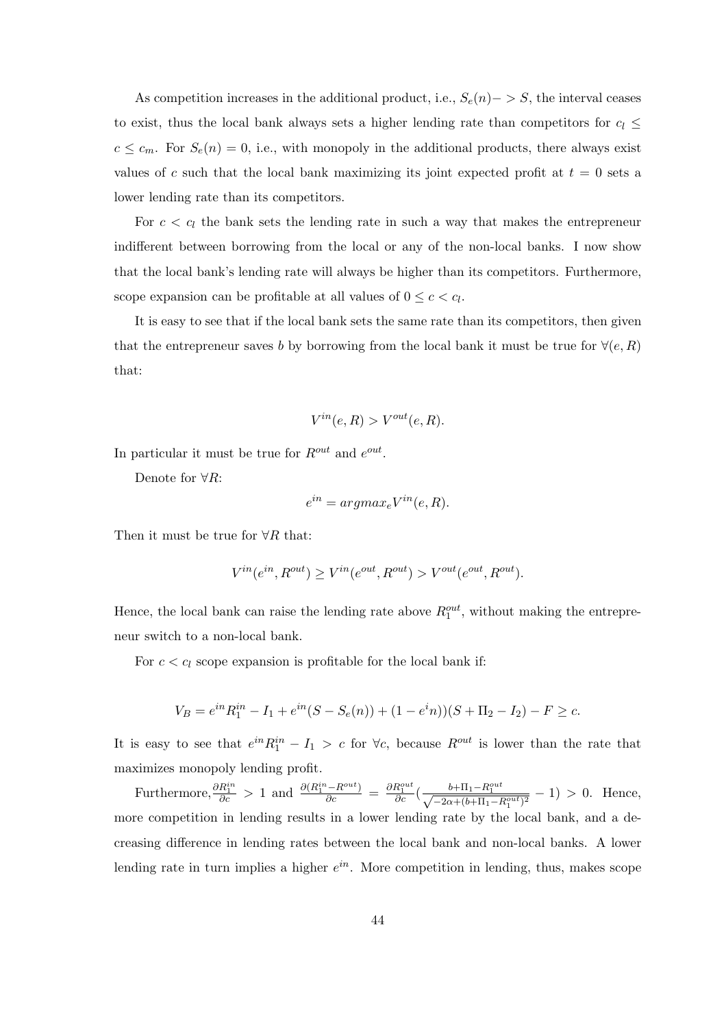As competition increases in the additional product, i.e., $S_e(n) -> S$, the interval ceases to exist, thus the local bank always sets a higher lending rate than competitors for $c_l \leq c \leq c_m$. For $S_e(n) = 0$, i.e., with monopoly in the additional products, there always exist values of $c$ such that the local bank maximizing its joint expected profit at $t = 0$ sets a lower lending rate than its competitors.

For $c < c_l$ the bank sets the lending rate in such a way that makes the entrepreneur indifferent between borrowing from the local or any of the non-local banks. I now show that the local bank's lending rate will always be higher than its competitors. Furthermore, scope expansion can be profitable at all values of $0 \leq c < c_l$.

It is easy to see that if the local bank sets the same rate than its competitors, then given that the entrepreneur saves $b$ by borrowing from the local bank it must be true for $\forall(e, R)$ that:

$$V^{in}(e, R) > V^{out}(e, R).$$

In particular it must be true for $R^{out}$ and $e^{out}$.

Denote for $\forall R$:

$$e^{in} = argmax_e V^{in}(e, R).$$

Then it must be true for $\forall R$ that:

$$V^{in}(e^{in}, R^{out}) \geq V^{in}(e^{out}, R^{out}) > V^{out}(e^{out}, R^{out}).$$

Hence, the local bank can raise the lending rate above $R_1^{out}$, without making the entrepreneur switch to a non-local bank.

For $c < c_l$ scope expansion is profitable for the local bank if:

$$V_B = e^{in}R_1^{in} - I_1 + e^{in}(S - S_e(n)) + (1 - e^i n))(S + \Pi_2 - I_2) - F \geq c.$$

It is easy to see that $e^{in}R_1^{in} - I_1 > c$ for $\forall c$, because $R^{out}$ is lower than the rate that maximizes monopoly lending profit.

Furthermore, $\frac{\partial R_1^{in}}{\partial c} > 1$ and $\frac{\partial (R_1^{in} - R^{out})}{\partial c} = \frac{\partial R_1^{out}}{\partial c}(\frac{b + \Pi_1 - R_1^{out}}{\sqrt{-2\alpha + (b + \Pi_1 - R_1^{out})^2}} - 1) > 0$. Hence, more competition in lending results in a lower lending rate by the local bank, and a decreasing difference in lending rates between the local bank and non-local banks. A lower lending rate in turn implies a higher $e^{in}$. More competition in lending, thus, makes scope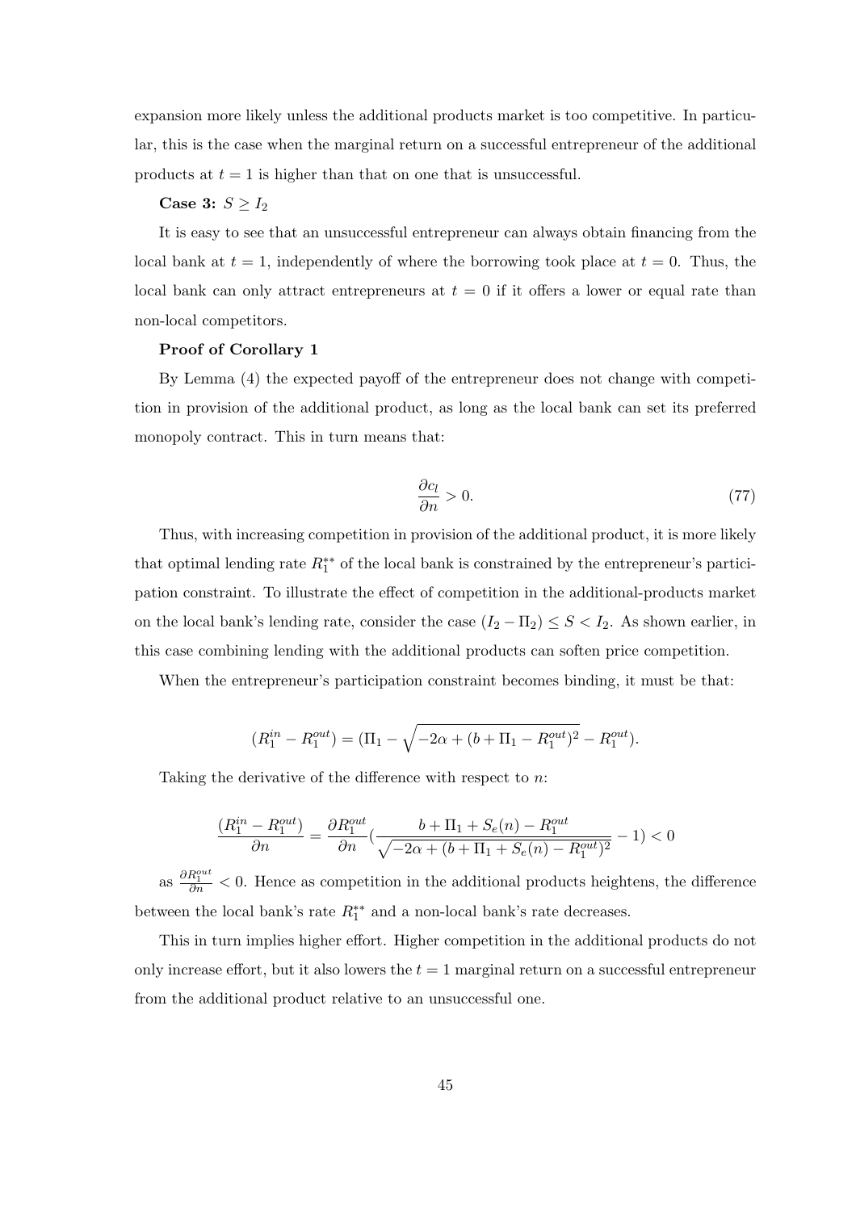expansion more likely unless the additional products market is too competitive. In particular, this is the case when the marginal return on a successful entrepreneur of the additional products at $t = 1$ is higher than that on one that is unsuccessful.

**Case 3:** $S \geq I_2$

It is easy to see that an unsuccessful entrepreneur can always obtain financing from the local bank at $t = 1$, independently of where the borrowing took place at $t = 0$. Thus, the local bank can only attract entrepreneurs at $t = 0$ if it offers a lower or equal rate than non-local competitors.

**Proof of Corollary 1**

By Lemma (4) the expected payoff of the entrepreneur does not change with competition in provision of the additional product, as long as the local bank can set its preferred monopoly contract. This in turn means that:

$$\frac{\partial c_l}{\partial n} > 0. \tag{77}$$

Thus, with increasing competition in provision of the additional product, it is more likely that optimal lending rate $R_1^{**}$ of the local bank is constrained by the entrepreneur's participation constraint. To illustrate the effect of competition in the additional-products market on the local bank's lending rate, consider the case $(I_2 - \Pi_2) \leq S < I_2$. As shown earlier, in this case combining lending with the additional products can soften price competition.

When the entrepreneur's participation constraint becomes binding, it must be that:

$$(R_1^{in} - R_1^{out}) = (\Pi_1 - \sqrt{-2\alpha + (b + \Pi_1 - R_1^{out})^2} - R_1^{out}).$$

Taking the derivative of the difference with respect to $n$:

$$\frac{(R_1^{in} - R_1^{out})}{\partial n} = \frac{\partial R_1^{out}}{\partial n}\left(\frac{b + \Pi_1 + S_e(n) - R_1^{out}}{\sqrt{-2\alpha + (b + \Pi_1 + S_e(n) - R_1^{out})^2}} - 1\right) < 0$$

as $\frac{\partial R_1^{out}}{\partial n} < 0$. Hence as competition in the additional products heightens, the difference between the local bank's rate $R_1^{**}$ and a non-local bank's rate decreases.

This in turn implies higher effort. Higher competition in the additional products do not only increase effort, but it also lowers the $t = 1$ marginal return on a successful entrepreneur from the additional product relative to an unsuccessful one.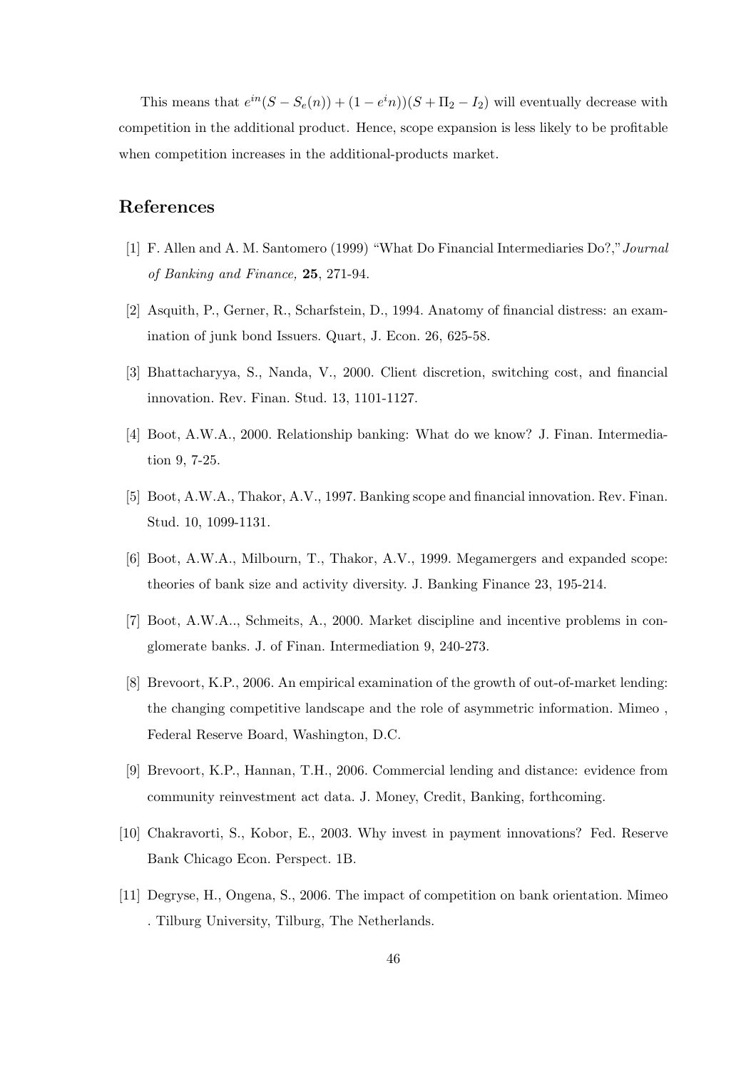This means that $e^{in}(S - S_e(n)) + (1 - e^i n))(S + \Pi_2 - I_2)$ will eventually decrease with competition in the additional product. Hence, scope expansion is less likely to be profitable when competition increases in the additional-products market.

## References

[1] F. Allen and A. M. Santomero (1999) "What Do Financial Intermediaries Do?," *Journal of Banking and Finance,* **25**, 271-94.

[2] Asquith, P., Gerner, R., Scharfstein, D., 1994. Anatomy of financial distress: an examination of junk bond Issuers. Quart, J. Econ. 26, 625-58.

[3] Bhattacharyya, S., Nanda, V., 2000. Client discretion, switching cost, and financial innovation. Rev. Finan. Stud. 13, 1101-1127.

[4] Boot, A.W.A., 2000. Relationship banking: What do we know? J. Finan. Intermediation 9, 7-25.

[5] Boot, A.W.A., Thakor, A.V., 1997. Banking scope and financial innovation. Rev. Finan. Stud. 10, 1099-1131.

[6] Boot, A.W.A., Milbourn, T., Thakor, A.V., 1999. Megamergers and expanded scope: theories of bank size and activity diversity. J. Banking Finance 23, 195-214.

[7] Boot, A.W.A.., Schmeits, A., 2000. Market discipline and incentive problems in conglomerate banks. J. of Finan. Intermediation 9, 240-273.

[8] Brevoort, K.P., 2006. An empirical examination of the growth of out-of-market lending: the changing competitive landscape and the role of asymmetric information. Mimeo , Federal Reserve Board, Washington, D.C.

[9] Brevoort, K.P., Hannan, T.H., 2006. Commercial lending and distance: evidence from community reinvestment act data. J. Money, Credit, Banking, forthcoming.

[10] Chakravorti, S., Kobor, E., 2003. Why invest in payment innovations? Fed. Reserve Bank Chicago Econ. Perspect. 1B.

[11] Degryse, H., Ongena, S., 2006. The impact of competition on bank orientation. Mimeo . Tilburg University, Tilburg, The Netherlands.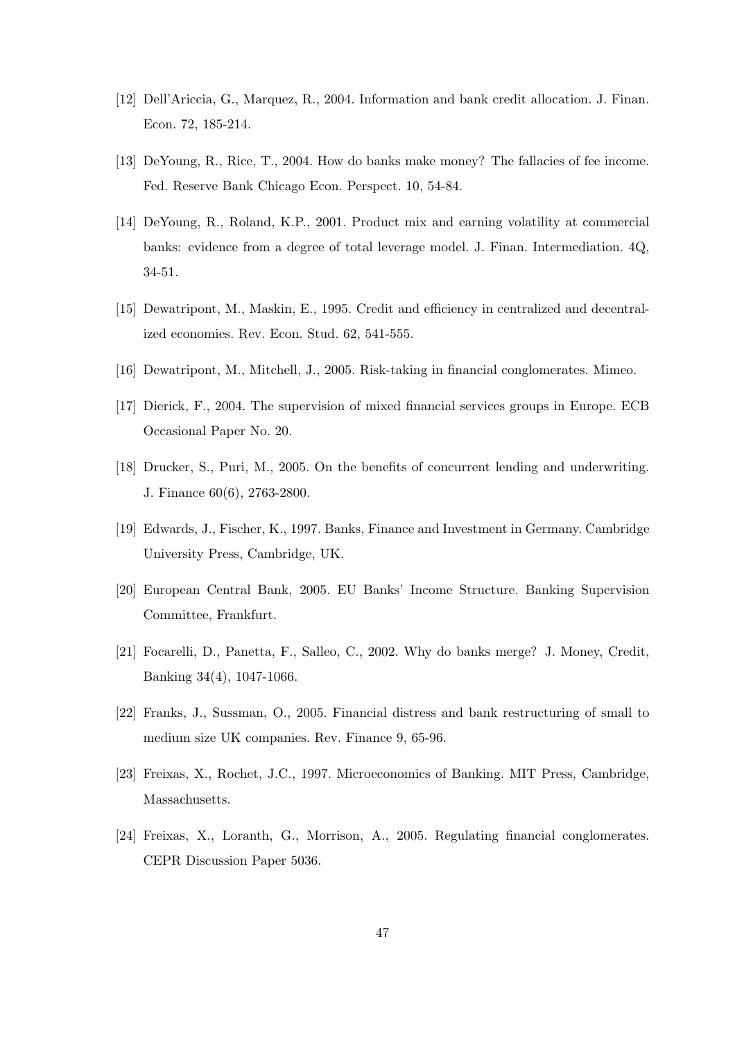[12] Dell'Ariccia, G., Marquez, R., 2004. Information and bank credit allocation. J. Finan. Econ. 72, 185-214.

[13] DeYoung, R., Rice, T., 2004. How do banks make money? The fallacies of fee income. Fed. Reserve Bank Chicago Econ. Perspect. 10, 54-84.

[14] DeYoung, R., Roland, K.P., 2001. Product mix and earning volatility at commercial banks: evidence from a degree of total leverage model. J. Finan. Intermediation. 4Q, 34-51.

[15] Dewatripont, M., Maskin, E., 1995. Credit and efficiency in centralized and decentralized economies. Rev. Econ. Stud. 62, 541-555.

[16] Dewatripont, M., Mitchell, J., 2005. Risk-taking in financial conglomerates. Mimeo.

[17] Dierick, F., 2004. The supervision of mixed financial services groups in Europe. ECB Occasional Paper No. 20.

[18] Drucker, S., Puri, M., 2005. On the benefits of concurrent lending and underwriting. J. Finance 60(6), 2763-2800.

[19] Edwards, J., Fischer, K., 1997. Banks, Finance and Investment in Germany. Cambridge University Press, Cambridge, UK.

[20] European Central Bank, 2005. EU Banks' Income Structure. Banking Supervision Committee, Frankfurt.

[21] Focarelli, D., Panetta, F., Salleo, C., 2002. Why do banks merge? J. Money, Credit, Banking 34(4), 1047-1066.

[22] Franks, J., Sussman, O., 2005. Financial distress and bank restructuring of small to medium size UK companies. Rev. Finance 9, 65-96.

[23] Freixas, X., Rochet, J.C., 1997. Microeconomics of Banking. MIT Press, Cambridge, Massachusetts.

[24] Freixas, X., Loranth, G., Morrison, A., 2005. Regulating financial conglomerates. CEPR Discussion Paper 5036.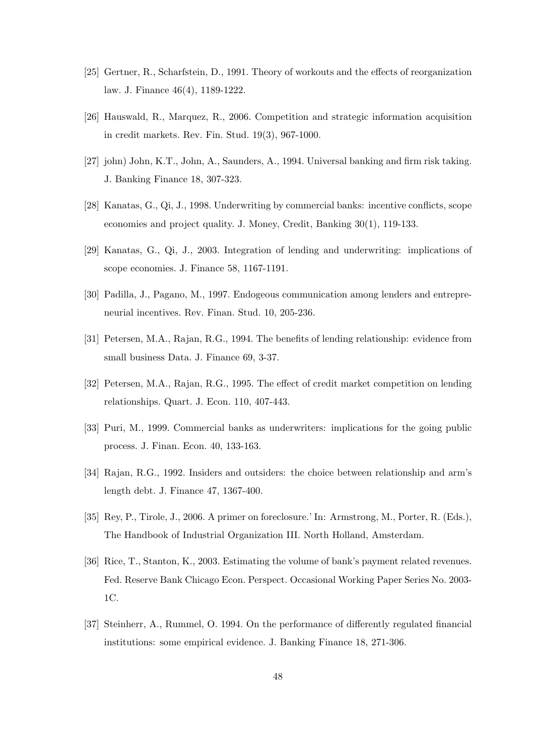[25] Gertner, R., Scharfstein, D., 1991. Theory of workouts and the effects of reorganization law. J. Finance 46(4), 1189-1222.

[26] Hauswald, R., Marquez, R., 2006. Competition and strategic information acquisition in credit markets. Rev. Fin. Stud. 19(3), 967-1000.

[27] john) John, K.T., John, A., Saunders, A., 1994. Universal banking and firm risk taking. J. Banking Finance 18, 307-323.

[28] Kanatas, G., Qi, J., 1998. Underwriting by commercial banks: incentive conflicts, scope economies and project quality. J. Money, Credit, Banking 30(1), 119-133.

[29] Kanatas, G., Qi, J., 2003. Integration of lending and underwriting: implications of scope economies. J. Finance 58, 1167-1191.

[30] Padilla, J., Pagano, M., 1997. Endogeous communication among lenders and entrepreneurial incentives. Rev. Finan. Stud. 10, 205-236.

[31] Petersen, M.A., Rajan, R.G., 1994. The benefits of lending relationship: evidence from small business Data. J. Finance 69, 3-37.

[32] Petersen, M.A., Rajan, R.G., 1995. The effect of credit market competition on lending relationships. Quart. J. Econ. 110, 407-443.

[33] Puri, M., 1999. Commercial banks as underwriters: implications for the going public process. J. Finan. Econ. 40, 133-163.

[34] Rajan, R.G., 1992. Insiders and outsiders: the choice between relationship and arm's length debt. J. Finance 47, 1367-400.

[35] Rey, P., Tirole, J., 2006. A primer on foreclosure.' In: Armstrong, M., Porter, R. (Eds.), The Handbook of Industrial Organization III. North Holland, Amsterdam.

[36] Rice, T., Stanton, K., 2003. Estimating the volume of bank's payment related revenues. Fed. Reserve Bank Chicago Econ. Perspect. Occasional Working Paper Series No. 2003-1C.

[37] Steinherr, A., Rummel, O. 1994. On the performance of differently regulated financial institutions: some empirical evidence. J. Banking Finance 18, 271-306.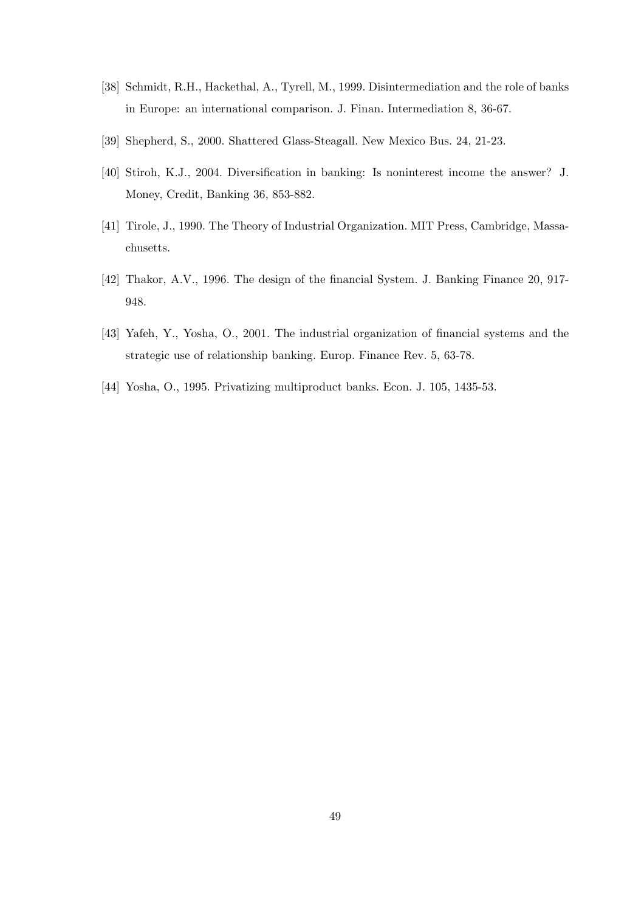[38] Schmidt, R.H., Hackethal, A., Tyrell, M., 1999. Disintermediation and the role of banks in Europe: an international comparison. J. Finan. Intermediation 8, 36-67.

[39] Shepherd, S., 2000. Shattered Glass-Steagall. New Mexico Bus. 24, 21-23.

[40] Stiroh, K.J., 2004. Diversification in banking: Is noninterest income the answer? J. Money, Credit, Banking 36, 853-882.

[41] Tirole, J., 1990. The Theory of Industrial Organization. MIT Press, Cambridge, Massachusetts.

[42] Thakor, A.V., 1996. The design of the financial System. J. Banking Finance 20, 917-948.

[43] Yafeh, Y., Yosha, O., 2001. The industrial organization of financial systems and the strategic use of relationship banking. Europ. Finance Rev. 5, 63-78.

[44] Yosha, O., 1995. Privatizing multiproduct banks. Econ. J. 105, 1435-53.